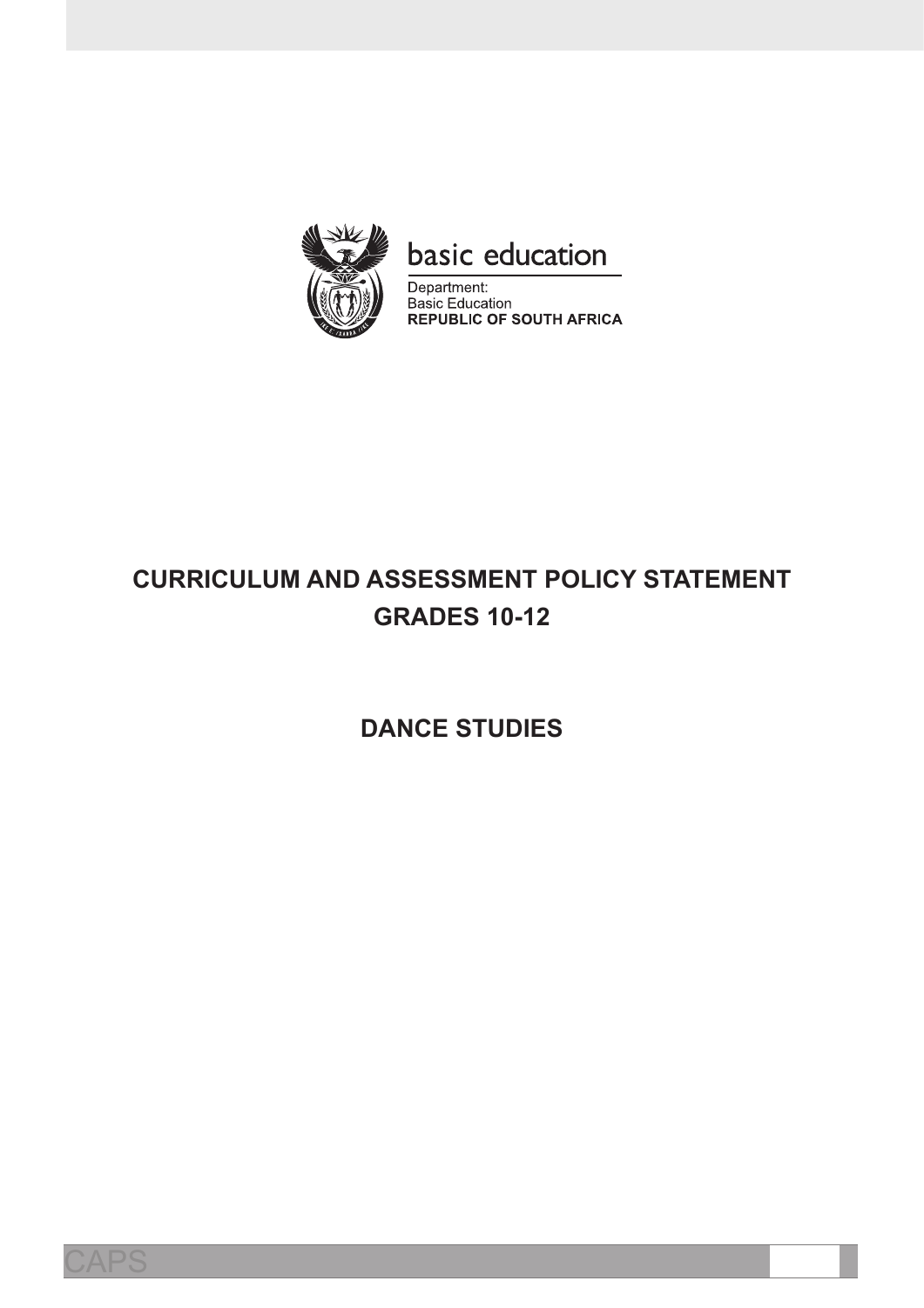basic education

Department:
Basic Education
**REPUBLIC OF SOUTH AFRICA**

# CURRICULUM AND ASSESSMENT POLICY STATEMENT
# GRADES 10-12

# DANCE STUDIES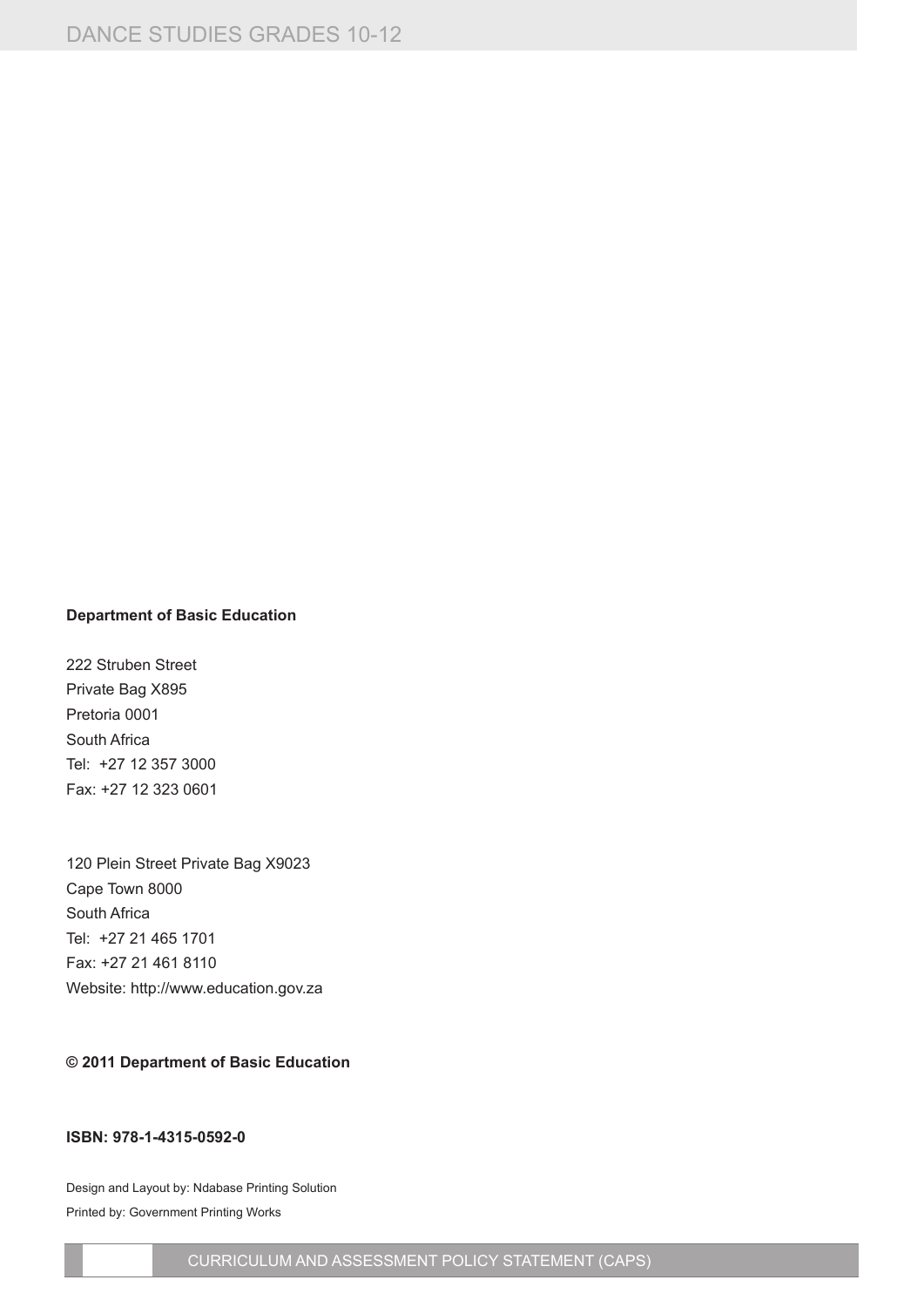**Department of Basic Education**

222 Struben Street
Private Bag X895
Pretoria 0001
South Africa
Tel: +27 12 357 3000
Fax: +27 12 323 0601

120 Plein Street Private Bag X9023
Cape Town 8000
South Africa
Tel: +27 21 465 1701
Fax: +27 21 461 8110
Website: http://www.education.gov.za

**© 2011 Department of Basic Education**

**ISBN: 978-1-4315-0592-0**

Design and Layout by: Ndabase Printing Solution
Printed by: Government Printing Works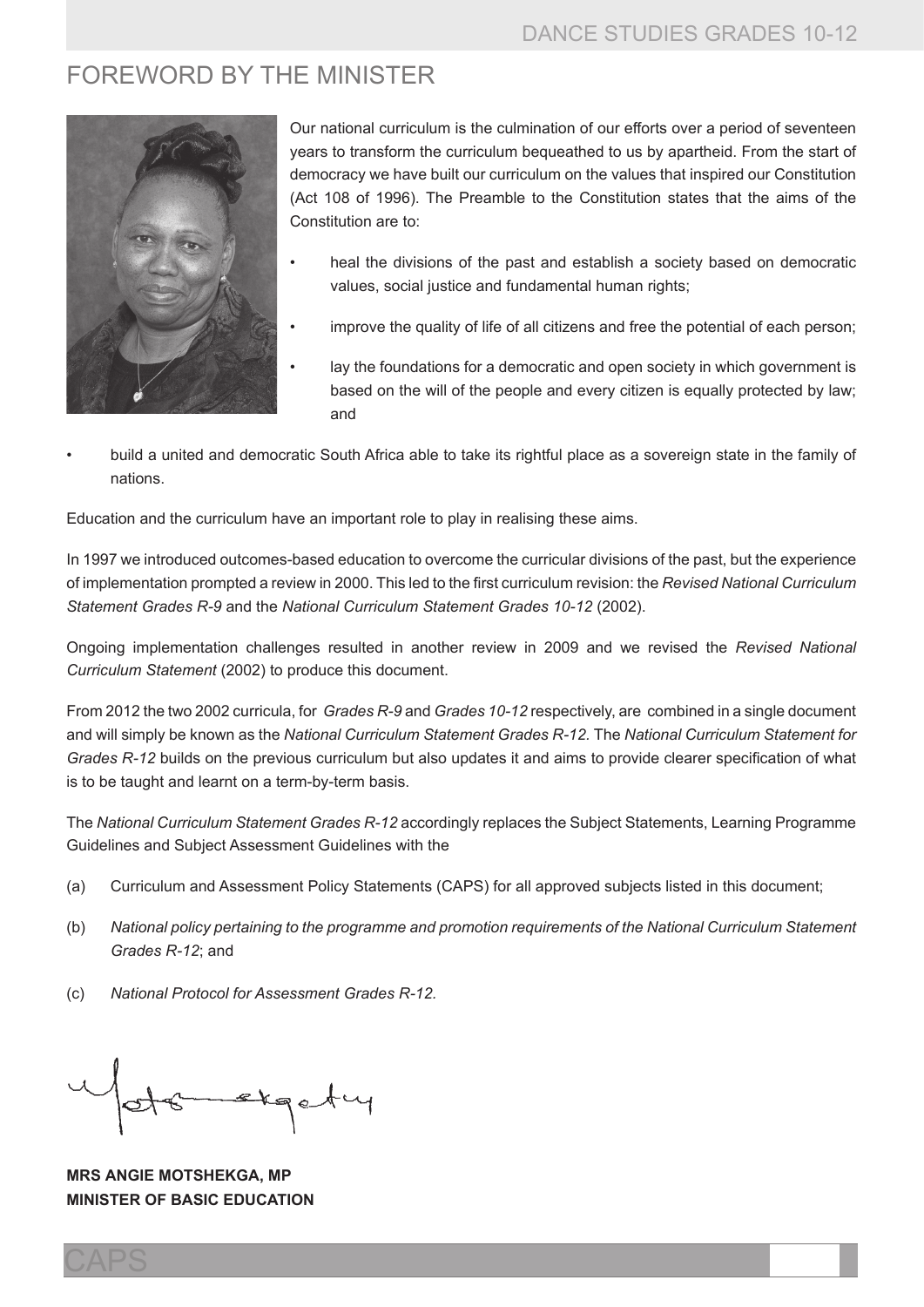# FOREWORD BY THE MINISTER

Our national curriculum is the culmination of our efforts over a period of seventeen years to transform the curriculum bequeathed to us by apartheid. From the start of democracy we have built our curriculum on the values that inspired our Constitution (Act 108 of 1996). The Preamble to the Constitution states that the aims of the Constitution are to:

- heal the divisions of the past and establish a society based on democratic values, social justice and fundamental human rights;
- improve the quality of life of all citizens and free the potential of each person;
- lay the foundations for a democratic and open society in which government is based on the will of the people and every citizen is equally protected by law; and
- build a united and democratic South Africa able to take its rightful place as a sovereign state in the family of nations.

Education and the curriculum have an important role to play in realising these aims.

In 1997 we introduced outcomes-based education to overcome the curricular divisions of the past, but the experience of implementation prompted a review in 2000. This led to the first curriculum revision: the *Revised National Curriculum Statement Grades R-9* and the *National Curriculum Statement Grades 10-12* (2002).

Ongoing implementation challenges resulted in another review in 2009 and we revised the *Revised National Curriculum Statement* (2002) to produce this document.

From 2012 the two 2002 curricula, for *Grades R-9* and *Grades 10-12* respectively, are combined in a single document and will simply be known as the *National Curriculum Statement Grades R-12.* The *National Curriculum Statement for Grades R-12* builds on the previous curriculum but also updates it and aims to provide clearer specification of what is to be taught and learnt on a term-by-term basis.

The *National Curriculum Statement Grades R-12* accordingly replaces the Subject Statements, Learning Programme Guidelines and Subject Assessment Guidelines with the

(a) Curriculum and Assessment Policy Statements (CAPS) for all approved subjects listed in this document;

(b) *National policy pertaining to the programme and promotion requirements of the National Curriculum Statement Grades R-12*; and

(c) *National Protocol for Assessment Grades R-12.*

**MRS ANGIE MOTSHEKGA, MP**
**MINISTER OF BASIC EDUCATION**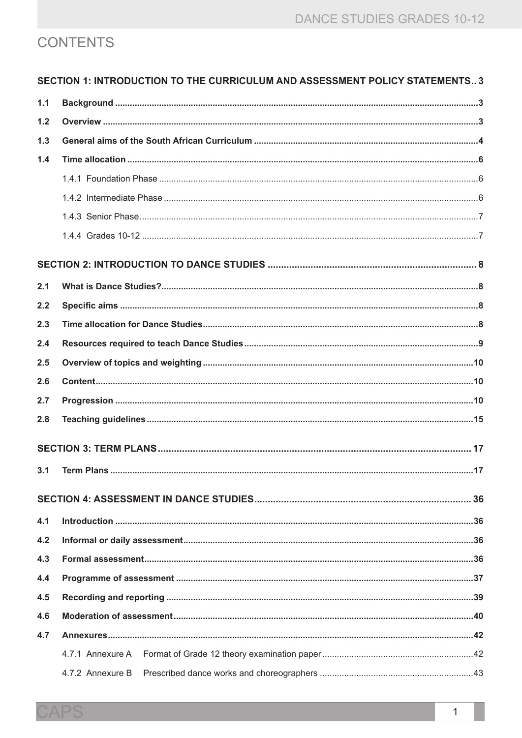# CONTENTS

**SECTION 1: INTRODUCTION TO THE CURRICULUM AND ASSESSMENT POLICY STATEMENTS.. 3**

**1.1 Background ........ 3**

**1.2 Overview ........ 3**

**1.3 General aims of the South African Curriculum ........ 4**

**1.4 Time allocation ........ 6**

1.4.1 Foundation Phase ........ 6

1.4.2 Intermediate Phase ........ 6

1.4.3 Senior Phase ........ 7

1.4.4 Grades 10-12 ........ 7

**SECTION 2: INTRODUCTION TO DANCE STUDIES ........ 8**

**2.1 What is Dance Studies? ........ 8**

**2.2 Specific aims ........ 8**

**2.3 Time allocation for Dance Studies ........ 8**

**2.4 Resources required to teach Dance Studies ........ 9**

**2.5 Overview of topics and weighting ........ 10**

**2.6 Content ........ 10**

**2.7 Progression ........ 10**

**2.8 Teaching guidelines ........ 15**

**SECTION 3: TERM PLANS ........ 17**

**3.1 Term Plans ........ 17**

**SECTION 4: ASSESSMENT IN DANCE STUDIES ........ 36**

**4.1 Introduction ........ 36**

**4.2 Informal or daily assessment ........ 36**

**4.3 Formal assessment ........ 36**

**4.4 Programme of assessment ........ 37**

**4.5 Recording and reporting ........ 39**

**4.6 Moderation of assessment ........ 40**

**4.7 Annexures ........ 42**

4.7.1 Annexure A Format of Grade 12 theory examination paper ........ 42

4.7.2 Annexure B Prescribed dance works and choreographers ........ 43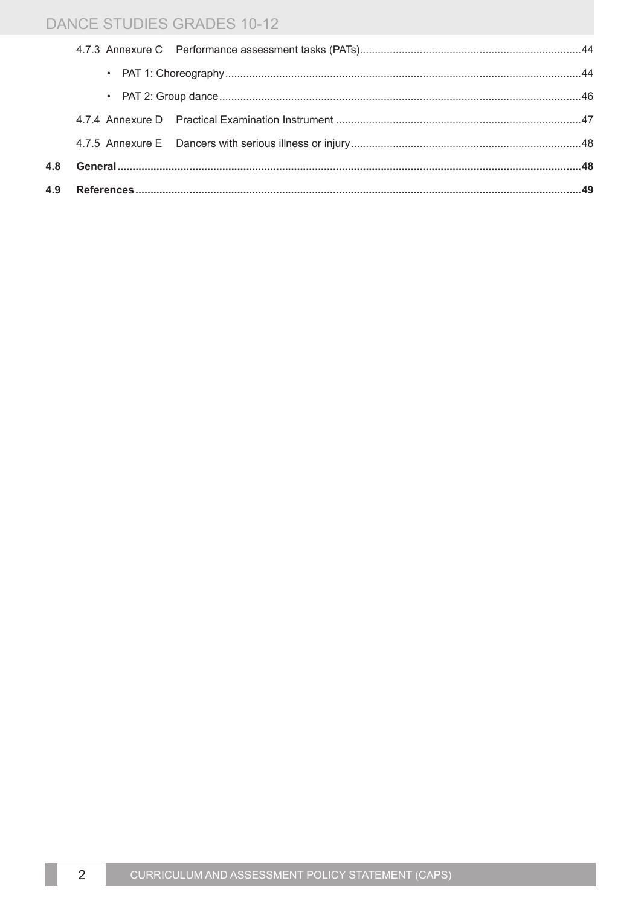4.7.3 Annexure C Performance assessment tasks (PATs) ........ 44

- PAT 1: Choreography ........ 44
- PAT 2: Group dance ........ 46

4.7.4 Annexure D Practical Examination Instrument ........ 47

4.7.5 Annexure E Dancers with serious illness or injury ........ 48

**4.8 General ........ 48**

**4.9 References ........ 49**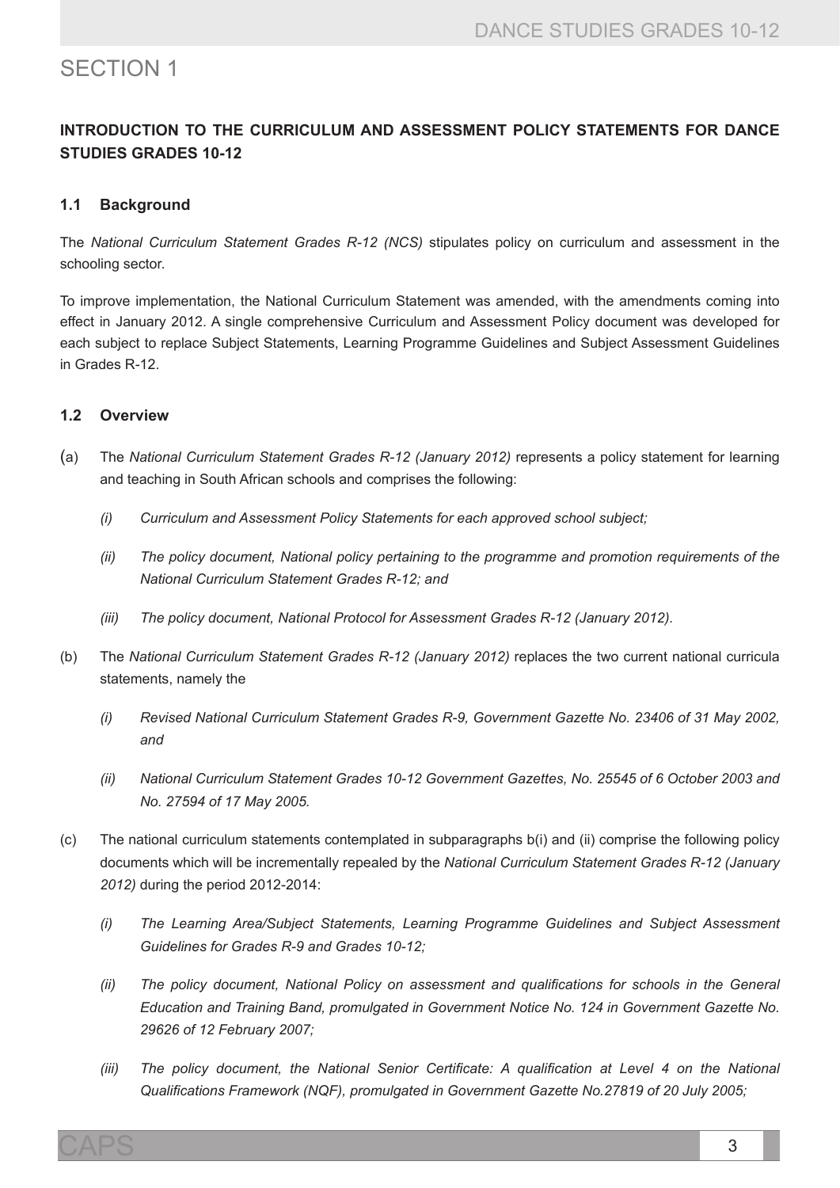# SECTION 1

## INTRODUCTION TO THE CURRICULUM AND ASSESSMENT POLICY STATEMENTS FOR DANCE STUDIES GRADES 10-12

### 1.1 Background

The *National Curriculum Statement Grades R-12 (NCS)* stipulates policy on curriculum and assessment in the schooling sector.

To improve implementation, the National Curriculum Statement was amended, with the amendments coming into effect in January 2012. A single comprehensive Curriculum and Assessment Policy document was developed for each subject to replace Subject Statements, Learning Programme Guidelines and Subject Assessment Guidelines in Grades R-12.

### 1.2 Overview

(a) The *National Curriculum Statement Grades R-12 (January 2012)* represents a policy statement for learning and teaching in South African schools and comprises the following:

*(i) Curriculum and Assessment Policy Statements for each approved school subject;*

*(ii) The policy document, National policy pertaining to the programme and promotion requirements of the National Curriculum Statement Grades R-12; and*

*(iii) The policy document, National Protocol for Assessment Grades R-12 (January 2012).*

(b) The *National Curriculum Statement Grades R-12 (January 2012)* replaces the two current national curricula statements, namely the

*(i) Revised National Curriculum Statement Grades R-9, Government Gazette No. 23406 of 31 May 2002, and*

*(ii) National Curriculum Statement Grades 10-12 Government Gazettes, No. 25545 of 6 October 2003 and No. 27594 of 17 May 2005.*

(c) The national curriculum statements contemplated in subparagraphs b(i) and (ii) comprise the following policy documents which will be incrementally repealed by the *National Curriculum Statement Grades R-12 (January 2012)* during the period 2012-2014:

*(i) The Learning Area/Subject Statements, Learning Programme Guidelines and Subject Assessment Guidelines for Grades R-9 and Grades 10-12;*

*(ii) The policy document, National Policy on assessment and qualifications for schools in the General Education and Training Band, promulgated in Government Notice No. 124 in Government Gazette No. 29626 of 12 February 2007;*

*(iii) The policy document, the National Senior Certificate: A qualification at Level 4 on the National Qualifications Framework (NQF), promulgated in Government Gazette No.27819 of 20 July 2005;*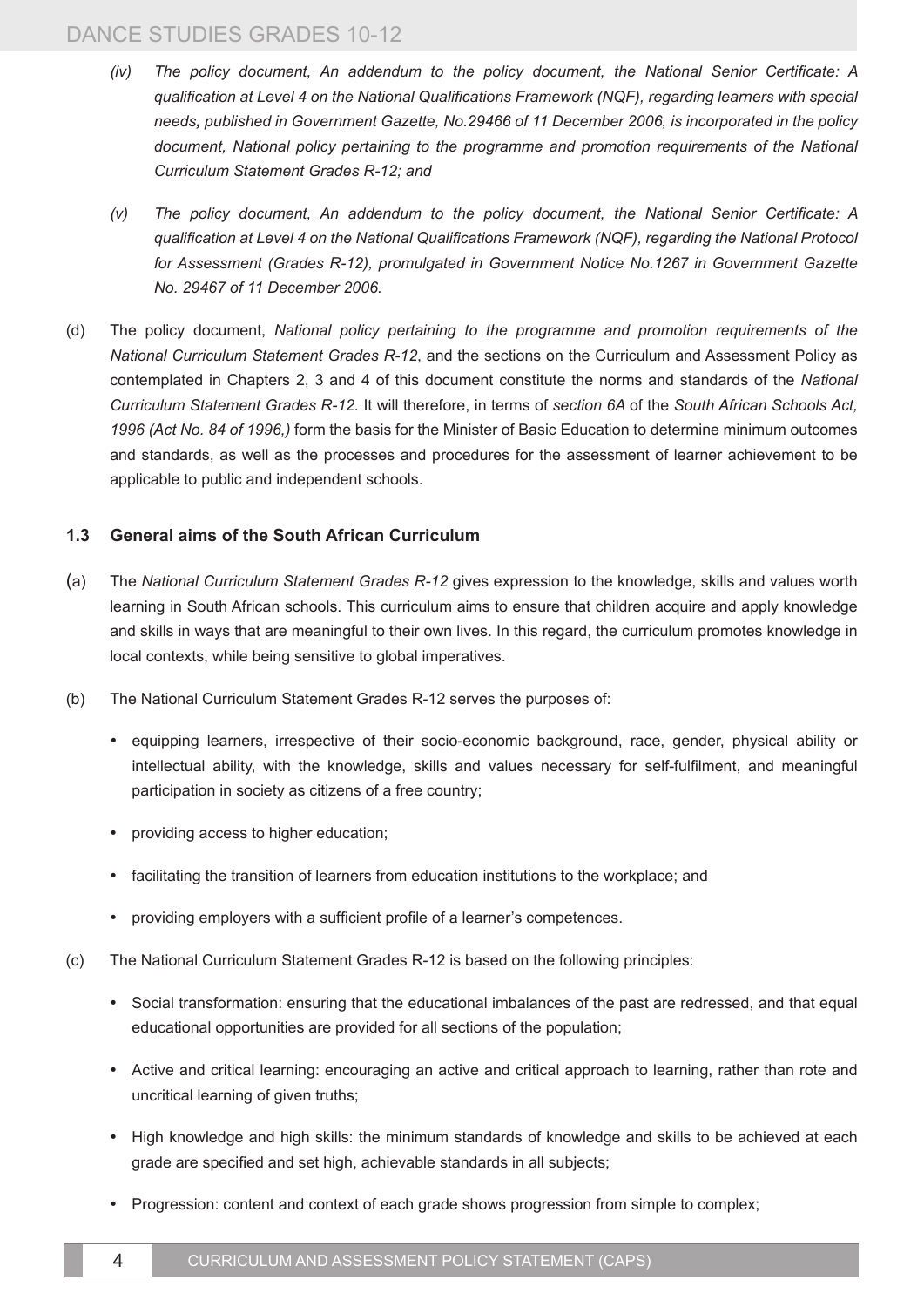*(iv) The policy document, An addendum to the policy document, the National Senior Certificate: A qualification at Level 4 on the National Qualifications Framework (NQF), regarding learners with special needs, published in Government Gazette, No.29466 of 11 December 2006, is incorporated in the policy document, National policy pertaining to the programme and promotion requirements of the National Curriculum Statement Grades R-12; and*

*(v) The policy document, An addendum to the policy document, the National Senior Certificate: A qualification at Level 4 on the National Qualifications Framework (NQF), regarding the National Protocol for Assessment (Grades R-12), promulgated in Government Notice No.1267 in Government Gazette No. 29467 of 11 December 2006.*

(d) The policy document, *National policy pertaining to the programme and promotion requirements of the National Curriculum Statement Grades R-12*, and the sections on the Curriculum and Assessment Policy as contemplated in Chapters 2, 3 and 4 of this document constitute the norms and standards of the *National Curriculum Statement Grades R-12.* It will therefore, in terms of *section 6A* of the *South African Schools Act, 1996 (Act No. 84 of 1996,)* form the basis for the Minister of Basic Education to determine minimum outcomes and standards, as well as the processes and procedures for the assessment of learner achievement to be applicable to public and independent schools.

### 1.3 General aims of the South African Curriculum

(a) The *National Curriculum Statement Grades R-12* gives expression to the knowledge, skills and values worth learning in South African schools. This curriculum aims to ensure that children acquire and apply knowledge and skills in ways that are meaningful to their own lives. In this regard, the curriculum promotes knowledge in local contexts, while being sensitive to global imperatives.

(b) The National Curriculum Statement Grades R-12 serves the purposes of:

- equipping learners, irrespective of their socio-economic background, race, gender, physical ability or intellectual ability, with the knowledge, skills and values necessary for self-fulfilment, and meaningful participation in society as citizens of a free country;
- providing access to higher education;
- facilitating the transition of learners from education institutions to the workplace; and
- providing employers with a sufficient profile of a learner's competences.

(c) The National Curriculum Statement Grades R-12 is based on the following principles:

- Social transformation: ensuring that the educational imbalances of the past are redressed, and that equal educational opportunities are provided for all sections of the population;
- Active and critical learning: encouraging an active and critical approach to learning, rather than rote and uncritical learning of given truths;
- High knowledge and high skills: the minimum standards of knowledge and skills to be achieved at each grade are specified and set high, achievable standards in all subjects;
- Progression: content and context of each grade shows progression from simple to complex;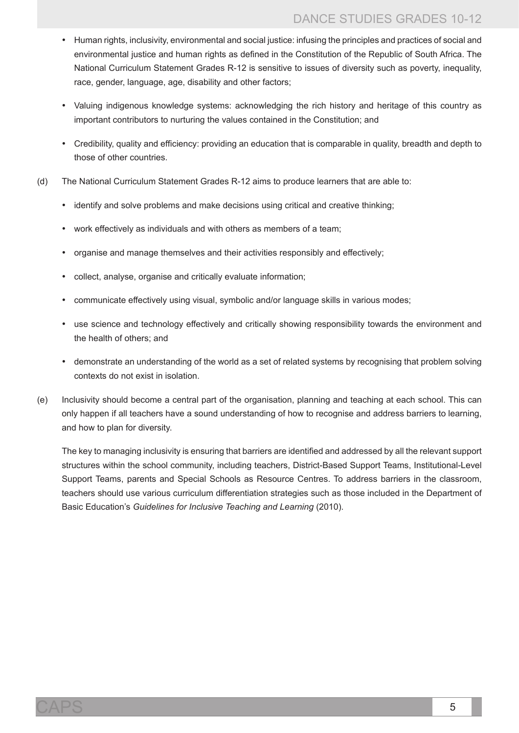- Human rights, inclusivity, environmental and social justice: infusing the principles and practices of social and environmental justice and human rights as defined in the Constitution of the Republic of South Africa. The National Curriculum Statement Grades R-12 is sensitive to issues of diversity such as poverty, inequality, race, gender, language, age, disability and other factors;
- Valuing indigenous knowledge systems: acknowledging the rich history and heritage of this country as important contributors to nurturing the values contained in the Constitution; and
- Credibility, quality and efficiency: providing an education that is comparable in quality, breadth and depth to those of other countries.

(d) The National Curriculum Statement Grades R-12 aims to produce learners that are able to:

- identify and solve problems and make decisions using critical and creative thinking;
- work effectively as individuals and with others as members of a team;
- organise and manage themselves and their activities responsibly and effectively;
- collect, analyse, organise and critically evaluate information;
- communicate effectively using visual, symbolic and/or language skills in various modes;
- use science and technology effectively and critically showing responsibility towards the environment and the health of others; and
- demonstrate an understanding of the world as a set of related systems by recognising that problem solving contexts do not exist in isolation.

(e) Inclusivity should become a central part of the organisation, planning and teaching at each school. This can only happen if all teachers have a sound understanding of how to recognise and address barriers to learning, and how to plan for diversity.

The key to managing inclusivity is ensuring that barriers are identified and addressed by all the relevant support structures within the school community, including teachers, District-Based Support Teams, Institutional-Level Support Teams, parents and Special Schools as Resource Centres. To address barriers in the classroom, teachers should use various curriculum differentiation strategies such as those included in the Department of Basic Education's *Guidelines for Inclusive Teaching and Learning* (2010).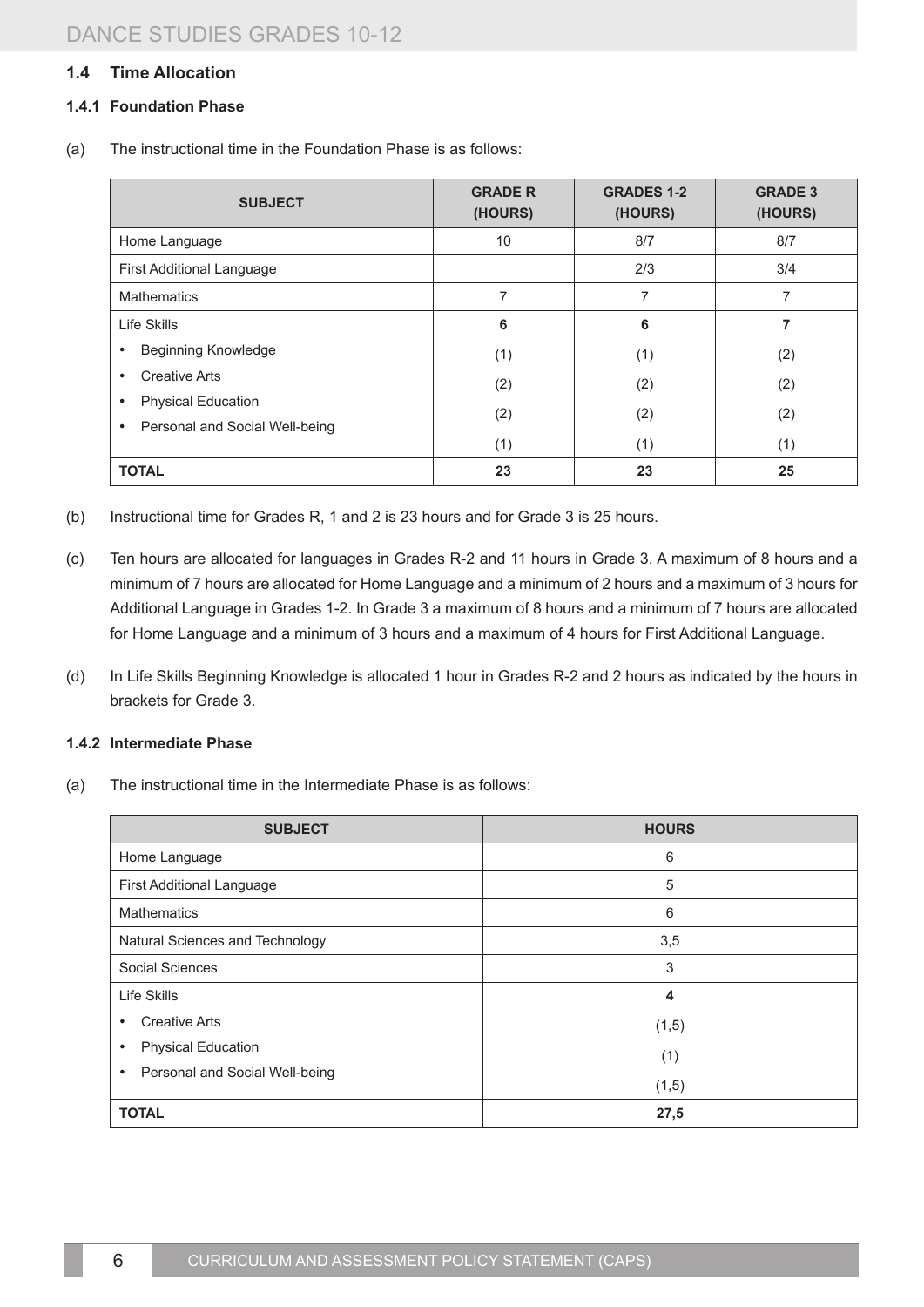## 1.4 Time Allocation

### 1.4.1 Foundation Phase

(a) The instructional time in the Foundation Phase is as follows:

| SUBJECT | GRADE R (HOURS) | GRADES 1-2 (HOURS) | GRADE 3 (HOURS) |
|---|---|---|---|
| Home Language | 10 | 8/7 | 8/7 |
| First Additional Language | | 2/3 | 3/4 |
| Mathematics | 7 | 7 | 7 |
| Life Skills | **6** | **6** | **7** |
| • Beginning Knowledge | (1) | (1) | (2) |
| • Creative Arts | (2) | (2) | (2) |
| • Physical Education | (2) | (2) | (2) |
| • Personal and Social Well-being | (1) | (1) | (1) |
| **TOTAL** | **23** | **23** | **25** |

(b) Instructional time for Grades R, 1 and 2 is 23 hours and for Grade 3 is 25 hours.

(c) Ten hours are allocated for languages in Grades R-2 and 11 hours in Grade 3. A maximum of 8 hours and a minimum of 7 hours are allocated for Home Language and a minimum of 2 hours and a maximum of 3 hours for Additional Language in Grades 1-2. In Grade 3 a maximum of 8 hours and a minimum of 7 hours are allocated for Home Language and a minimum of 3 hours and a maximum of 4 hours for First Additional Language.

(d) In Life Skills Beginning Knowledge is allocated 1 hour in Grades R-2 and 2 hours as indicated by the hours in brackets for Grade 3.

### 1.4.2 Intermediate Phase

(a) The instructional time in the Intermediate Phase is as follows:

| SUBJECT | HOURS |
|---|---|
| Home Language | 6 |
| First Additional Language | 5 |
| Mathematics | 6 |
| Natural Sciences and Technology | 3,5 |
| Social Sciences | 3 |
| Life Skills | **4** |
| • Creative Arts | (1,5) |
| • Physical Education | (1) |
| • Personal and Social Well-being | (1,5) |
| **TOTAL** | **27,5** |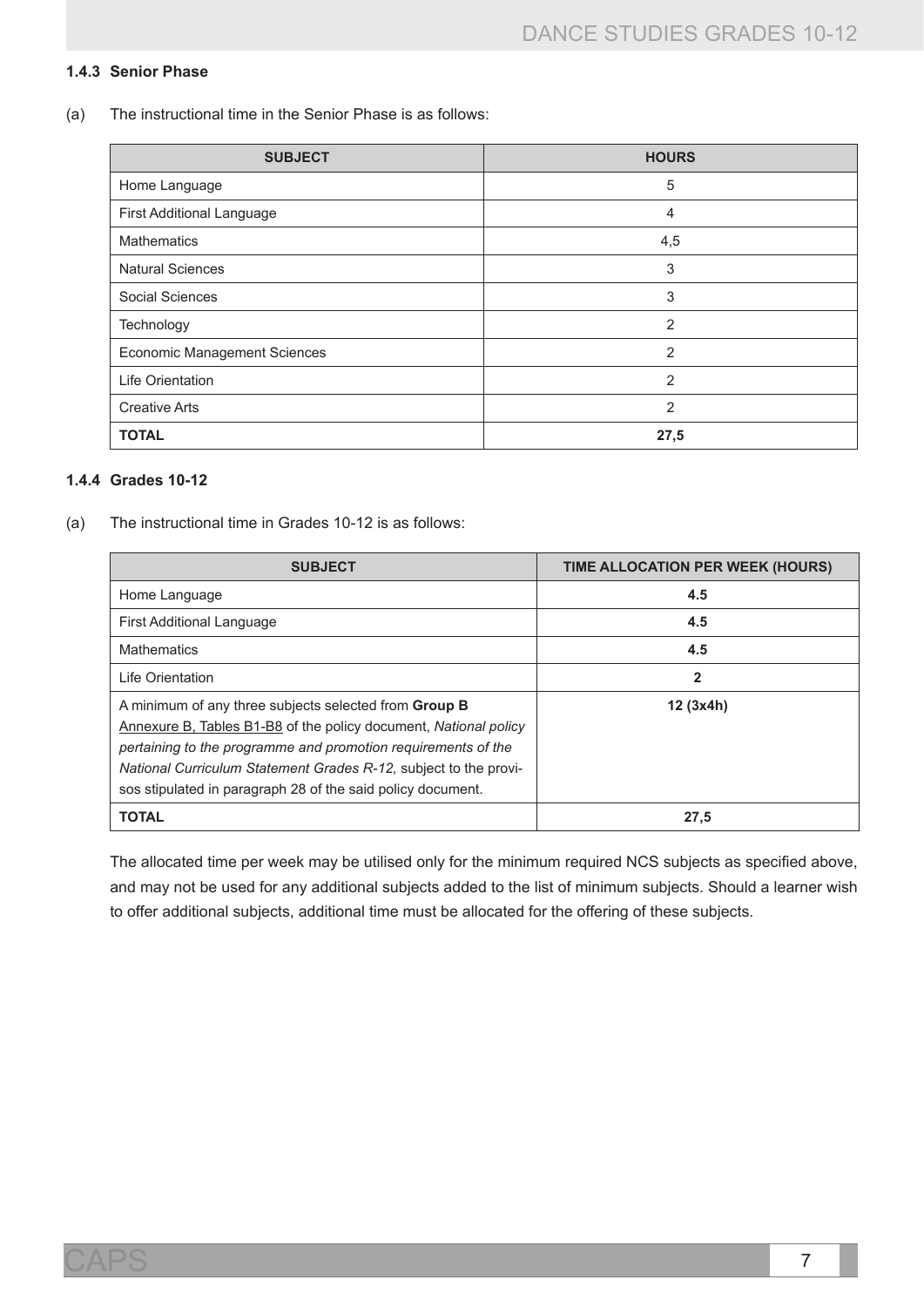#### 1.4.3 Senior Phase

(a) The instructional time in the Senior Phase is as follows:

| SUBJECT | HOURS |
|---|---|
| Home Language | 5 |
| First Additional Language | 4 |
| Mathematics | 4,5 |
| Natural Sciences | 3 |
| Social Sciences | 3 |
| Technology | 2 |
| Economic Management Sciences | 2 |
| Life Orientation | 2 |
| Creative Arts | 2 |
| **TOTAL** | **27,5** |

#### 1.4.4 Grades 10-12

(a) The instructional time in Grades 10-12 is as follows:

| SUBJECT | TIME ALLOCATION PER WEEK (HOURS) |
|---|---|
| Home Language | **4.5** |
| First Additional Language | **4.5** |
| Mathematics | **4.5** |
| Life Orientation | **2** |
| A minimum of any three subjects selected from **Group B** Annexure B, Tables B1-B8 of the policy document, *National policy pertaining to the programme and promotion requirements of the National Curriculum Statement Grades R-12,* subject to the provisos stipulated in paragraph 28 of the said policy document. | **12 (3x4h)** |
| **TOTAL** | **27,5** |

The allocated time per week may be utilised only for the minimum required NCS subjects as specified above, and may not be used for any additional subjects added to the list of minimum subjects. Should a learner wish to offer additional subjects, additional time must be allocated for the offering of these subjects.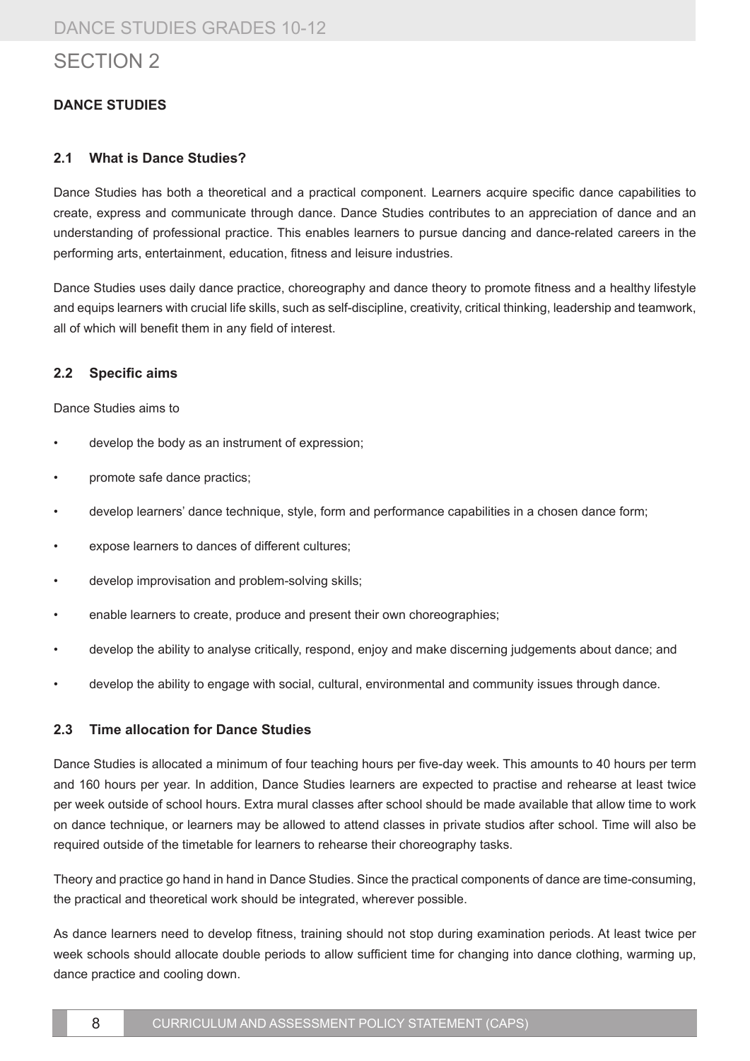# SECTION 2

## DANCE STUDIES

### 2.1 What is Dance Studies?

Dance Studies has both a theoretical and a practical component. Learners acquire specific dance capabilities to create, express and communicate through dance. Dance Studies contributes to an appreciation of dance and an understanding of professional practice. This enables learners to pursue dancing and dance-related careers in the performing arts, entertainment, education, fitness and leisure industries.

Dance Studies uses daily dance practice, choreography and dance theory to promote fitness and a healthy lifestyle and equips learners with crucial life skills, such as self-discipline, creativity, critical thinking, leadership and teamwork, all of which will benefit them in any field of interest.

### 2.2 Specific aims

Dance Studies aims to

- develop the body as an instrument of expression;
- promote safe dance practics;
- develop learners' dance technique, style, form and performance capabilities in a chosen dance form;
- expose learners to dances of different cultures;
- develop improvisation and problem-solving skills;
- enable learners to create, produce and present their own choreographies;
- develop the ability to analyse critically, respond, enjoy and make discerning judgements about dance; and
- develop the ability to engage with social, cultural, environmental and community issues through dance.

### 2.3 Time allocation for Dance Studies

Dance Studies is allocated a minimum of four teaching hours per five-day week. This amounts to 40 hours per term and 160 hours per year. In addition, Dance Studies learners are expected to practise and rehearse at least twice per week outside of school hours. Extra mural classes after school should be made available that allow time to work on dance technique, or learners may be allowed to attend classes in private studios after school. Time will also be required outside of the timetable for learners to rehearse their choreography tasks.

Theory and practice go hand in hand in Dance Studies. Since the practical components of dance are time-consuming, the practical and theoretical work should be integrated, wherever possible.

As dance learners need to develop fitness, training should not stop during examination periods. At least twice per week schools should allocate double periods to allow sufficient time for changing into dance clothing, warming up, dance practice and cooling down.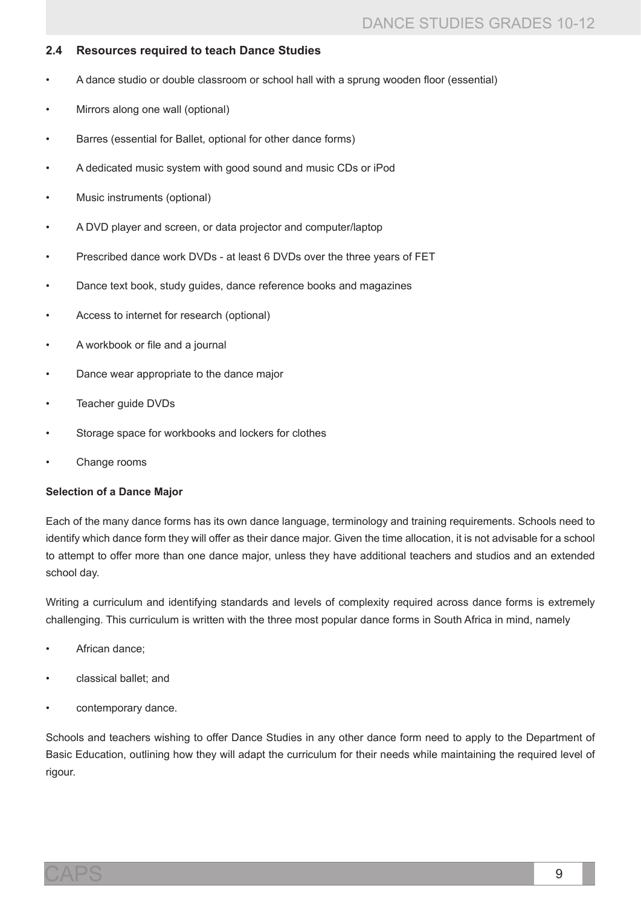## 2.4 Resources required to teach Dance Studies

- A dance studio or double classroom or school hall with a sprung wooden floor (essential)
- Mirrors along one wall (optional)
- Barres (essential for Ballet, optional for other dance forms)
- A dedicated music system with good sound and music CDs or iPod
- Music instruments (optional)
- A DVD player and screen, or data projector and computer/laptop
- Prescribed dance work DVDs - at least 6 DVDs over the three years of FET
- Dance text book, study guides, dance reference books and magazines
- Access to internet for research (optional)
- A workbook or file and a journal
- Dance wear appropriate to the dance major
- Teacher guide DVDs
- Storage space for workbooks and lockers for clothes
- Change rooms

**Selection of a Dance Major**

Each of the many dance forms has its own dance language, terminology and training requirements. Schools need to identify which dance form they will offer as their dance major. Given the time allocation, it is not advisable for a school to attempt to offer more than one dance major, unless they have additional teachers and studios and an extended school day.

Writing a curriculum and identifying standards and levels of complexity required across dance forms is extremely challenging. This curriculum is written with the three most popular dance forms in South Africa in mind, namely

- African dance;
- classical ballet; and
- contemporary dance.

Schools and teachers wishing to offer Dance Studies in any other dance form need to apply to the Department of Basic Education, outlining how they will adapt the curriculum for their needs while maintaining the required level of rigour.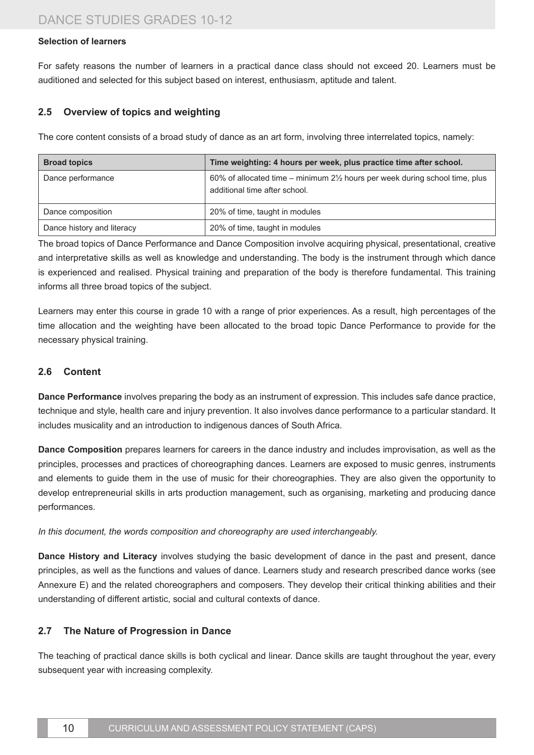**Selection of learners**

For safety reasons the number of learners in a practical dance class should not exceed 20. Learners must be auditioned and selected for this subject based on interest, enthusiasm, aptitude and talent.

### 2.5 Overview of topics and weighting

The core content consists of a broad study of dance as an art form, involving three interrelated topics, namely:

| Broad topics | Time weighting: 4 hours per week, plus practice time after school. |
|---|---|
| Dance performance | 60% of allocated time – minimum 2½ hours per week during school time, plus additional time after school. |
| Dance composition | 20% of time, taught in modules |
| Dance history and literacy | 20% of time, taught in modules |

The broad topics of Dance Performance and Dance Composition involve acquiring physical, presentational, creative and interpretative skills as well as knowledge and understanding. The body is the instrument through which dance is experienced and realised. Physical training and preparation of the body is therefore fundamental. This training informs all three broad topics of the subject.

Learners may enter this course in grade 10 with a range of prior experiences. As a result, high percentages of the time allocation and the weighting have been allocated to the broad topic Dance Performance to provide for the necessary physical training.

### 2.6 Content

**Dance Performance** involves preparing the body as an instrument of expression. This includes safe dance practice, technique and style, health care and injury prevention. It also involves dance performance to a particular standard. It includes musicality and an introduction to indigenous dances of South Africa.

**Dance Composition** prepares learners for careers in the dance industry and includes improvisation, as well as the principles, processes and practices of choreographing dances. Learners are exposed to music genres, instruments and elements to guide them in the use of music for their choreographies. They are also given the opportunity to develop entrepreneurial skills in arts production management, such as organising, marketing and producing dance performances.

*In this document, the words composition and choreography are used interchangeably.*

**Dance History and Literacy** involves studying the basic development of dance in the past and present, dance principles, as well as the functions and values of dance. Learners study and research prescribed dance works (see Annexure E) and the related choreographers and composers. They develop their critical thinking abilities and their understanding of different artistic, social and cultural contexts of dance.

### 2.7 The Nature of Progression in Dance

The teaching of practical dance skills is both cyclical and linear. Dance skills are taught throughout the year, every subsequent year with increasing complexity.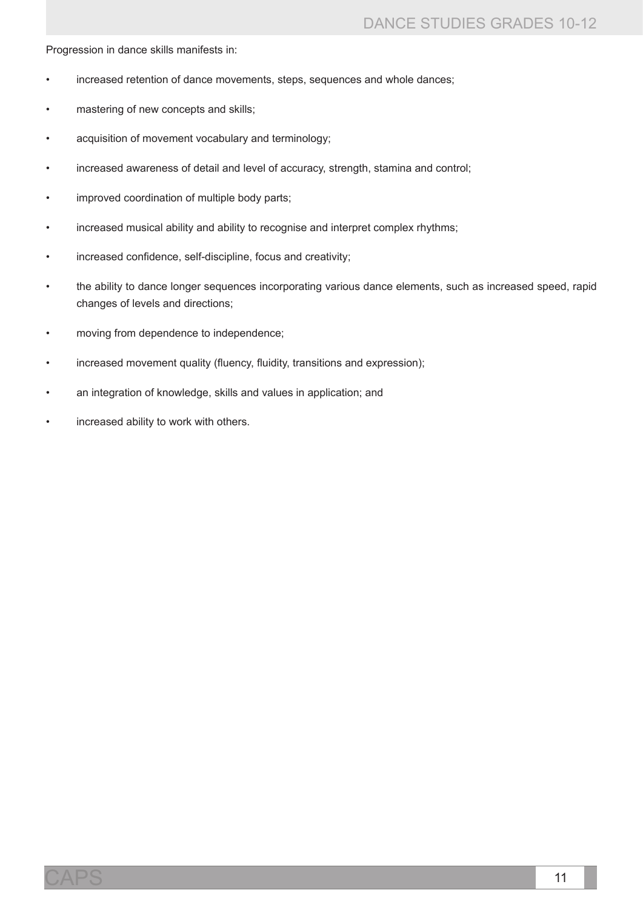Progression in dance skills manifests in:

- increased retention of dance movements, steps, sequences and whole dances;
- mastering of new concepts and skills;
- acquisition of movement vocabulary and terminology;
- increased awareness of detail and level of accuracy, strength, stamina and control;
- improved coordination of multiple body parts;
- increased musical ability and ability to recognise and interpret complex rhythms;
- increased confidence, self-discipline, focus and creativity;
- the ability to dance longer sequences incorporating various dance elements, such as increased speed, rapid changes of levels and directions;
- moving from dependence to independence;
- increased movement quality (fluency, fluidity, transitions and expression);
- an integration of knowledge, skills and values in application; and
- increased ability to work with others.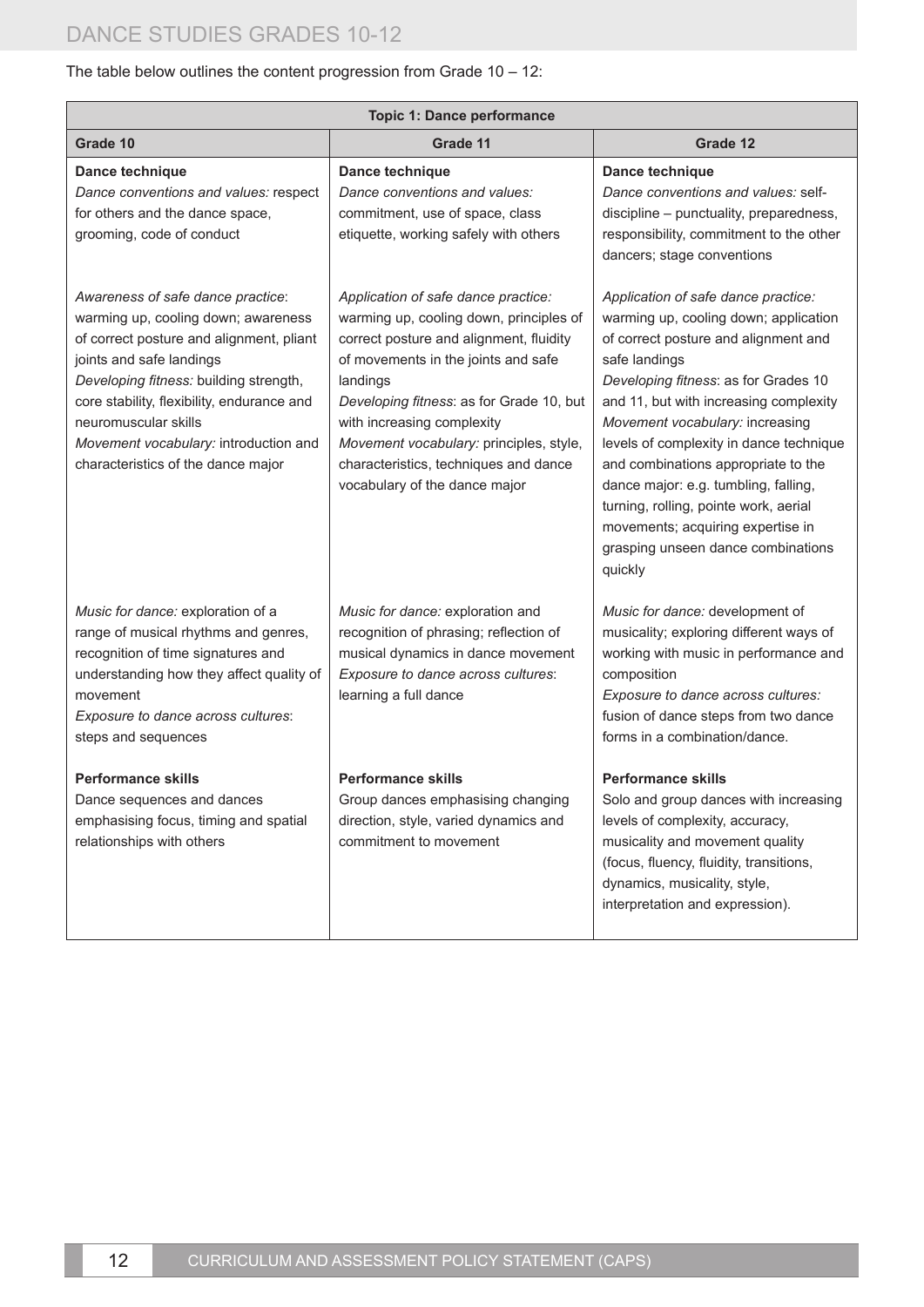The table below outlines the content progression from Grade 10 – 12:

| Topic 1: Dance performance | | |
|---|---|---|
| **Grade 10** | **Grade 11** | **Grade 12** |
| **Dance technique**<br>*Dance conventions and values:* respect for others and the dance space, grooming, code of conduct | **Dance technique**<br>*Dance conventions and values:* commitment, use of space, class etiquette, working safely with others | **Dance technique**<br>*Dance conventions and values:* self-discipline – punctuality, preparedness, responsibility, commitment to the other dancers; stage conventions |
| *Awareness of safe dance practice*: warming up, cooling down; awareness of correct posture and alignment, pliant joints and safe landings<br>*Developing fitness:* building strength, core stability, flexibility, endurance and neuromuscular skills<br>*Movement vocabulary:* introduction and characteristics of the dance major | *Application of safe dance practice:* warming up, cooling down, principles of correct posture and alignment, fluidity of movements in the joints and safe landings<br>*Developing fitness*: as for Grade 10, but with increasing complexity<br>*Movement vocabulary:* principles, style, characteristics, techniques and dance vocabulary of the dance major | *Application of safe dance practice:* warming up, cooling down; application of correct posture and alignment and safe landings<br>*Developing fitness*: as for Grades 10 and 11, but with increasing complexity<br>*Movement vocabulary:* increasing levels of complexity in dance technique and combinations appropriate to the dance major: e.g. tumbling, falling, turning, rolling, pointe work, aerial movements; acquiring expertise in grasping unseen dance combinations quickly |
| *Music for dance:* exploration of a range of musical rhythms and genres, recognition of time signatures and understanding how they affect quality of movement<br>*Exposure to dance across cultures*: steps and sequences | *Music for dance:* exploration and recognition of phrasing; reflection of musical dynamics in dance movement<br>*Exposure to dance across cultures*: learning a full dance | *Music for dance:* development of musicality; exploring different ways of working with music in performance and composition<br>*Exposure to dance across cultures:* fusion of dance steps from two dance forms in a combination/dance. |
| **Performance skills**<br>Dance sequences and dances emphasising focus, timing and spatial relationships with others | **Performance skills**<br>Group dances emphasising changing direction, style, varied dynamics and commitment to movement | **Performance skills**<br>Solo and group dances with increasing levels of complexity, accuracy, musicality and movement quality (focus, fluency, fluidity, transitions, dynamics, musicality, style, interpretation and expression). |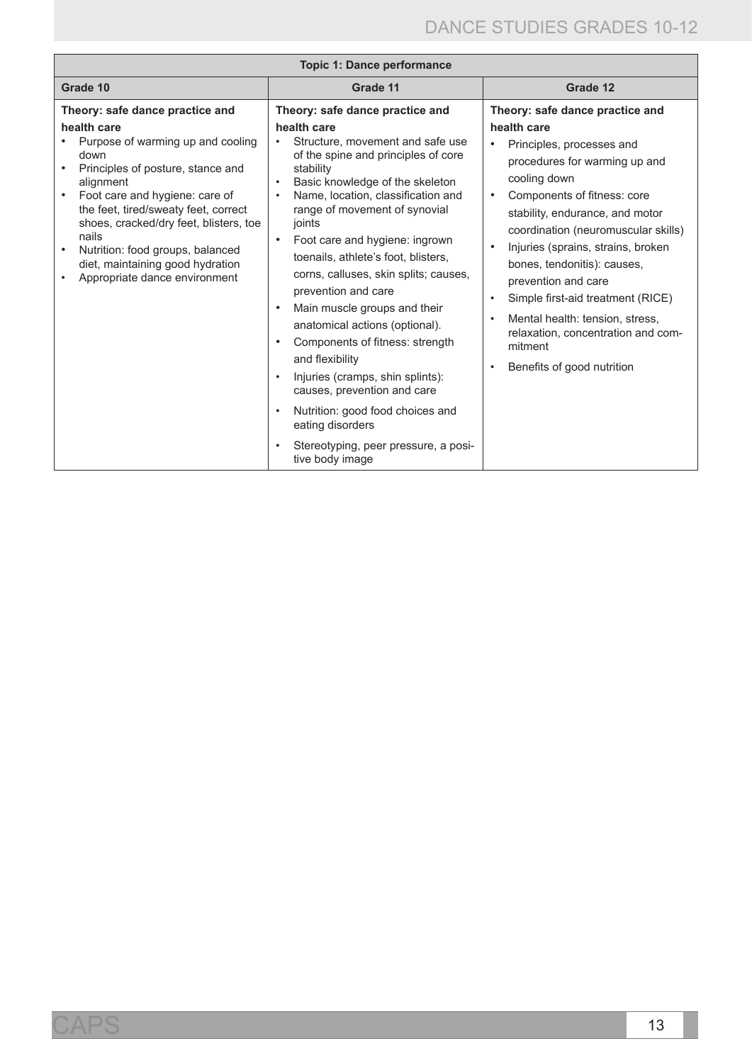| Topic 1: Dance performance | | |
|---|---|---|
| **Grade 10** | **Grade 11** | **Grade 12** |
| **Theory: safe dance practice and health care**<br>• Purpose of warming up and cooling down<br>• Principles of posture, stance and alignment<br>• Foot care and hygiene: care of the feet, tired/sweaty feet, correct shoes, cracked/dry feet, blisters, toe nails<br>• Nutrition: food groups, balanced diet, maintaining good hydration<br>• Appropriate dance environment | **Theory: safe dance practice and health care**<br>• Structure, movement and safe use of the spine and principles of core stability<br>• Basic knowledge of the skeleton<br>• Name, location, classification and range of movement of synovial joints<br>• Foot care and hygiene: ingrown toenails, athlete's foot, blisters, corns, calluses, skin splits; causes, prevention and care<br>• Main muscle groups and their anatomical actions (optional).<br>• Components of fitness: strength and flexibility<br>• Injuries (cramps, shin splints): causes, prevention and care<br>• Nutrition: good food choices and eating disorders<br>• Stereotyping, peer pressure, a positive body image | **Theory: safe dance practice and health care**<br>• Principles, processes and procedures for warming up and cooling down<br>• Components of fitness: core stability, endurance, and motor coordination (neuromuscular skills)<br>• Injuries (sprains, strains, broken bones, tendonitis): causes, prevention and care<br>• Simple first-aid treatment (RICE)<br>• Mental health: tension, stress, relaxation, concentration and commitment<br>• Benefits of good nutrition |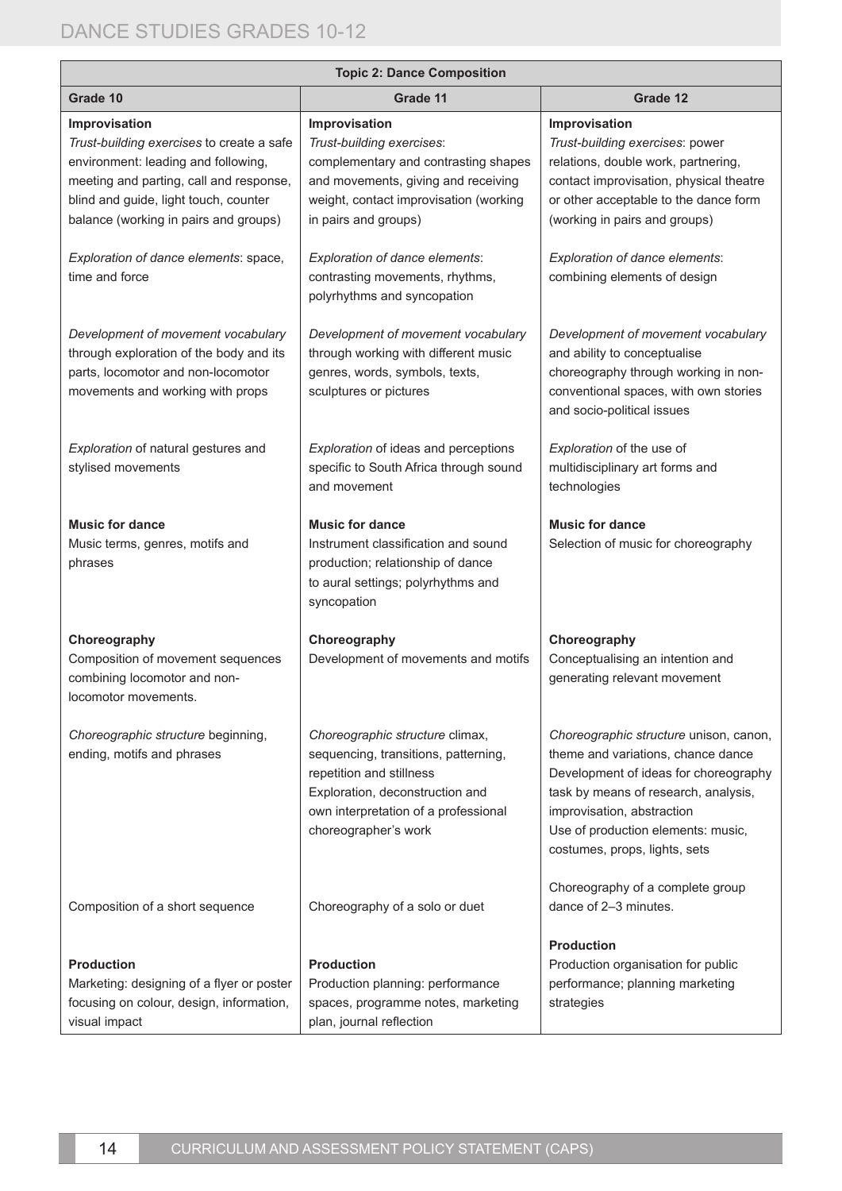| Topic 2: Dance Composition | | |
|---|---|---|
| **Grade 10** | **Grade 11** | **Grade 12** |
| **Improvisation**<br>*Trust-building exercises* to create a safe environment: leading and following, meeting and parting, call and response, blind and guide, light touch, counter balance (working in pairs and groups) | **Improvisation**<br>*Trust-building exercises*: complementary and contrasting shapes and movements, giving and receiving weight, contact improvisation (working in pairs and groups) | **Improvisation**<br>*Trust-building exercises*: power relations, double work, partnering, contact improvisation, physical theatre or other acceptable to the dance form (working in pairs and groups) |
| *Exploration of dance elements*: space, time and force | *Exploration of dance elements*: contrasting movements, rhythms, polyrhythms and syncopation | *Exploration of dance elements*: combining elements of design |
| *Development of movement vocabulary* through exploration of the body and its parts, locomotor and non-locomotor movements and working with props | *Development of movement vocabulary* through working with different music genres, words, symbols, texts, sculptures or pictures | *Development of movement vocabulary* and ability to conceptualise choreography through working in non-conventional spaces, with own stories and socio-political issues |
| *Exploration* of natural gestures and stylised movements | *Exploration* of ideas and perceptions specific to South Africa through sound and movement | *Exploration* of the use of multidisciplinary art forms and technologies |
| **Music for dance**<br>Music terms, genres, motifs and phrases | **Music for dance**<br>Instrument classification and sound production; relationship of dance to aural settings; polyrhythms and syncopation | **Music for dance**<br>Selection of music for choreography |
| **Choreography**<br>Composition of movement sequences combining locomotor and non-locomotor movements. | **Choreography**<br>Development of movements and motifs | **Choreography**<br>Conceptualising an intention and generating relevant movement |
| *Choreographic structure* beginning, ending, motifs and phrases | *Choreographic structure* climax, sequencing, transitions, patterning, repetition and stillness<br>Exploration, deconstruction and own interpretation of a professional choreographer's work | *Choreographic structure* unison, canon, theme and variations, chance dance<br>Development of ideas for choreography task by means of research, analysis, improvisation, abstraction<br>Use of production elements: music, costumes, props, lights, sets |
| Composition of a short sequence | Choreography of a solo or duet | Choreography of a complete group dance of 2–3 minutes. |
| **Production**<br>Marketing: designing of a flyer or poster focusing on colour, design, information, visual impact | **Production**<br>Production planning: performance spaces, programme notes, marketing plan, journal reflection | **Production**<br>Production organisation for public performance; planning marketing strategies |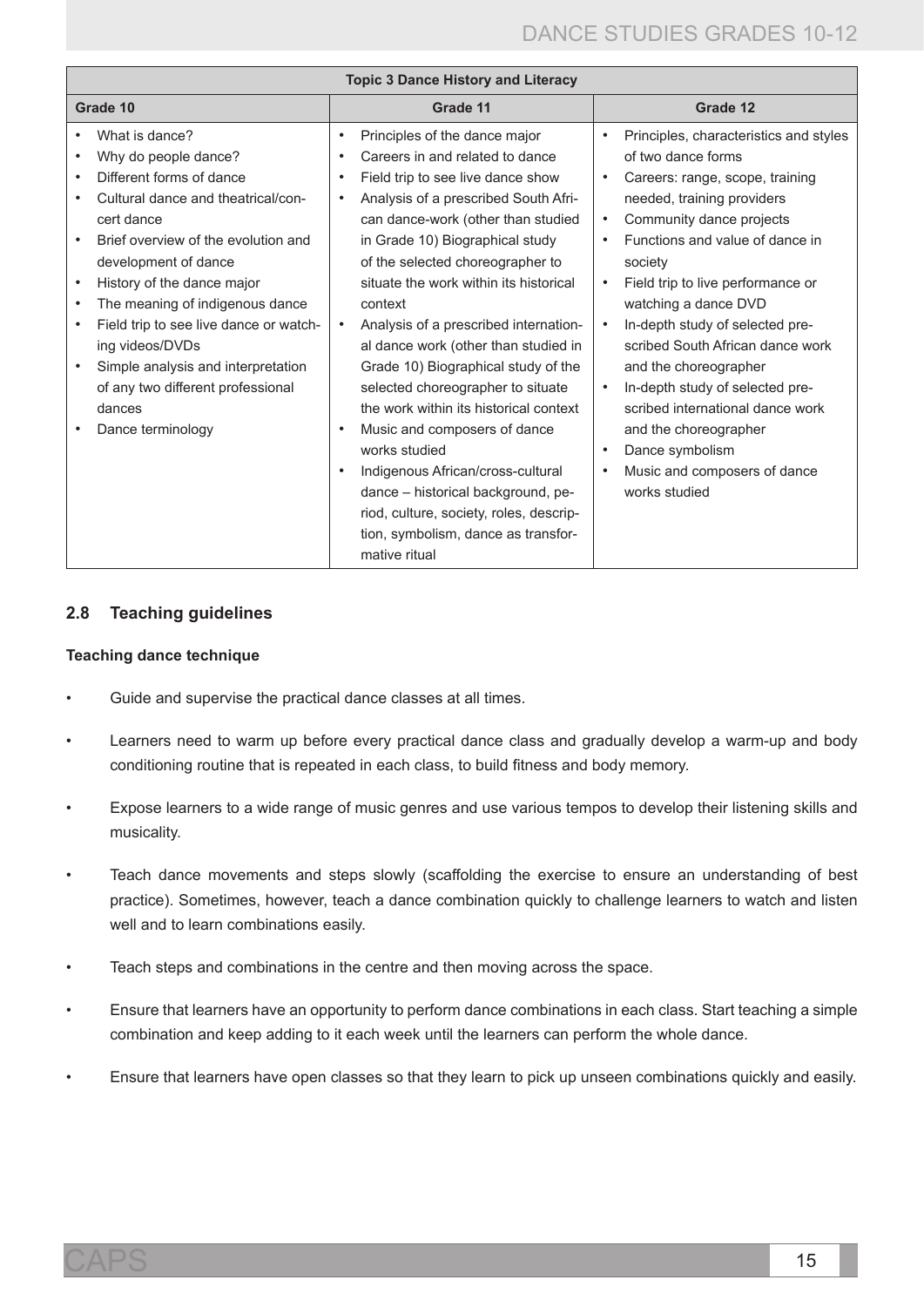| Topic 3 Dance History and Literacy | | |
|---|---|---|
| **Grade 10** | **Grade 11** | **Grade 12** |
| • What is dance?<br>• Why do people dance?<br>• Different forms of dance<br>• Cultural dance and theatrical/concert dance<br>• Brief overview of the evolution and development of dance<br>• History of the dance major<br>• The meaning of indigenous dance<br>• Field trip to see live dance or watching videos/DVDs<br>• Simple analysis and interpretation of any two different professional dances<br>• Dance terminology | • Principles of the dance major<br>• Careers in and related to dance<br>• Field trip to see live dance show<br>• Analysis of a prescribed South African dance-work (other than studied in Grade 10) Biographical study of the selected choreographer to situate the work within its historical context<br>• Analysis of a prescribed international dance work (other than studied in Grade 10) Biographical study of the selected choreographer to situate the work within its historical context<br>• Music and composers of dance works studied<br>• Indigenous African/cross-cultural dance – historical background, period, culture, society, roles, description, symbolism, dance as transformative ritual | • Principles, characteristics and styles of two dance forms<br>• Careers: range, scope, training needed, training providers<br>• Community dance projects<br>• Functions and value of dance in society<br>• Field trip to live performance or watching a dance DVD<br>• In-depth study of selected prescribed South African dance work and the choreographer<br>• In-depth study of selected prescribed international dance work and the choreographer<br>• Dance symbolism<br>• Music and composers of dance works studied |

## 2.8 Teaching guidelines

**Teaching dance technique**

- Guide and supervise the practical dance classes at all times.
- Learners need to warm up before every practical dance class and gradually develop a warm-up and body conditioning routine that is repeated in each class, to build fitness and body memory.
- Expose learners to a wide range of music genres and use various tempos to develop their listening skills and musicality.
- Teach dance movements and steps slowly (scaffolding the exercise to ensure an understanding of best practice). Sometimes, however, teach a dance combination quickly to challenge learners to watch and listen well and to learn combinations easily.
- Teach steps and combinations in the centre and then moving across the space.
- Ensure that learners have an opportunity to perform dance combinations in each class. Start teaching a simple combination and keep adding to it each week until the learners can perform the whole dance.
- Ensure that learners have open classes so that they learn to pick up unseen combinations quickly and easily.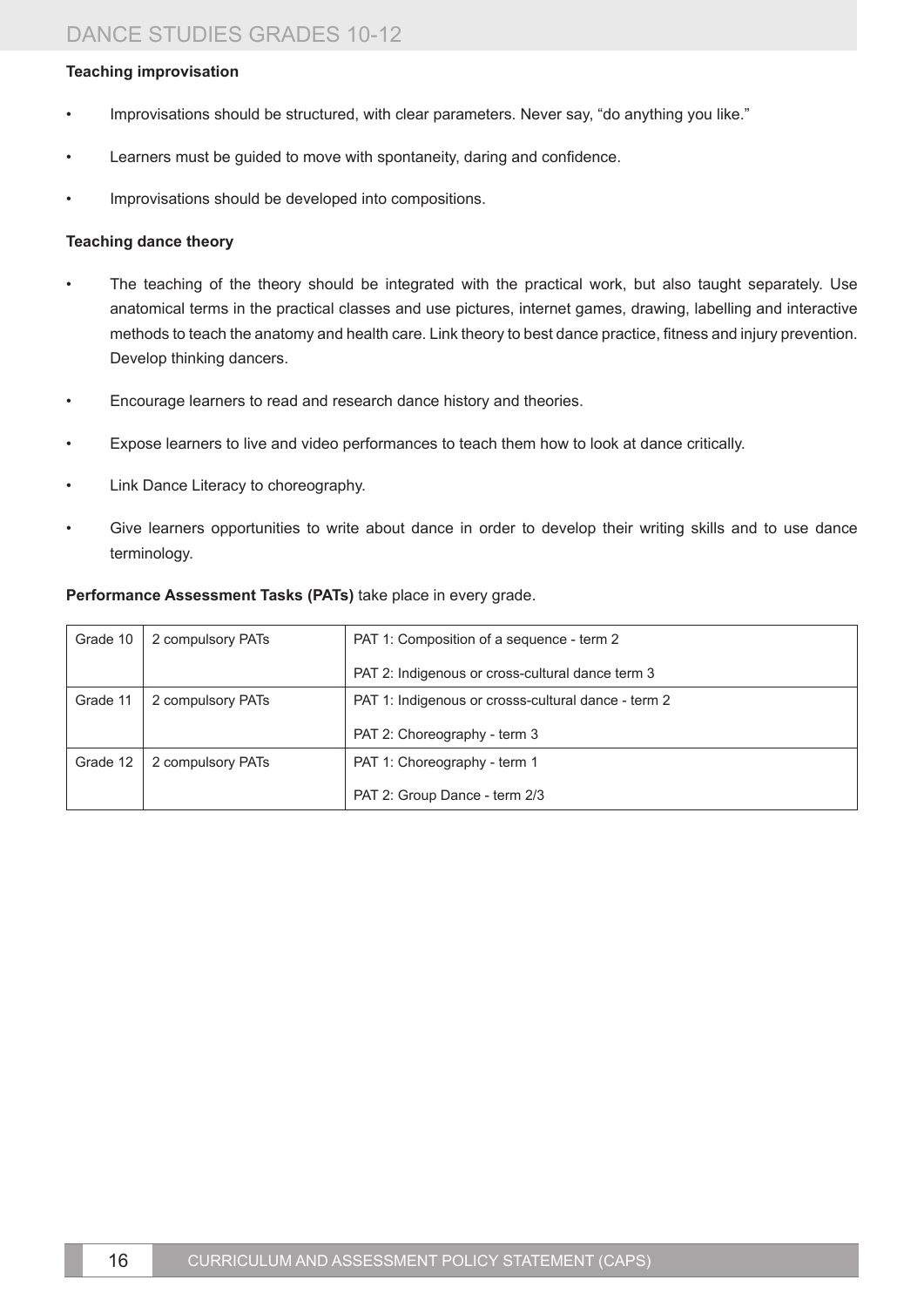**Teaching improvisation**

- Improvisations should be structured, with clear parameters. Never say, “do anything you like.”
- Learners must be guided to move with spontaneity, daring and confidence.
- Improvisations should be developed into compositions.

**Teaching dance theory**

- The teaching of the theory should be integrated with the practical work, but also taught separately. Use anatomical terms in the practical classes and use pictures, internet games, drawing, labelling and interactive methods to teach the anatomy and health care. Link theory to best dance practice, fitness and injury prevention. Develop thinking dancers.
- Encourage learners to read and research dance history and theories.
- Expose learners to live and video performances to teach them how to look at dance critically.
- Link Dance Literacy to choreography.
- Give learners opportunities to write about dance in order to develop their writing skills and to use dance terminology.

**Performance Assessment Tasks (PATs)** take place in every grade.

| | | |
|---|---|---|
| Grade 10 | 2 compulsory PATs | PAT 1: Composition of a sequence - term 2<br>PAT 2: Indigenous or cross-cultural dance term 3 |
| Grade 11 | 2 compulsory PATs | PAT 1: Indigenous or crosss-cultural dance - term 2<br>PAT 2: Choreography - term 3 |
| Grade 12 | 2 compulsory PATs | PAT 1: Choreography - term 1<br>PAT 2: Group Dance - term 2/3 |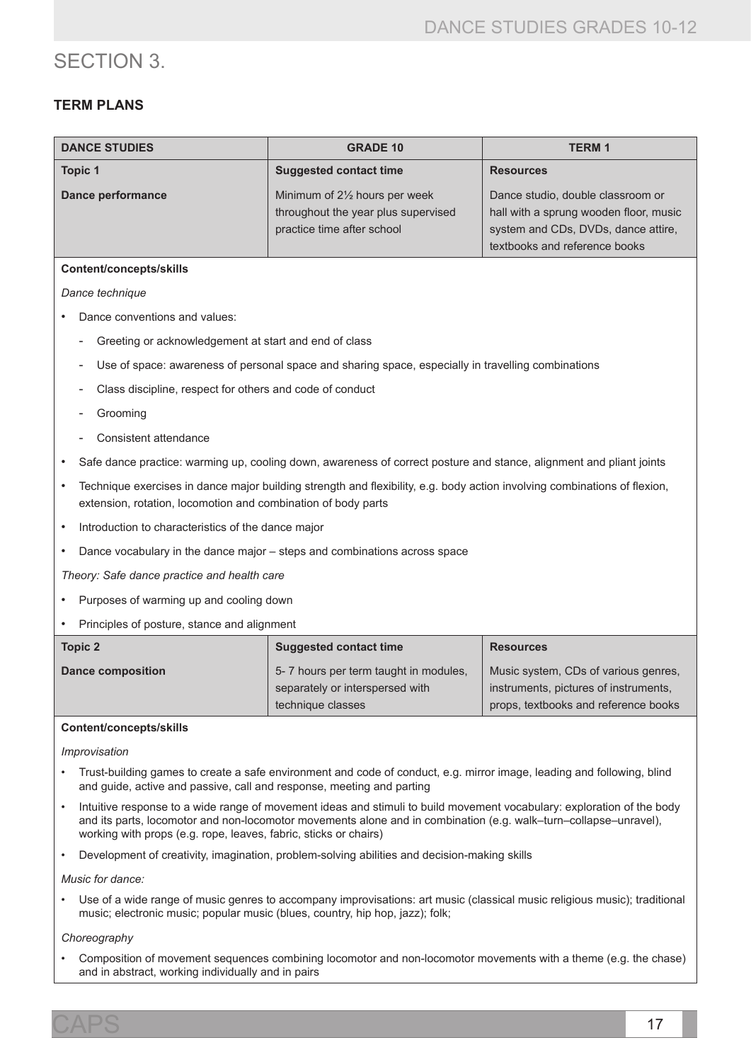# SECTION 3.

## TERM PLANS

| DANCE STUDIES | GRADE 10 | TERM 1 |
|---|---|---|
| **Topic 1** | **Suggested contact time** | **Resources** |
| **Dance performance** | Minimum of 2½ hours per week throughout the year plus supervised practice time after school | Dance studio, double classroom or hall with a sprung wooden floor, music system and CDs, DVDs, dance attire, textbooks and reference books |

**Content/concepts/skills**

*Dance technique*

- Dance conventions and values:
  - Greeting or acknowledgement at start and end of class
  - Use of space: awareness of personal space and sharing space, especially in travelling combinations
  - Class discipline, respect for others and code of conduct
  - Grooming
  - Consistent attendance
- Safe dance practice: warming up, cooling down, awareness of correct posture and stance, alignment and pliant joints
- Technique exercises in dance major building strength and flexibility, e.g. body action involving combinations of flexion, extension, rotation, locomotion and combination of body parts
- Introduction to characteristics of the dance major
- Dance vocabulary in the dance major – steps and combinations across space

*Theory: Safe dance practice and health care*

- Purposes of warming up and cooling down
- Principles of posture, stance and alignment

| Topic 2 | Suggested contact time | Resources |
|---|---|---|
| **Dance composition** | 5- 7 hours per term taught in modules, separately or interspersed with technique classes | Music system, CDs of various genres, instruments, pictures of instruments, props, textbooks and reference books |

**Content/concepts/skills**

*Improvisation*

- Trust-building games to create a safe environment and code of conduct, e.g. mirror image, leading and following, blind and guide, active and passive, call and response, meeting and parting
- Intuitive response to a wide range of movement ideas and stimuli to build movement vocabulary: exploration of the body and its parts, locomotor and non-locomotor movements alone and in combination (e.g. walk–turn–collapse–unravel), working with props (e.g. rope, leaves, fabric, sticks or chairs)
- Development of creativity, imagination, problem-solving abilities and decision-making skills

*Music for dance:*

- Use of a wide range of music genres to accompany improvisations: art music (classical music religious music); traditional music; electronic music; popular music (blues, country, hip hop, jazz); folk;

*Choreography*

- Composition of movement sequences combining locomotor and non-locomotor movements with a theme (e.g. the chase) and in abstract, working individually and in pairs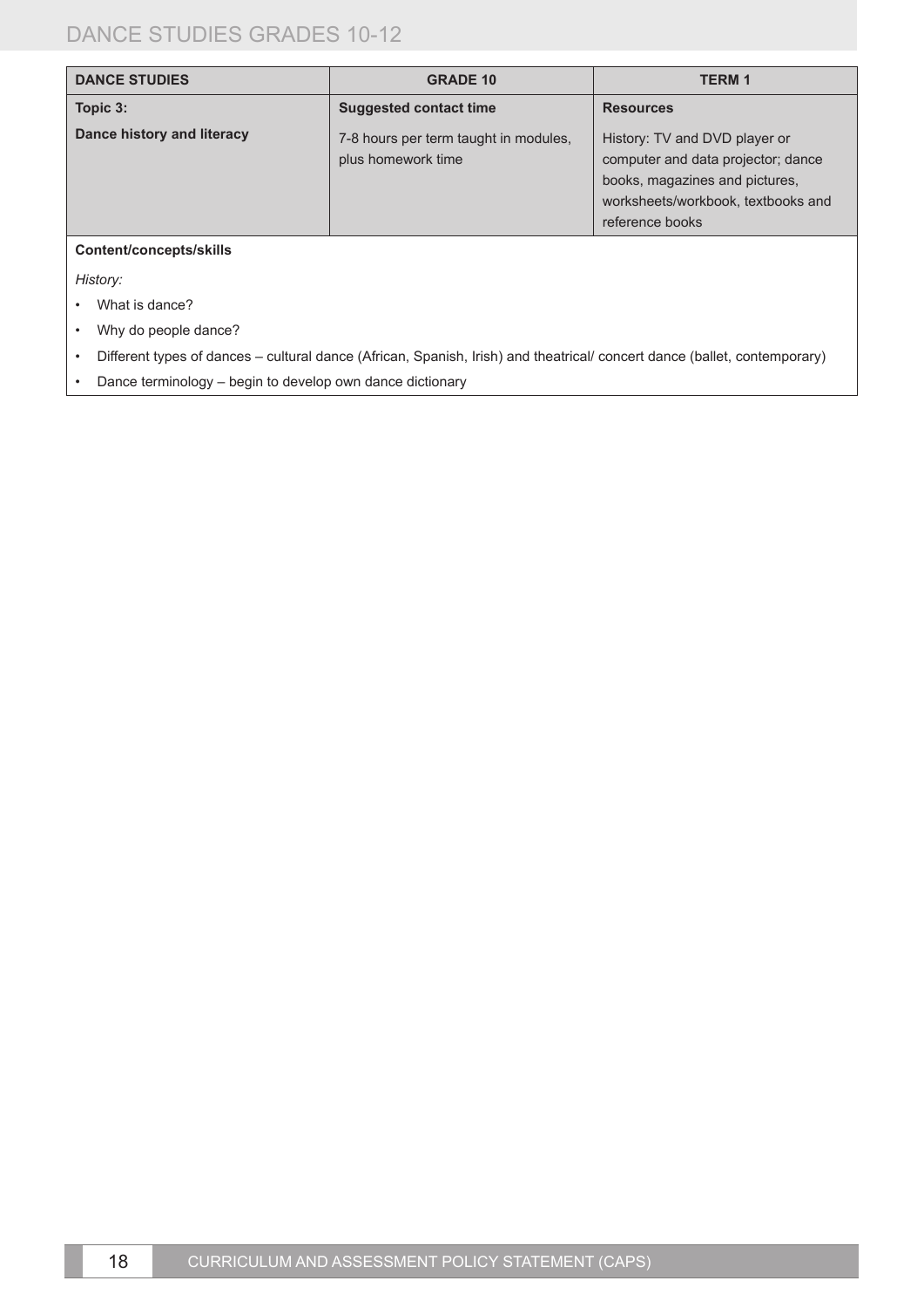| DANCE STUDIES | GRADE 10 | TERM 1 |
|---|---|---|
| **Topic 3:**<br>**Dance history and literacy** | **Suggested contact time**<br>7-8 hours per term taught in modules, plus homework time | **Resources**<br>History: TV and DVD player or computer and data projector; dance books, magazines and pictures, worksheets/workbook, textbooks and reference books |

**Content/concepts/skills**

*History:*

- What is dance?
- Why do people dance?
- Different types of dances – cultural dance (African, Spanish, Irish) and theatrical/ concert dance (ballet, contemporary)
- Dance terminology – begin to develop own dance dictionary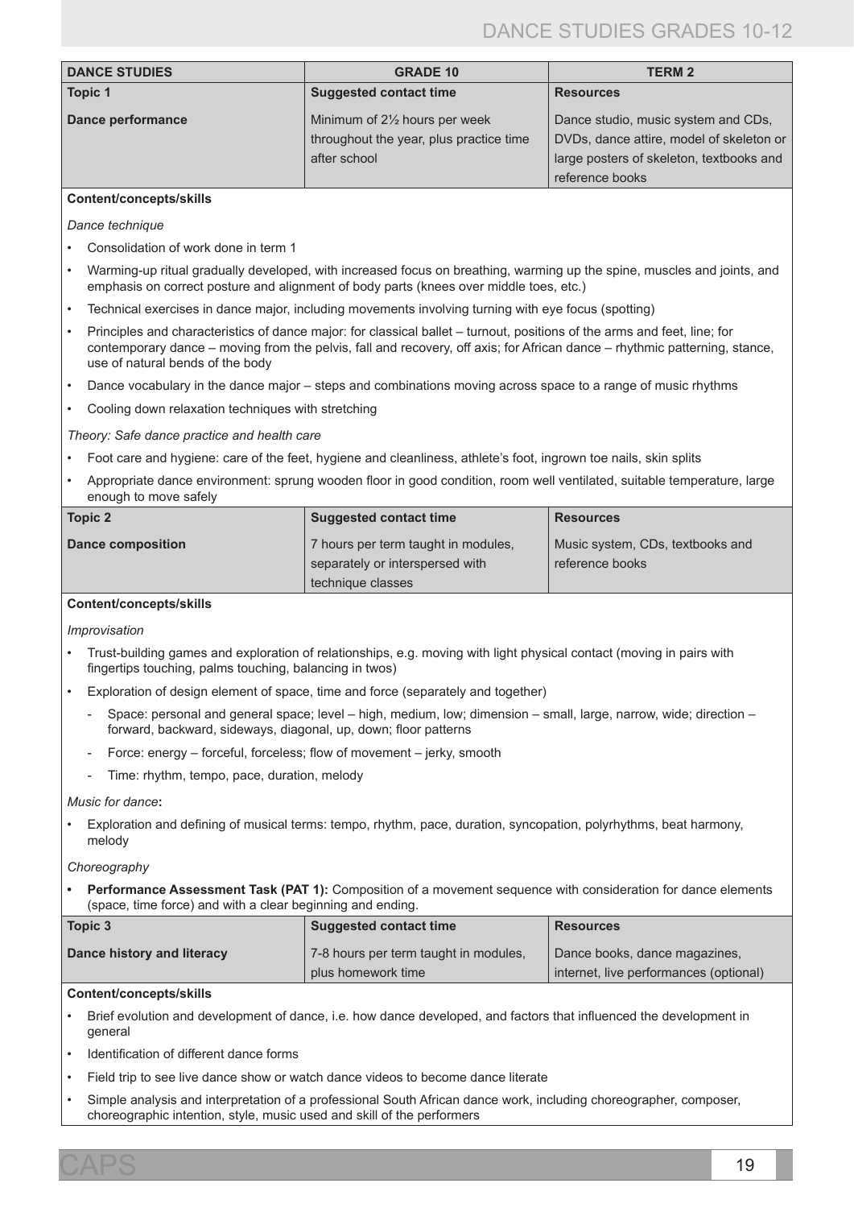| DANCE STUDIES | GRADE 10 | TERM 2 |
|---|---|---|
| **Topic 1** | **Suggested contact time** | **Resources** |
| **Dance performance** | Minimum of 2½ hours per week throughout the year, plus practice time after school | Dance studio, music system and CDs, DVDs, dance attire, model of skeleton or large posters of skeleton, textbooks and reference books |

**Content/concepts/skills**

*Dance technique*

- Consolidation of work done in term 1
- Warming-up ritual gradually developed, with increased focus on breathing, warming up the spine, muscles and joints, and emphasis on correct posture and alignment of body parts (knees over middle toes, etc.)
- Technical exercises in dance major, including movements involving turning with eye focus (spotting)
- Principles and characteristics of dance major: for classical ballet – turnout, positions of the arms and feet, line; for contemporary dance – moving from the pelvis, fall and recovery, off axis; for African dance – rhythmic patterning, stance, use of natural bends of the body
- Dance vocabulary in the dance major – steps and combinations moving across space to a range of music rhythms
- Cooling down relaxation techniques with stretching

*Theory: Safe dance practice and health care*

- Foot care and hygiene: care of the feet, hygiene and cleanliness, athlete's foot, ingrown toe nails, skin splits
- Appropriate dance environment: sprung wooden floor in good condition, room well ventilated, suitable temperature, large enough to move safely

| Topic 2 | Suggested contact time | Resources |
|---|---|---|
| **Dance composition** | 7 hours per term taught in modules, separately or interspersed with technique classes | Music system, CDs, textbooks and reference books |

**Content/concepts/skills**

*Improvisation*

- Trust-building games and exploration of relationships, e.g. moving with light physical contact (moving in pairs with fingertips touching, palms touching, balancing in twos)
- Exploration of design element of space, time and force (separately and together)
  - Space: personal and general space; level – high, medium, low; dimension – small, large, narrow, wide; direction – forward, backward, sideways, diagonal, up, down; floor patterns
  - Force: energy – forceful, forceless; flow of movement – jerky, smooth
  - Time: rhythm, tempo, pace, duration, melody

*Music for dance***:**

- Exploration and defining of musical terms: tempo, rhythm, pace, duration, syncopation, polyrhythms, beat harmony, melody

*Choreography*

- **Performance Assessment Task (PAT 1):** Composition of a movement sequence with consideration for dance elements (space, time force) and with a clear beginning and ending.

| Topic 3 | Suggested contact time | Resources |
|---|---|---|
| **Dance history and literacy** | 7-8 hours per term taught in modules, plus homework time | Dance books, dance magazines, internet, live performances (optional) |

**Content/concepts/skills**

- Brief evolution and development of dance, i.e. how dance developed, and factors that influenced the development in general
- Identification of different dance forms
- Field trip to see live dance show or watch dance videos to become dance literate
- Simple analysis and interpretation of a professional South African dance work, including choreographer, composer, choreographic intention, style, music used and skill of the performers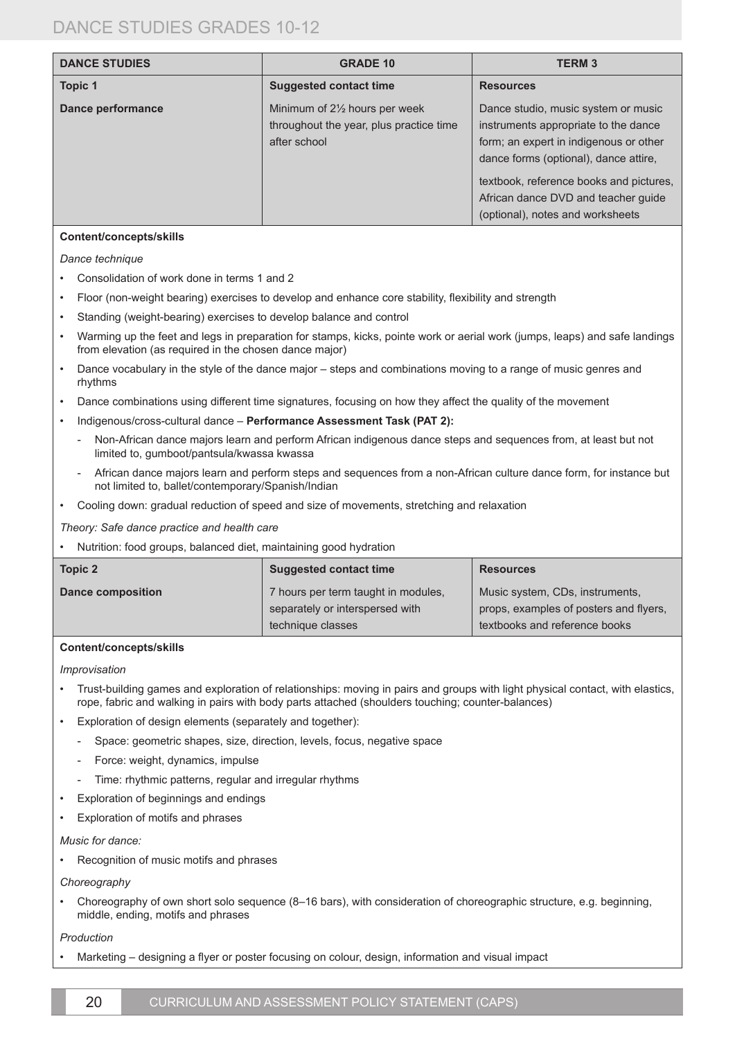| DANCE STUDIES | GRADE 10 | TERM 3 |
|---|---|---|
| **Topic 1** | **Suggested contact time** | **Resources** |
| **Dance performance** | Minimum of 2½ hours per week throughout the year, plus practice time after school | Dance studio, music system or music instruments appropriate to the dance form; an expert in indigenous or other dance forms (optional), dance attire, textbook, reference books and pictures, African dance DVD and teacher guide (optional), notes and worksheets |

**Content/concepts/skills**

*Dance technique*

- Consolidation of work done in terms 1 and 2
- Floor (non-weight bearing) exercises to develop and enhance core stability, flexibility and strength
- Standing (weight-bearing) exercises to develop balance and control
- Warming up the feet and legs in preparation for stamps, kicks, pointe work or aerial work (jumps, leaps) and safe landings from elevation (as required in the chosen dance major)
- Dance vocabulary in the style of the dance major – steps and combinations moving to a range of music genres and rhythms
- Dance combinations using different time signatures, focusing on how they affect the quality of the movement
- Indigenous/cross-cultural dance – **Performance Assessment Task (PAT 2):**
  - Non-African dance majors learn and perform African indigenous dance steps and sequences from, at least but not limited to, gumboot/pantsula/kwassa kwassa
  - African dance majors learn and perform steps and sequences from a non-African culture dance form, for instance but not limited to, ballet/contemporary/Spanish/Indian
- Cooling down: gradual reduction of speed and size of movements, stretching and relaxation

*Theory: Safe dance practice and health care*

- Nutrition: food groups, balanced diet, maintaining good hydration

| Topic 2 | Suggested contact time | Resources |
|---|---|---|
| **Dance composition** | 7 hours per term taught in modules, separately or interspersed with technique classes | Music system, CDs, instruments, props, examples of posters and flyers, textbooks and reference books |

**Content/concepts/skills**

*Improvisation*

- Trust-building games and exploration of relationships: moving in pairs and groups with light physical contact, with elastics, rope, fabric and walking in pairs with body parts attached (shoulders touching; counter-balances)
- Exploration of design elements (separately and together):
  - Space: geometric shapes, size, direction, levels, focus, negative space
  - Force: weight, dynamics, impulse
  - Time: rhythmic patterns, regular and irregular rhythms
- Exploration of beginnings and endings
- Exploration of motifs and phrases

*Music for dance:*

- Recognition of music motifs and phrases

*Choreography*

- Choreography of own short solo sequence (8–16 bars), with consideration of choreographic structure, e.g. beginning, middle, ending, motifs and phrases

*Production*

- Marketing – designing a flyer or poster focusing on colour, design, information and visual impact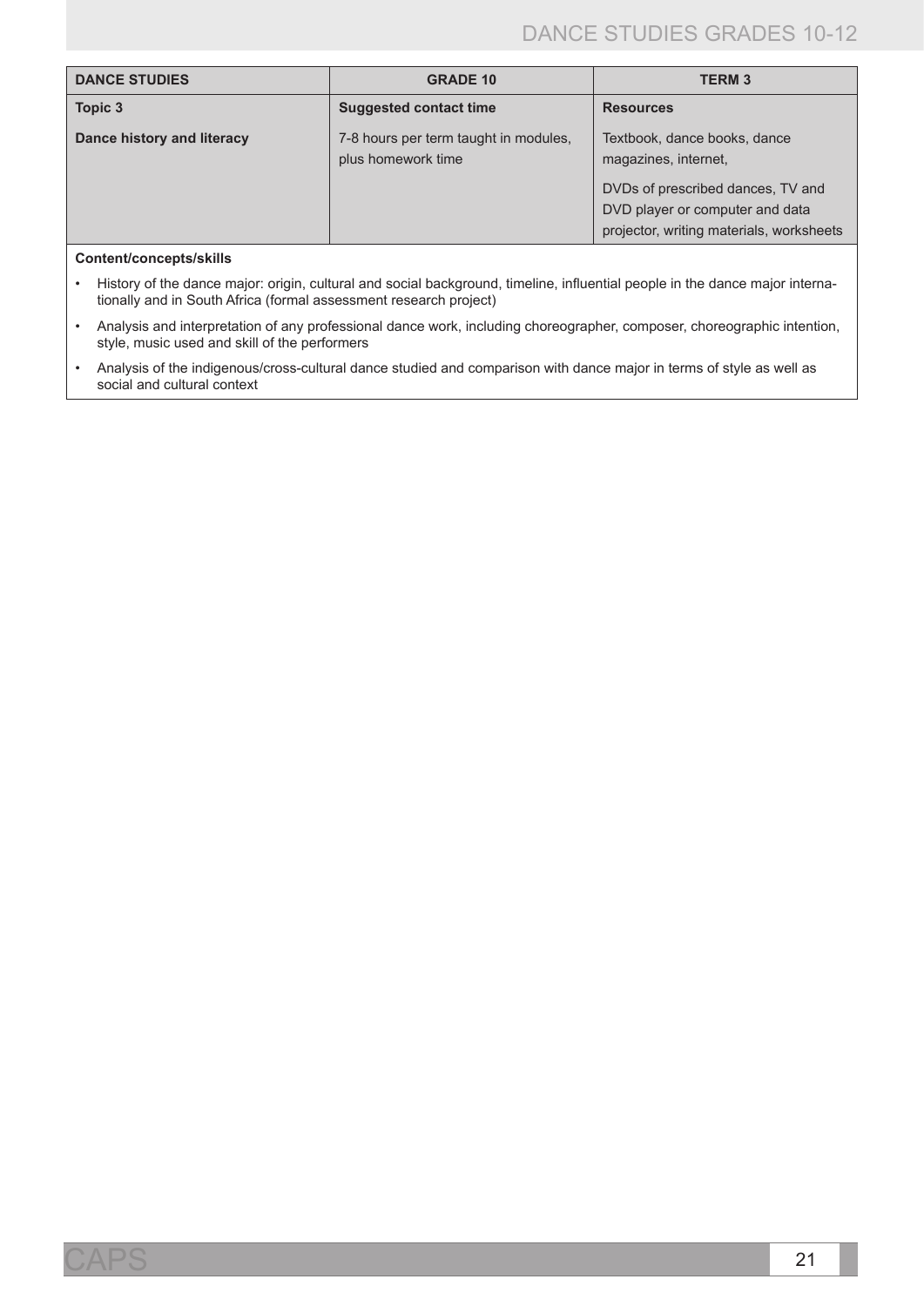| DANCE STUDIES | GRADE 10 | TERM 3 |
|---|---|---|
| **Topic 3** | **Suggested contact time** | **Resources** |
| **Dance history and literacy** | 7-8 hours per term taught in modules, plus homework time | Textbook, dance books, dance magazines, internet,<br><br>DVDs of prescribed dances, TV and DVD player or computer and data projector, writing materials, worksheets |

**Content/concepts/skills**

- History of the dance major: origin, cultural and social background, timeline, influential people in the dance major internationally and in South Africa (formal assessment research project)
- Analysis and interpretation of any professional dance work, including choreographer, composer, choreographic intention, style, music used and skill of the performers
- Analysis of the indigenous/cross-cultural dance studied and comparison with dance major in terms of style as well as social and cultural context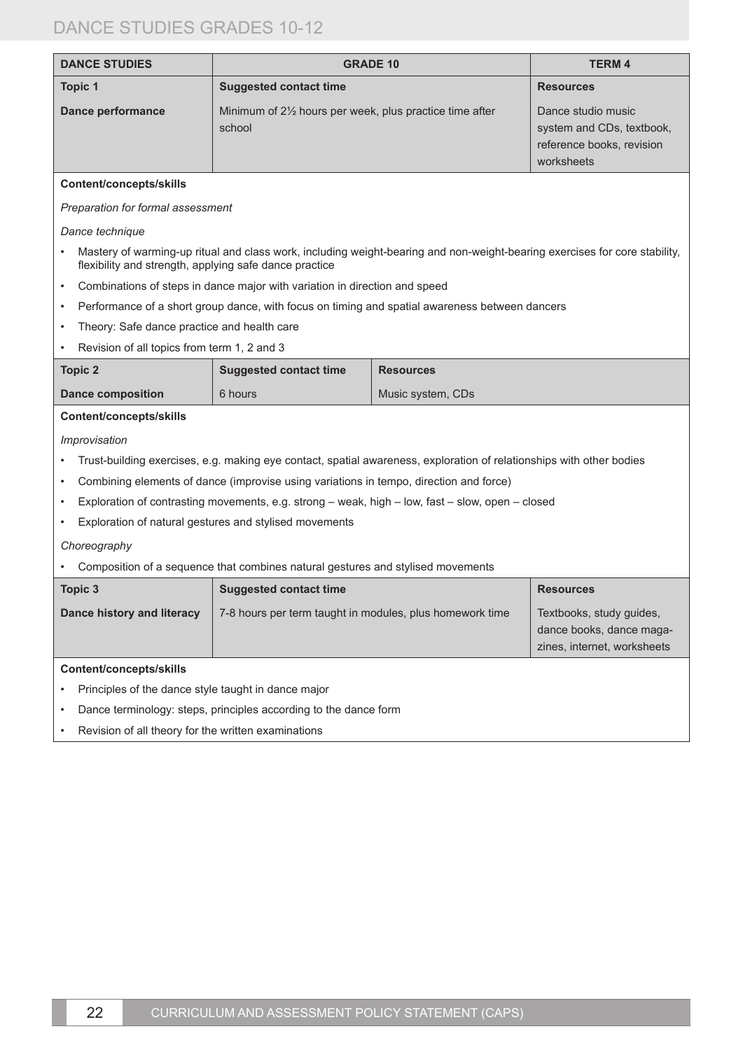| DANCE STUDIES | GRADE 10 | TERM 4 |
|---|---|---|
| **Topic 1** | **Suggested contact time** | **Resources** |
| **Dance performance** | Minimum of 2½ hours per week, plus practice time after school | Dance studio music system and CDs, textbook, reference books, revision worksheets |

**Content/concepts/skills**

*Preparation for formal assessment*

*Dance technique*

- Mastery of warming-up ritual and class work, including weight-bearing and non-weight-bearing exercises for core stability, flexibility and strength, applying safe dance practice
- Combinations of steps in dance major with variation in direction and speed
- Performance of a short group dance, with focus on timing and spatial awareness between dancers
- Theory: Safe dance practice and health care
- Revision of all topics from term 1, 2 and 3

| Topic 2 | Suggested contact time | Resources |
|---|---|---|
| **Dance composition** | 6 hours | Music system, CDs |

**Content/concepts/skills**

*Improvisation*

- Trust-building exercises, e.g. making eye contact, spatial awareness, exploration of relationships with other bodies
- Combining elements of dance (improvise using variations in tempo, direction and force)
- Exploration of contrasting movements, e.g. strong – weak, high – low, fast – slow, open – closed
- Exploration of natural gestures and stylised movements

*Choreography*

- Composition of a sequence that combines natural gestures and stylised movements

| Topic 3 | Suggested contact time | Resources |
|---|---|---|
| **Dance history and literacy** | 7-8 hours per term taught in modules, plus homework time | Textbooks, study guides, dance books, dance magazines, internet, worksheets |

**Content/concepts/skills**

- Principles of the dance style taught in dance major
- Dance terminology: steps, principles according to the dance form
- Revision of all theory for the written examinations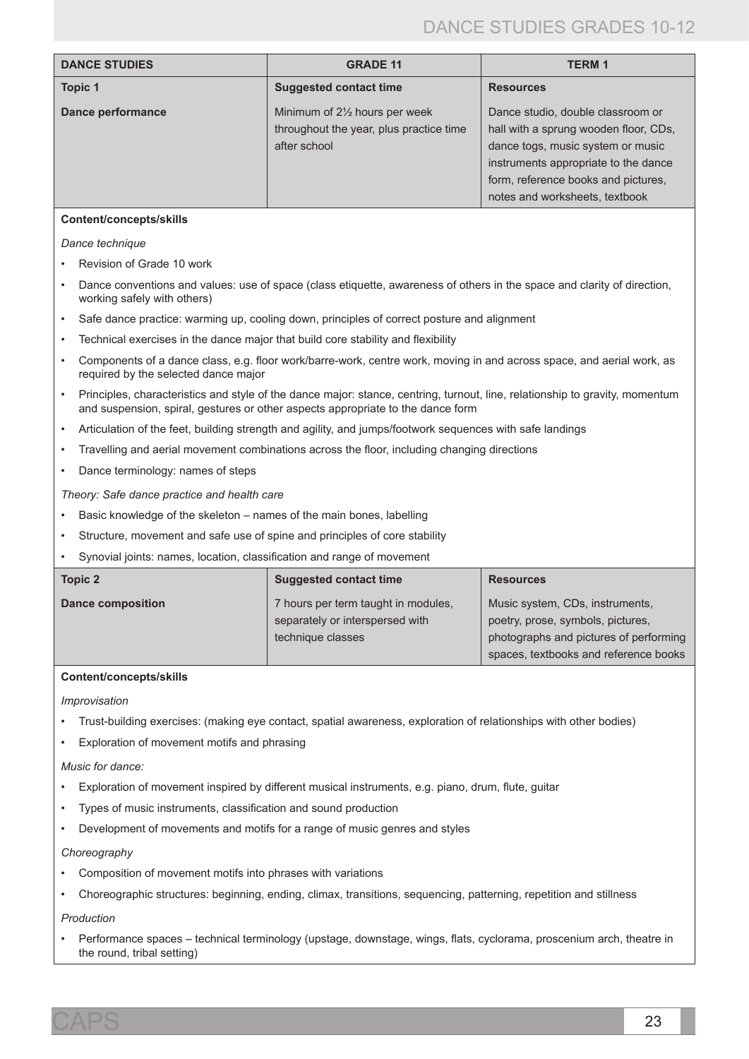| DANCE STUDIES | GRADE 11 | TERM 1 |
|---|---|---|
| **Topic 1** | **Suggested contact time** | **Resources** |
| **Dance performance** | Minimum of 2½ hours per week throughout the year, plus practice time after school | Dance studio, double classroom or hall with a sprung wooden floor, CDs, dance togs, music system or music instruments appropriate to the dance form, reference books and pictures, notes and worksheets, textbook |

**Content/concepts/skills**

*Dance technique*

- Revision of Grade 10 work
- Dance conventions and values: use of space (class etiquette, awareness of others in the space and clarity of direction, working safely with others)
- Safe dance practice: warming up, cooling down, principles of correct posture and alignment
- Technical exercises in the dance major that build core stability and flexibility
- Components of a dance class, e.g. floor work/barre-work, centre work, moving in and across space, and aerial work, as required by the selected dance major
- Principles, characteristics and style of the dance major: stance, centring, turnout, line, relationship to gravity, momentum and suspension, spiral, gestures or other aspects appropriate to the dance form
- Articulation of the feet, building strength and agility, and jumps/footwork sequences with safe landings
- Travelling and aerial movement combinations across the floor, including changing directions
- Dance terminology: names of steps

*Theory: Safe dance practice and health care*

- Basic knowledge of the skeleton – names of the main bones, labelling
- Structure, movement and safe use of spine and principles of core stability
- Synovial joints: names, location, classification and range of movement

| **Topic 2** | **Suggested contact time** | **Resources** |
|---|---|---|
| **Dance composition** | 7 hours per term taught in modules, separately or interspersed with technique classes | Music system, CDs, instruments, poetry, prose, symbols, pictures, photographs and pictures of performing spaces, textbooks and reference books |

**Content/concepts/skills**

*Improvisation*

- Trust-building exercises: (making eye contact, spatial awareness, exploration of relationships with other bodies)
- Exploration of movement motifs and phrasing

*Music for dance:*

- Exploration of movement inspired by different musical instruments, e.g. piano, drum, flute, guitar
- Types of music instruments, classification and sound production
- Development of movements and motifs for a range of music genres and styles

*Choreography*

- Composition of movement motifs into phrases with variations
- Choreographic structures: beginning, ending, climax, transitions, sequencing, patterning, repetition and stillness

*Production*

- Performance spaces – technical terminology (upstage, downstage, wings, flats, cyclorama, proscenium arch, theatre in the round, tribal setting)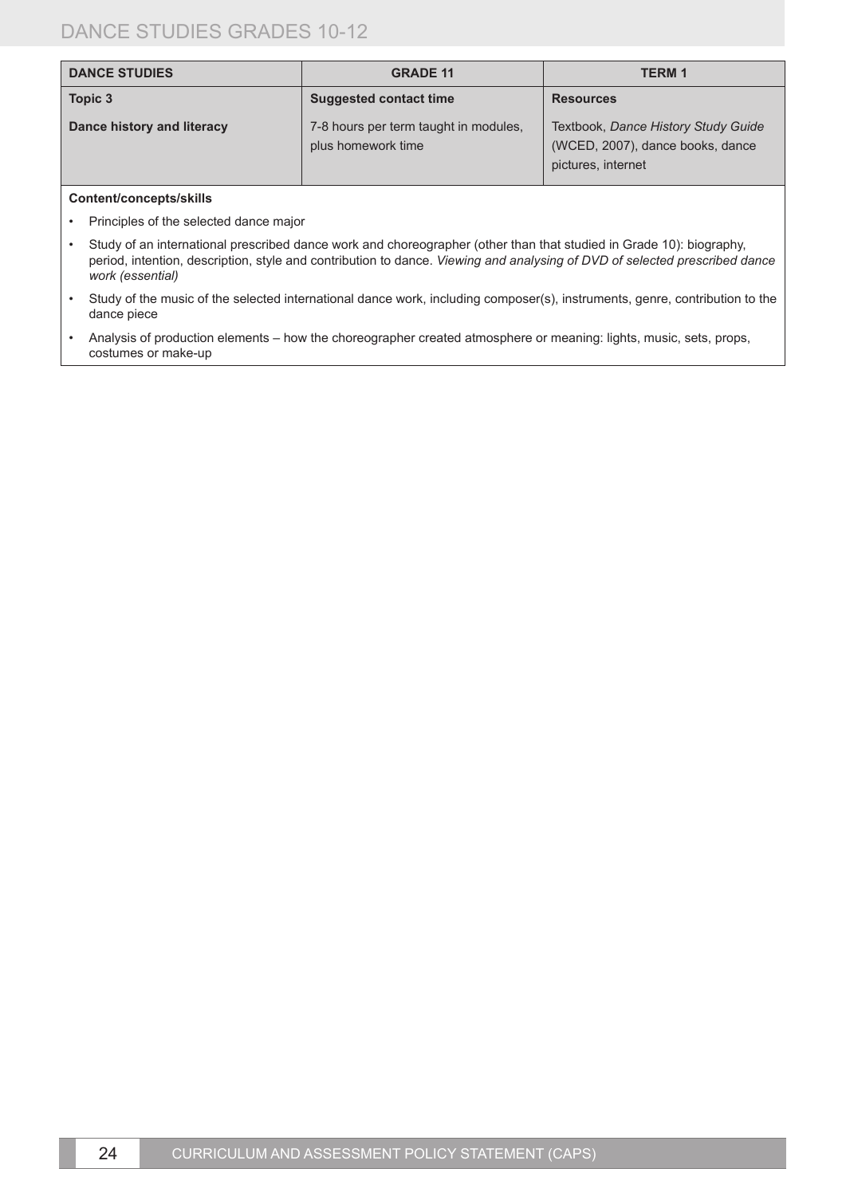| DANCE STUDIES | GRADE 11 | TERM 1 |
|---|---|---|
| **Topic 3** | **Suggested contact time** | **Resources** |
| **Dance history and literacy** | 7-8 hours per term taught in modules, plus homework time | Textbook, *Dance History Study Guide* (WCED, 2007), dance books, dance pictures, internet |

**Content/concepts/skills**

- Principles of the selected dance major
- Study of an international prescribed dance work and choreographer (other than that studied in Grade 10): biography, period, intention, description, style and contribution to dance. *Viewing and analysing of DVD of selected prescribed dance work (essential)*
- Study of the music of the selected international dance work, including composer(s), instruments, genre, contribution to the dance piece
- Analysis of production elements – how the choreographer created atmosphere or meaning: lights, music, sets, props, costumes or make-up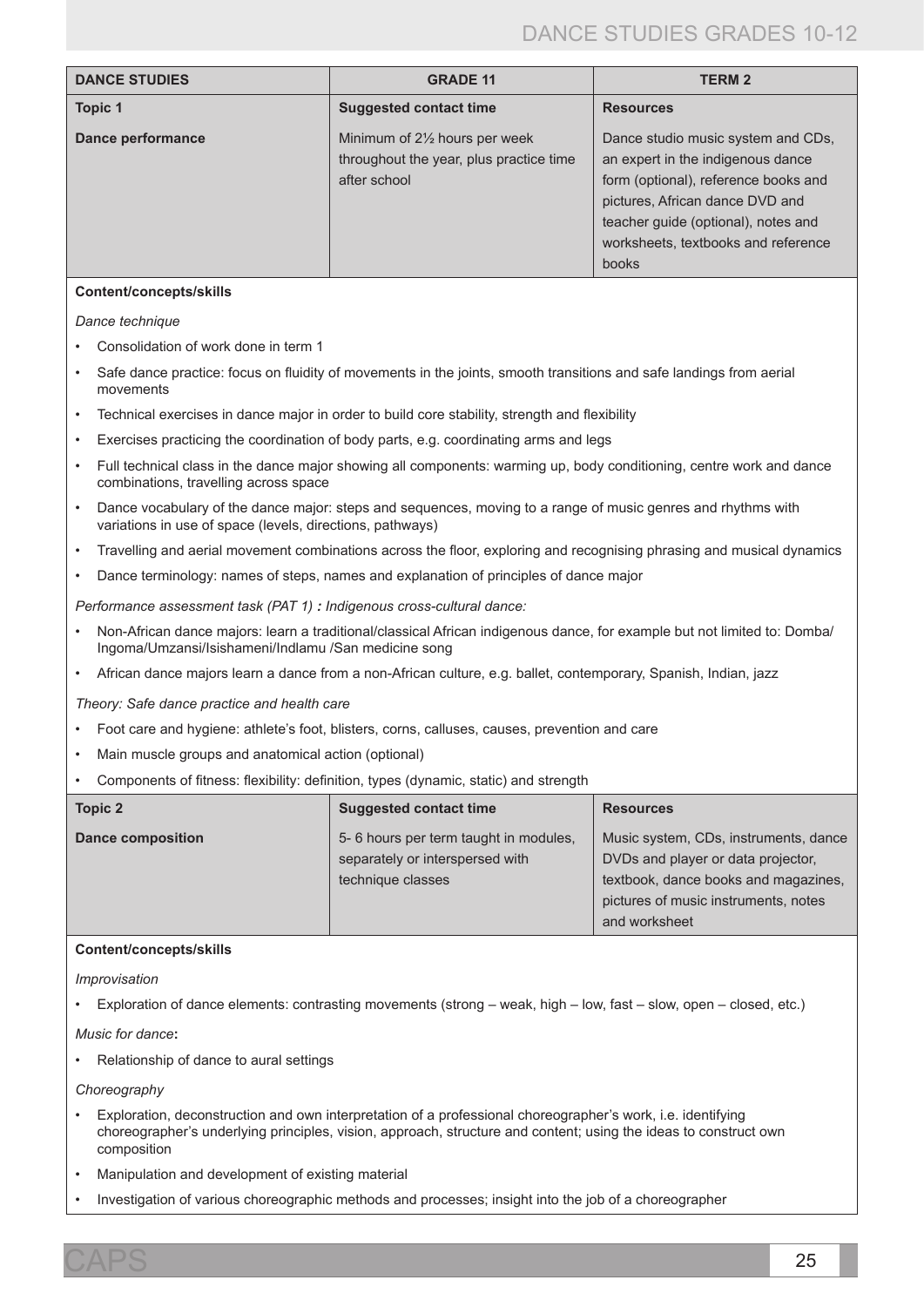| DANCE STUDIES | GRADE 11 | TERM 2 |
| --- | --- | --- |
| **Topic 1** | **Suggested contact time** | **Resources** |
| **Dance performance** | Minimum of 2½ hours per week throughout the year, plus practice time after school | Dance studio music system and CDs, an expert in the indigenous dance form (optional), reference books and pictures, African dance DVD and teacher guide (optional), notes and worksheets, textbooks and reference books |

**Content/concepts/skills**

*Dance technique*

- Consolidation of work done in term 1
- Safe dance practice: focus on fluidity of movements in the joints, smooth transitions and safe landings from aerial movements
- Technical exercises in dance major in order to build core stability, strength and flexibility
- Exercises practicing the coordination of body parts, e.g. coordinating arms and legs
- Full technical class in the dance major showing all components: warming up, body conditioning, centre work and dance combinations, travelling across space
- Dance vocabulary of the dance major: steps and sequences, moving to a range of music genres and rhythms with variations in use of space (levels, directions, pathways)
- Travelling and aerial movement combinations across the floor, exploring and recognising phrasing and musical dynamics
- Dance terminology: names of steps, names and explanation of principles of dance major

*Performance assessment task (PAT 1) **:** Indigenous cross-cultural dance:*

- Non-African dance majors: learn a traditional/classical African indigenous dance, for example but not limited to: Domba/ Ingoma/Umzansi/Isishameni/Indlamu /San medicine song
- African dance majors learn a dance from a non-African culture, e.g. ballet, contemporary, Spanish, Indian, jazz

*Theory: Safe dance practice and health care*

- Foot care and hygiene: athlete's foot, blisters, corns, calluses, causes, prevention and care
- Main muscle groups and anatomical action (optional)
- Components of fitness: flexibility: definition, types (dynamic, static) and strength

| Topic 2 | Suggested contact time | Resources |
| --- | --- | --- |
| **Dance composition** | 5- 6 hours per term taught in modules, separately or interspersed with technique classes | Music system, CDs, instruments, dance DVDs and player or data projector, textbook, dance books and magazines, pictures of music instruments, notes and worksheet |

**Content/concepts/skills**

*Improvisation*

- Exploration of dance elements: contrasting movements (strong – weak, high – low, fast – slow, open – closed, etc.)

*Music for dance***:**

- Relationship of dance to aural settings

*Choreography*

- Exploration, deconstruction and own interpretation of a professional choreographer's work, i.e. identifying choreographer's underlying principles, vision, approach, structure and content; using the ideas to construct own composition
- Manipulation and development of existing material
- Investigation of various choreographic methods and processes; insight into the job of a choreographer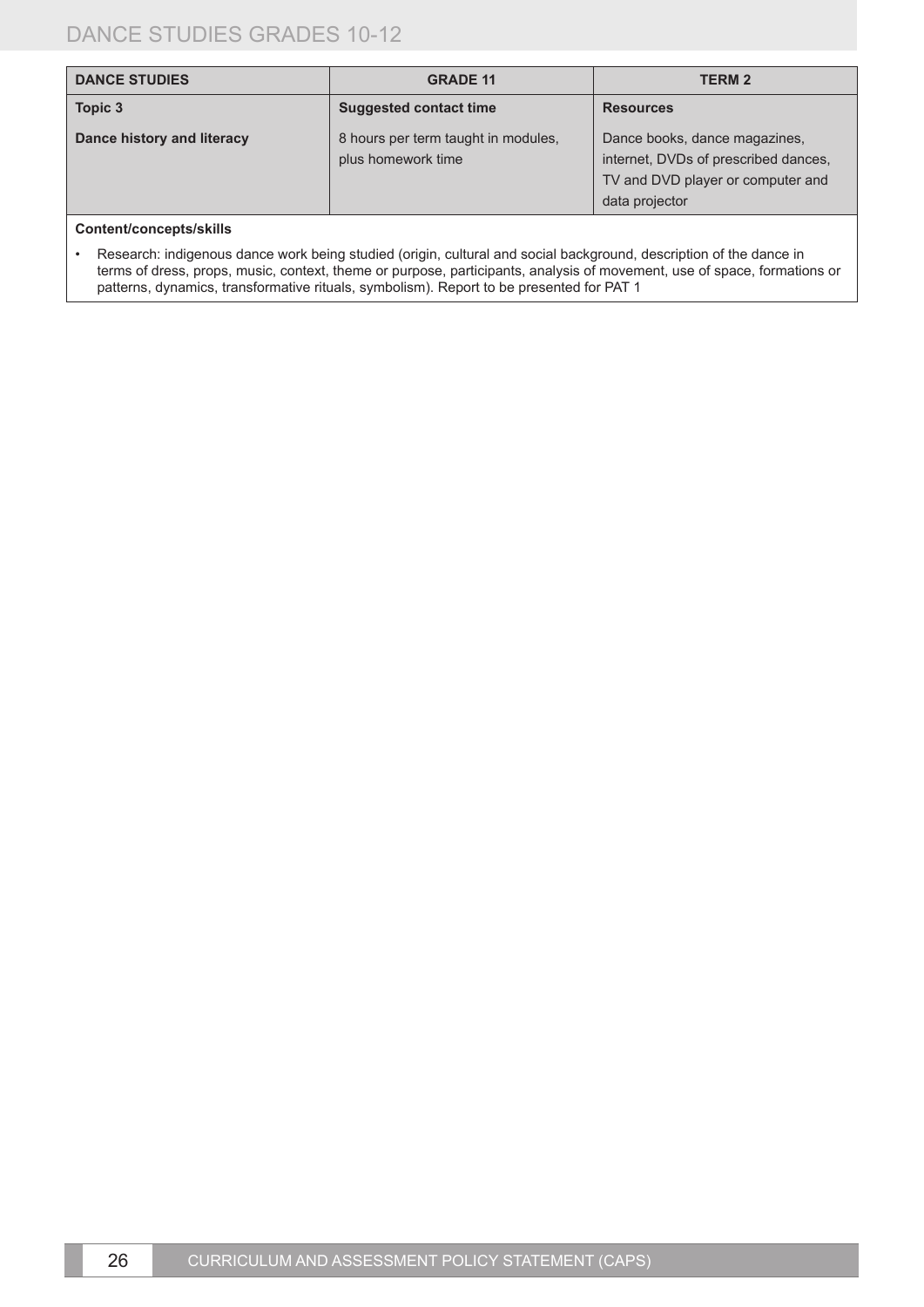| DANCE STUDIES | GRADE 11 | TERM 2 |
|---|---|---|
| **Topic 3** | **Suggested contact time** | **Resources** |
| **Dance history and literacy** | 8 hours per term taught in modules, plus homework time | Dance books, dance magazines, internet, DVDs of prescribed dances, TV and DVD player or computer and data projector |

**Content/concepts/skills**

- Research: indigenous dance work being studied (origin, cultural and social background, description of the dance in terms of dress, props, music, context, theme or purpose, participants, analysis of movement, use of space, formations or patterns, dynamics, transformative rituals, symbolism). Report to be presented for PAT 1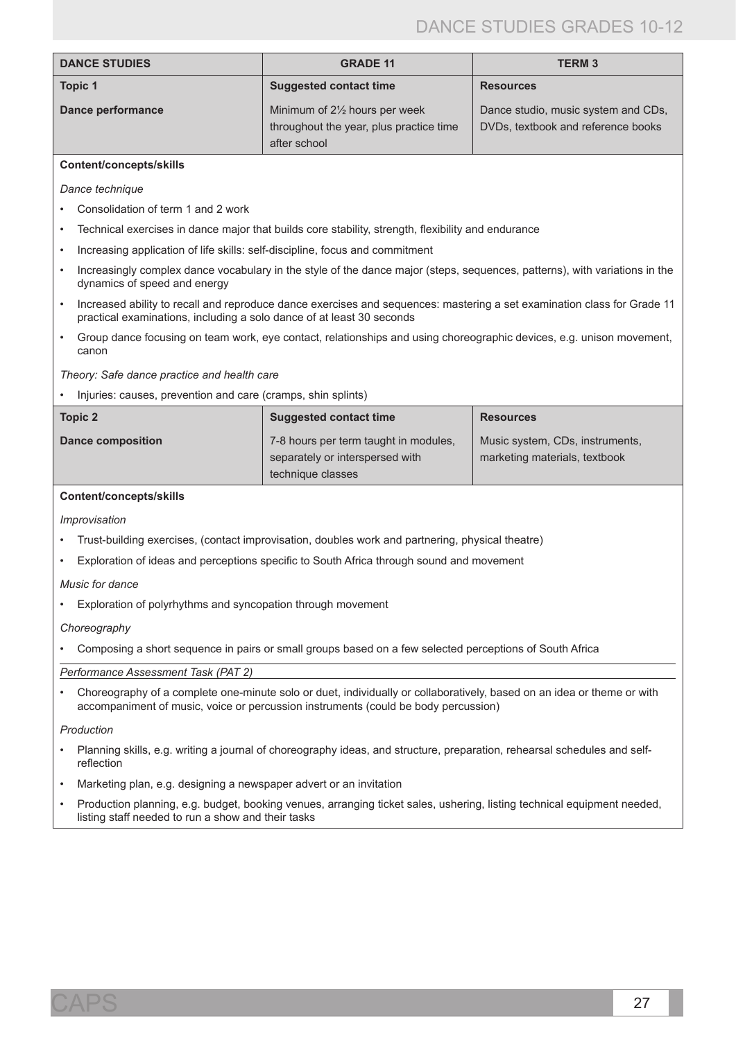| DANCE STUDIES | GRADE 11 | TERM 3 |
|---|---|---|
| **Topic 1** | **Suggested contact time** | **Resources** |
| **Dance performance** | Minimum of 2½ hours per week throughout the year, plus practice time after school | Dance studio, music system and CDs, DVDs, textbook and reference books |

**Content/concepts/skills**

*Dance technique*

- Consolidation of term 1 and 2 work
- Technical exercises in dance major that builds core stability, strength, flexibility and endurance
- Increasing application of life skills: self-discipline, focus and commitment
- Increasingly complex dance vocabulary in the style of the dance major (steps, sequences, patterns), with variations in the dynamics of speed and energy
- Increased ability to recall and reproduce dance exercises and sequences: mastering a set examination class for Grade 11 practical examinations, including a solo dance of at least 30 seconds
- Group dance focusing on team work, eye contact, relationships and using choreographic devices, e.g. unison movement, canon

*Theory: Safe dance practice and health care*

- Injuries: causes, prevention and care (cramps, shin splints)

| Topic 2 | Suggested contact time | Resources |
|---|---|---|
| **Dance composition** | 7-8 hours per term taught in modules, separately or interspersed with technique classes | Music system, CDs, instruments, marketing materials, textbook |

**Content/concepts/skills**

*Improvisation*

- Trust-building exercises, (contact improvisation, doubles work and partnering, physical theatre)
- Exploration of ideas and perceptions specific to South Africa through sound and movement

*Music for dance*

- Exploration of polyrhythms and syncopation through movement

*Choreography*

- Composing a short sequence in pairs or small groups based on a few selected perceptions of South Africa

*Performance Assessment Task (PAT 2)*

- Choreography of a complete one-minute solo or duet, individually or collaboratively, based on an idea or theme or with accompaniment of music, voice or percussion instruments (could be body percussion)

*Production*

- Planning skills, e.g. writing a journal of choreography ideas, and structure, preparation, rehearsal schedules and self-reflection
- Marketing plan, e.g. designing a newspaper advert or an invitation
- Production planning, e.g. budget, booking venues, arranging ticket sales, ushering, listing technical equipment needed, listing staff needed to run a show and their tasks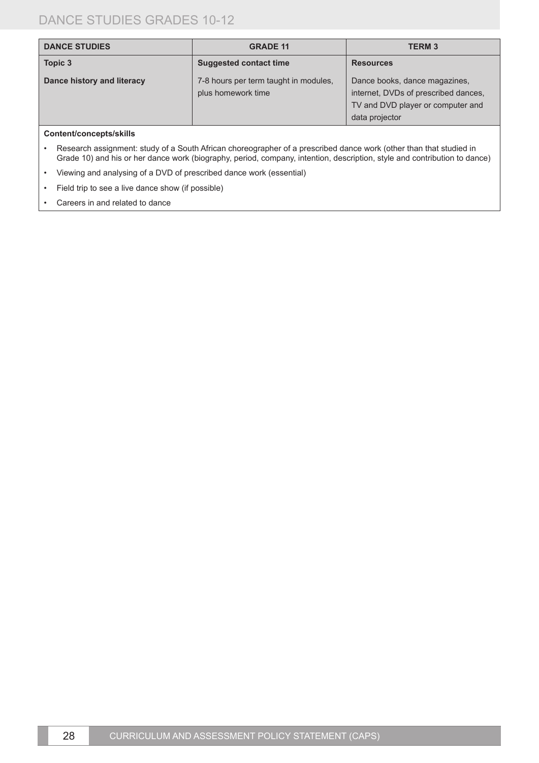| DANCE STUDIES | GRADE 11 | TERM 3 |
|---|---|---|
| **Topic 3** | **Suggested contact time** | **Resources** |
| **Dance history and literacy** | 7-8 hours per term taught in modules, plus homework time | Dance books, dance magazines, internet, DVDs of prescribed dances, TV and DVD player or computer and data projector |

**Content/concepts/skills**

- Research assignment: study of a South African choreographer of a prescribed dance work (other than that studied in Grade 10) and his or her dance work (biography, period, company, intention, description, style and contribution to dance)
- Viewing and analysing of a DVD of prescribed dance work (essential)
- Field trip to see a live dance show (if possible)
- Careers in and related to dance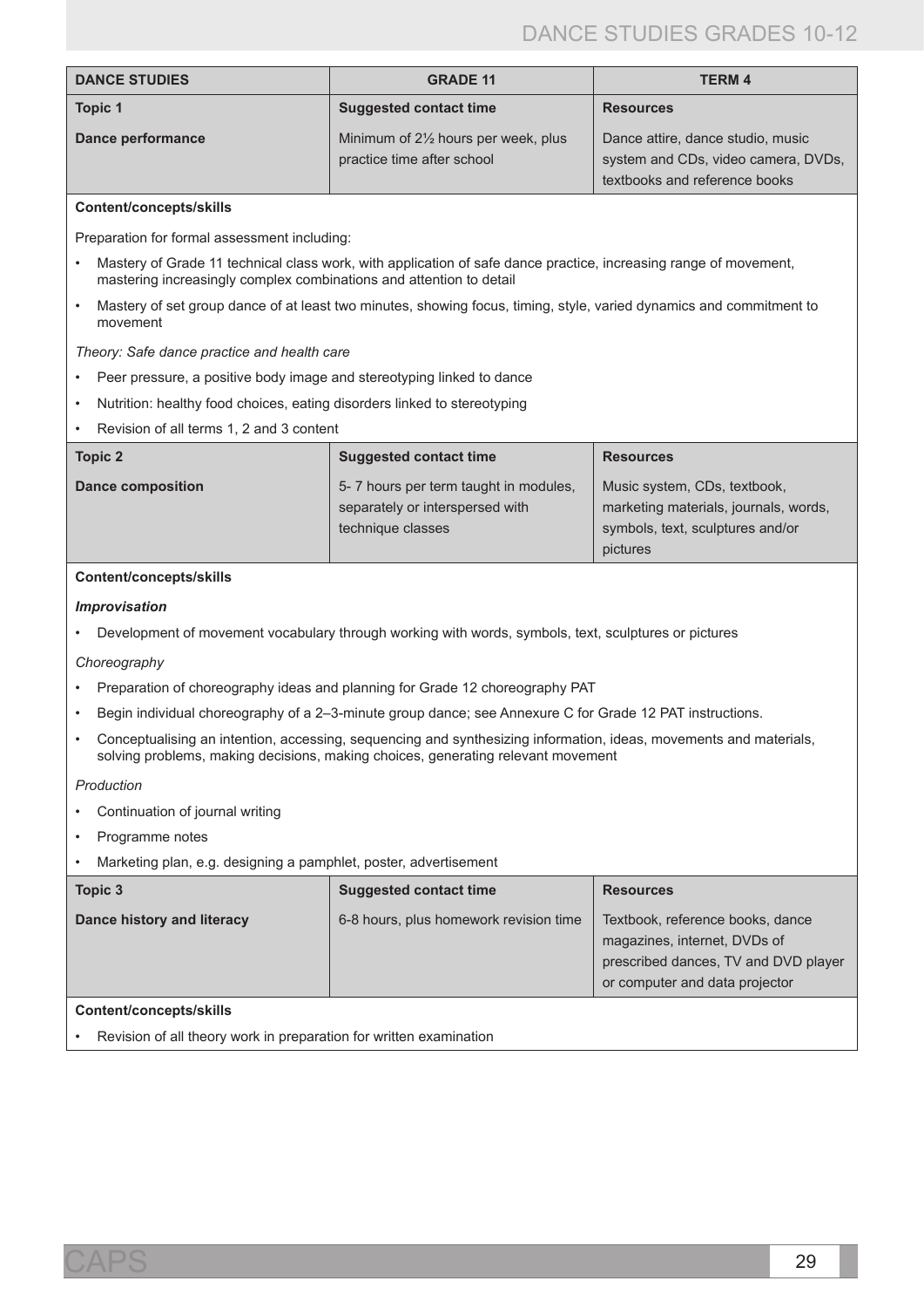| DANCE STUDIES | GRADE 11 | TERM 4 |
|---|---|---|
| **Topic 1** | **Suggested contact time** | **Resources** |
| **Dance performance** | Minimum of 2½ hours per week, plus practice time after school | Dance attire, dance studio, music system and CDs, video camera, DVDs, textbooks and reference books |

**Content/concepts/skills**

Preparation for formal assessment including:

- Mastery of Grade 11 technical class work, with application of safe dance practice, increasing range of movement, mastering increasingly complex combinations and attention to detail
- Mastery of set group dance of at least two minutes, showing focus, timing, style, varied dynamics and commitment to movement

*Theory: Safe dance practice and health care*

- Peer pressure, a positive body image and stereotyping linked to dance
- Nutrition: healthy food choices, eating disorders linked to stereotyping
- Revision of all terms 1, 2 and 3 content

| **Topic 2** | **Suggested contact time** | **Resources** |
|---|---|---|
| **Dance composition** | 5- 7 hours per term taught in modules, separately or interspersed with technique classes | Music system, CDs, textbook, marketing materials, journals, words, symbols, text, sculptures and/or pictures |

**Content/concepts/skills**

***Improvisation***

- Development of movement vocabulary through working with words, symbols, text, sculptures or pictures

*Choreography*

- Preparation of choreography ideas and planning for Grade 12 choreography PAT
- Begin individual choreography of a 2–3-minute group dance; see Annexure C for Grade 12 PAT instructions.
- Conceptualising an intention, accessing, sequencing and synthesizing information, ideas, movements and materials, solving problems, making decisions, making choices, generating relevant movement

*Production*

- Continuation of journal writing
- Programme notes
- Marketing plan, e.g. designing a pamphlet, poster, advertisement

| **Topic 3** | **Suggested contact time** | **Resources** |
|---|---|---|
| **Dance history and literacy** | 6-8 hours, plus homework revision time | Textbook, reference books, dance magazines, internet, DVDs of prescribed dances, TV and DVD player or computer and data projector |

**Content/concepts/skills**

- Revision of all theory work in preparation for written examination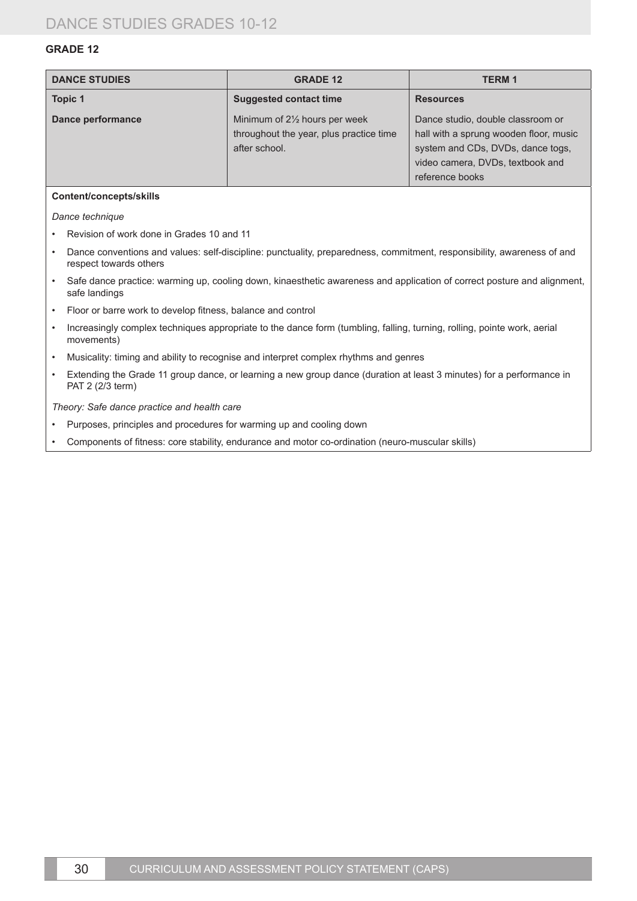## GRADE 12

| DANCE STUDIES | GRADE 12 | TERM 1 |
|---|---|---|
| **Topic 1** | **Suggested contact time** | **Resources** |
| **Dance performance** | Minimum of 2½ hours per week throughout the year, plus practice time after school. | Dance studio, double classroom or hall with a sprung wooden floor, music system and CDs, DVDs, dance togs, video camera, DVDs, textbook and reference books |

**Content/concepts/skills**

*Dance technique*

- Revision of work done in Grades 10 and 11
- Dance conventions and values: self-discipline: punctuality, preparedness, commitment, responsibility, awareness of and respect towards others
- Safe dance practice: warming up, cooling down, kinaesthetic awareness and application of correct posture and alignment, safe landings
- Floor or barre work to develop fitness, balance and control
- Increasingly complex techniques appropriate to the dance form (tumbling, falling, turning, rolling, pointe work, aerial movements)
- Musicality: timing and ability to recognise and interpret complex rhythms and genres
- Extending the Grade 11 group dance, or learning a new group dance (duration at least 3 minutes) for a performance in PAT 2 (2/3 term)

*Theory: Safe dance practice and health care*

- Purposes, principles and procedures for warming up and cooling down
- Components of fitness: core stability, endurance and motor co-ordination (neuro-muscular skills)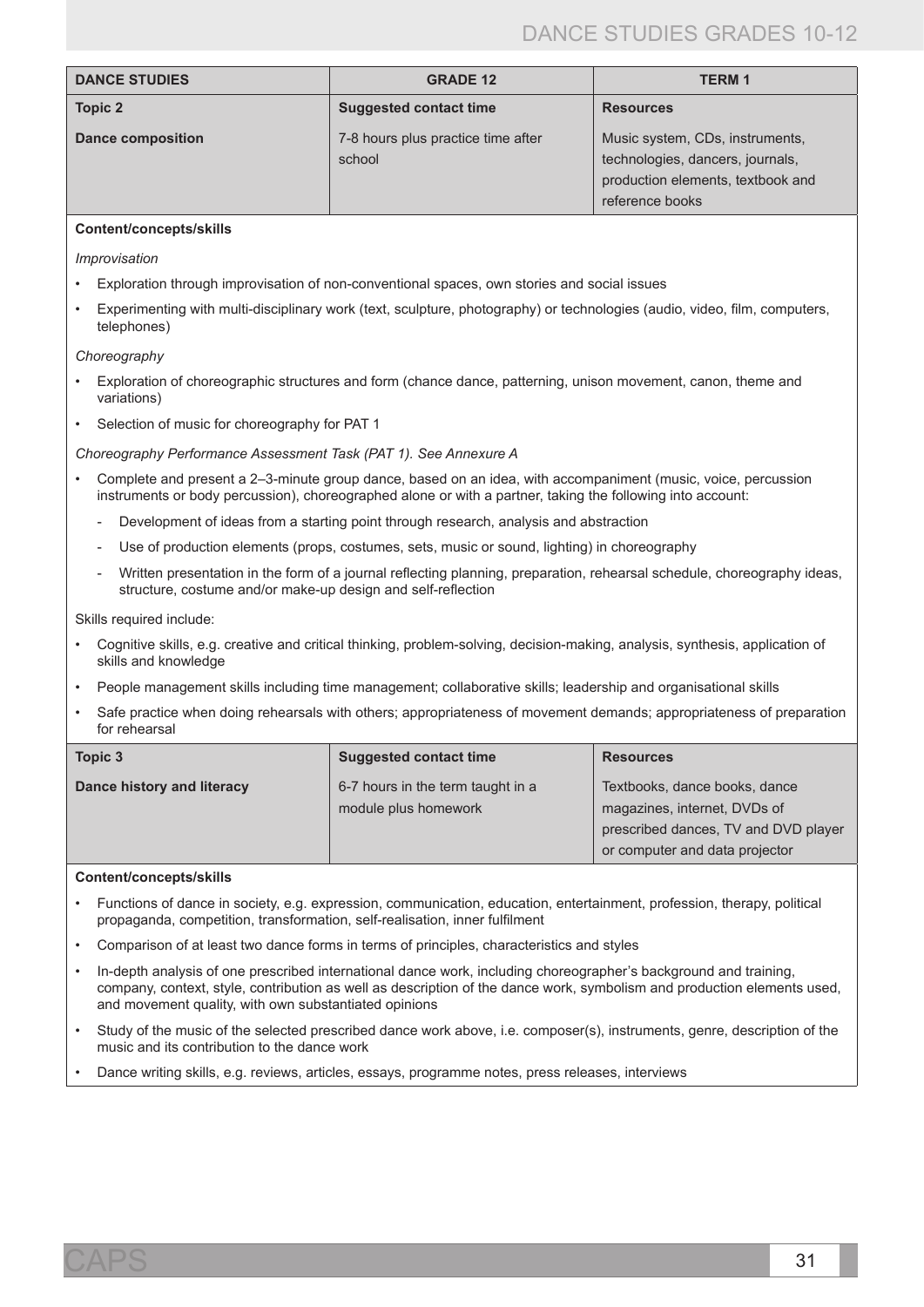| DANCE STUDIES | GRADE 12 | TERM 1 |
| --- | --- | --- |
| **Topic 2** | **Suggested contact time** | **Resources** |
| **Dance composition** | 7-8 hours plus practice time after school | Music system, CDs, instruments, technologies, dancers, journals, production elements, textbook and reference books |

**Content/concepts/skills**

*Improvisation*

- Exploration through improvisation of non-conventional spaces, own stories and social issues
- Experimenting with multi-disciplinary work (text, sculpture, photography) or technologies (audio, video, film, computers, telephones)

*Choreography*

- Exploration of choreographic structures and form (chance dance, patterning, unison movement, canon, theme and variations)
- Selection of music for choreography for PAT 1

*Choreography Performance Assessment Task (PAT 1). See Annexure A*

- Complete and present a 2–3-minute group dance, based on an idea, with accompaniment (music, voice, percussion instruments or body percussion), choreographed alone or with a partner, taking the following into account:
  - Development of ideas from a starting point through research, analysis and abstraction
  - Use of production elements (props, costumes, sets, music or sound, lighting) in choreography
  - Written presentation in the form of a journal reflecting planning, preparation, rehearsal schedule, choreography ideas, structure, costume and/or make-up design and self-reflection

Skills required include:

- Cognitive skills, e.g. creative and critical thinking, problem-solving, decision-making, analysis, synthesis, application of skills and knowledge
- People management skills including time management; collaborative skills; leadership and organisational skills
- Safe practice when doing rehearsals with others; appropriateness of movement demands; appropriateness of preparation for rehearsal

| Topic 3 | Suggested contact time | Resources |
| --- | --- | --- |
| **Dance history and literacy** | 6-7 hours in the term taught in a module plus homework | Textbooks, dance books, dance magazines, internet, DVDs of prescribed dances, TV and DVD player or computer and data projector |

**Content/concepts/skills**

- Functions of dance in society, e.g. expression, communication, education, entertainment, profession, therapy, political propaganda, competition, transformation, self-realisation, inner fulfilment
- Comparison of at least two dance forms in terms of principles, characteristics and styles
- In-depth analysis of one prescribed international dance work, including choreographer's background and training, company, context, style, contribution as well as description of the dance work, symbolism and production elements used, and movement quality, with own substantiated opinions
- Study of the music of the selected prescribed dance work above, i.e. composer(s), instruments, genre, description of the music and its contribution to the dance work
- Dance writing skills, e.g. reviews, articles, essays, programme notes, press releases, interviews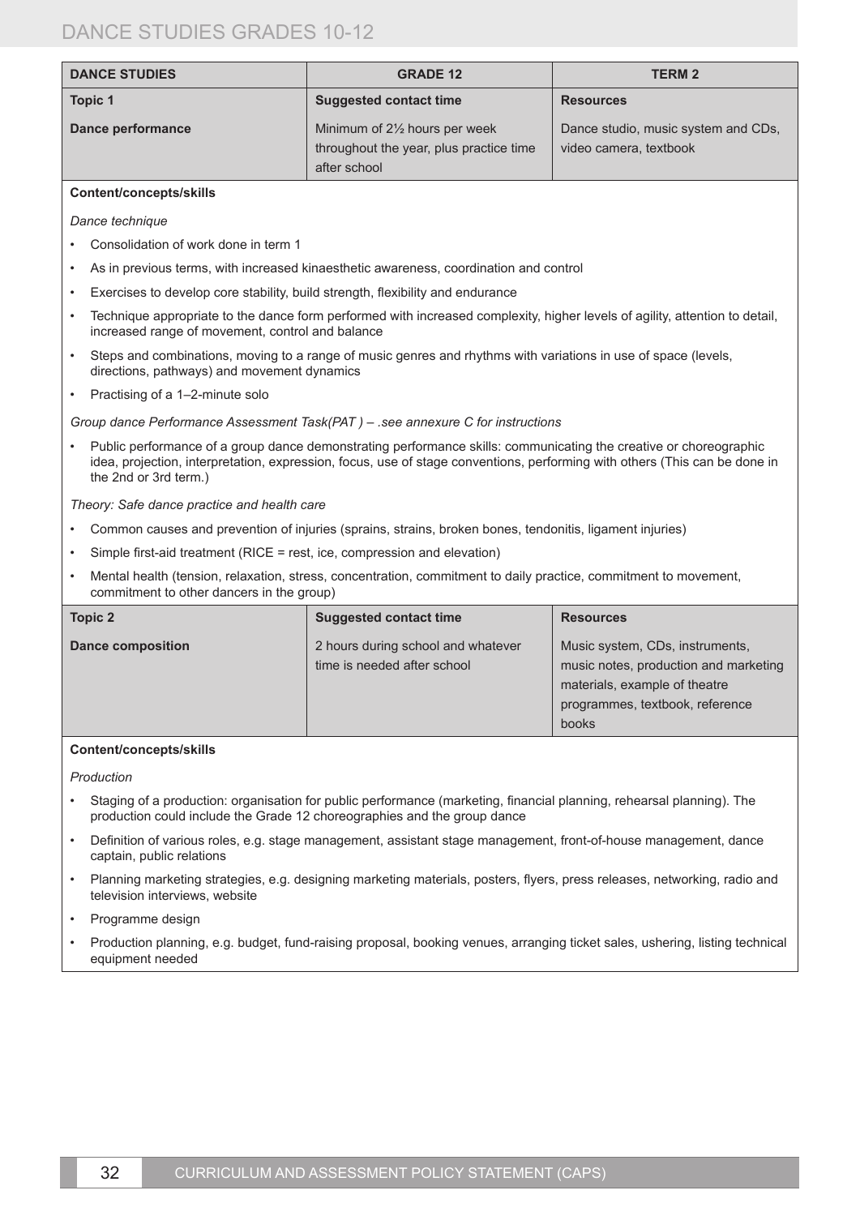| DANCE STUDIES | GRADE 12 | TERM 2 |
|---|---|---|
| **Topic 1** | **Suggested contact time** | **Resources** |
| **Dance performance** | Minimum of 2½ hours per week throughout the year, plus practice time after school | Dance studio, music system and CDs, video camera, textbook |

**Content/concepts/skills**

*Dance technique*

- Consolidation of work done in term 1
- As in previous terms, with increased kinaesthetic awareness, coordination and control
- Exercises to develop core stability, build strength, flexibility and endurance
- Technique appropriate to the dance form performed with increased complexity, higher levels of agility, attention to detail, increased range of movement, control and balance
- Steps and combinations, moving to a range of music genres and rhythms with variations in use of space (levels, directions, pathways) and movement dynamics
- Practising of a 1–2-minute solo

*Group dance Performance Assessment Task(PAT ) – .see annexure C for instructions*

- Public performance of a group dance demonstrating performance skills: communicating the creative or choreographic idea, projection, interpretation, expression, focus, use of stage conventions, performing with others (This can be done in the 2nd or 3rd term.)

*Theory: Safe dance practice and health care*

- Common causes and prevention of injuries (sprains, strains, broken bones, tendonitis, ligament injuries)
- Simple first-aid treatment (RICE = rest, ice, compression and elevation)
- Mental health (tension, relaxation, stress, concentration, commitment to daily practice, commitment to movement, commitment to other dancers in the group)

| Topic 2 | Suggested contact time | Resources |
|---|---|---|
| **Dance composition** | 2 hours during school and whatever time is needed after school | Music system, CDs, instruments, music notes, production and marketing materials, example of theatre programmes, textbook, reference books |

**Content/concepts/skills**

*Production*

- Staging of a production: organisation for public performance (marketing, financial planning, rehearsal planning). The production could include the Grade 12 choreographies and the group dance
- Definition of various roles, e.g. stage management, assistant stage management, front-of-house management, dance captain, public relations
- Planning marketing strategies, e.g. designing marketing materials, posters, flyers, press releases, networking, radio and television interviews, website
- Programme design
- Production planning, e.g. budget, fund-raising proposal, booking venues, arranging ticket sales, ushering, listing technical equipment needed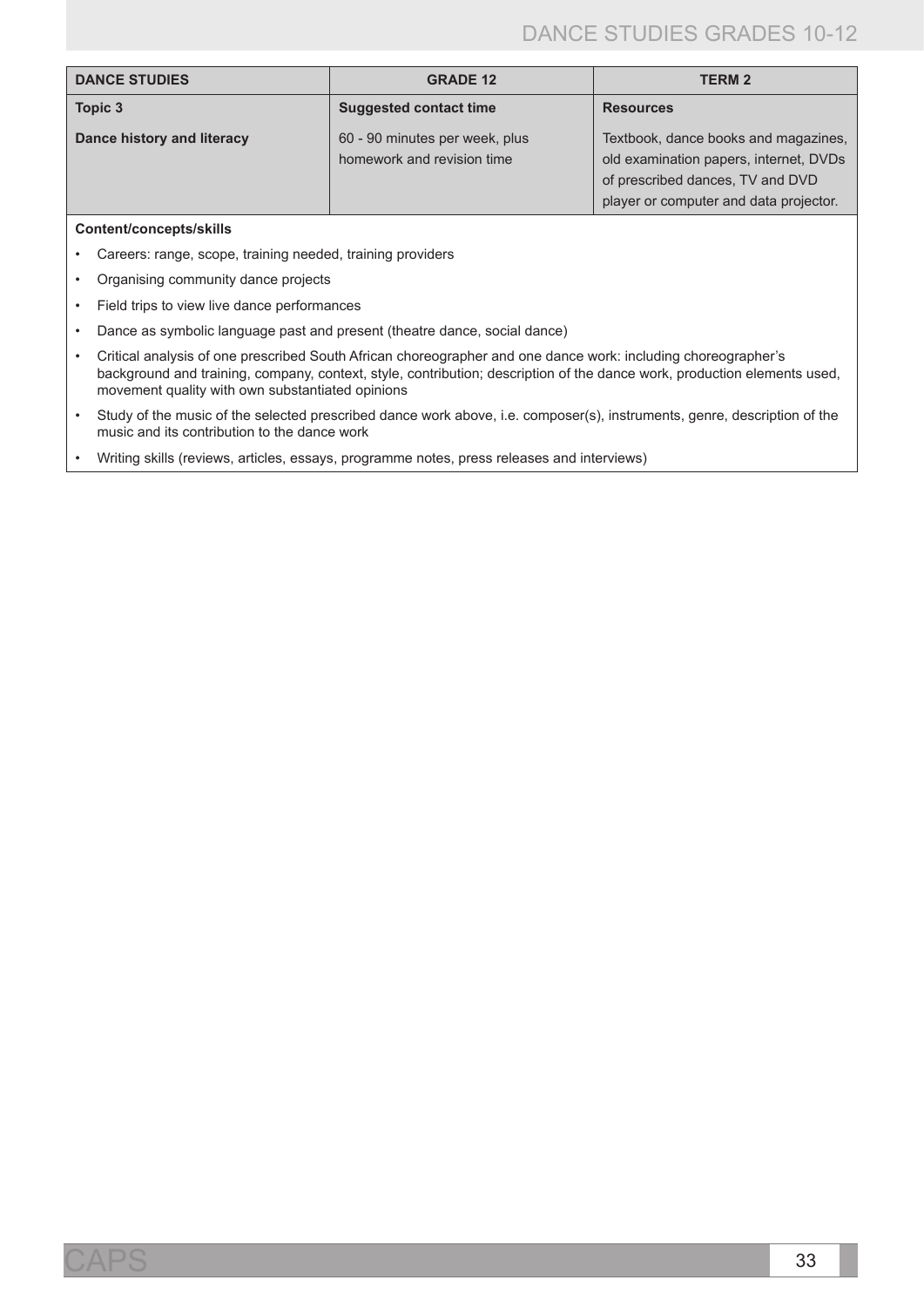| DANCE STUDIES | GRADE 12 | TERM 2 |
| --- | --- | --- |
| **Topic 3** | **Suggested contact time** | **Resources** |
| **Dance history and literacy** | 60 - 90 minutes per week, plus homework and revision time | Textbook, dance books and magazines, old examination papers, internet, DVDs of prescribed dances, TV and DVD player or computer and data projector. |

**Content/concepts/skills**

- Careers: range, scope, training needed, training providers
- Organising community dance projects
- Field trips to view live dance performances
- Dance as symbolic language past and present (theatre dance, social dance)
- Critical analysis of one prescribed South African choreographer and one dance work: including choreographer's background and training, company, context, style, contribution; description of the dance work, production elements used, movement quality with own substantiated opinions
- Study of the music of the selected prescribed dance work above, i.e. composer(s), instruments, genre, description of the music and its contribution to the dance work
- Writing skills (reviews, articles, essays, programme notes, press releases and interviews)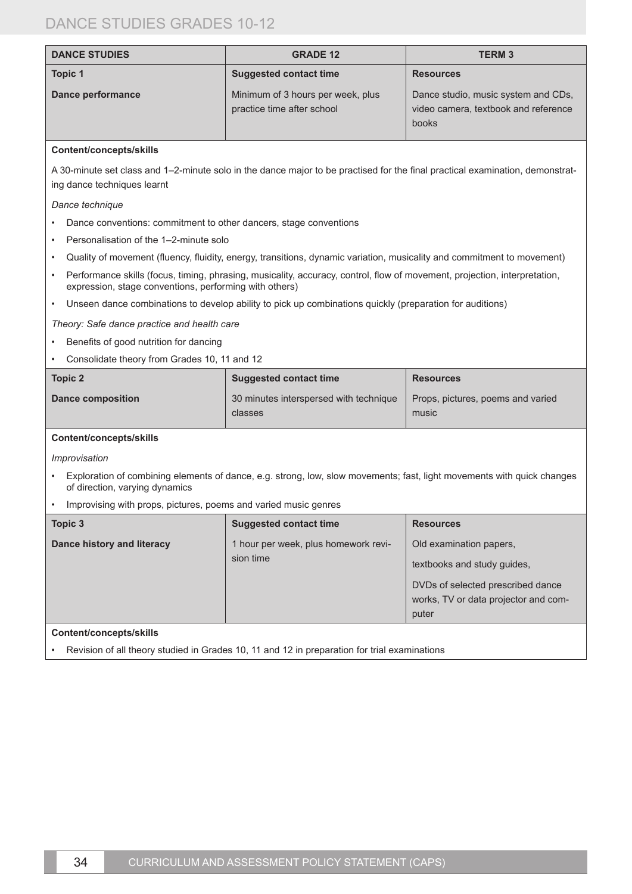| DANCE STUDIES | GRADE 12 | TERM 3 |
|---|---|---|
| **Topic 1** | **Suggested contact time** | **Resources** |
| **Dance performance** | Minimum of 3 hours per week, plus practice time after school | Dance studio, music system and CDs, video camera, textbook and reference books |

**Content/concepts/skills**

A 30-minute set class and 1–2-minute solo in the dance major to be practised for the final practical examination, demonstrating dance techniques learnt

*Dance technique*

- Dance conventions: commitment to other dancers, stage conventions
- Personalisation of the 1–2-minute solo
- Quality of movement (fluency, fluidity, energy, transitions, dynamic variation, musicality and commitment to movement)
- Performance skills (focus, timing, phrasing, musicality, accuracy, control, flow of movement, projection, interpretation, expression, stage conventions, performing with others)
- Unseen dance combinations to develop ability to pick up combinations quickly (preparation for auditions)

*Theory: Safe dance practice and health care*

- Benefits of good nutrition for dancing
- Consolidate theory from Grades 10, 11 and 12

| **Topic 2** | **Suggested contact time** | **Resources** |
|---|---|---|
| **Dance composition** | 30 minutes interspersed with technique classes | Props, pictures, poems and varied music |

**Content/concepts/skills**

*Improvisation*

- Exploration of combining elements of dance, e.g. strong, low, slow movements; fast, light movements with quick changes of direction, varying dynamics
- Improvising with props, pictures, poems and varied music genres

| **Topic 3** | **Suggested contact time** | **Resources** |
|---|---|---|
| **Dance history and literacy** | 1 hour per week, plus homework revision time | Old examination papers, textbooks and study guides, DVDs of selected prescribed dance works, TV or data projector and computer |

**Content/concepts/skills**

- Revision of all theory studied in Grades 10, 11 and 12 in preparation for trial examinations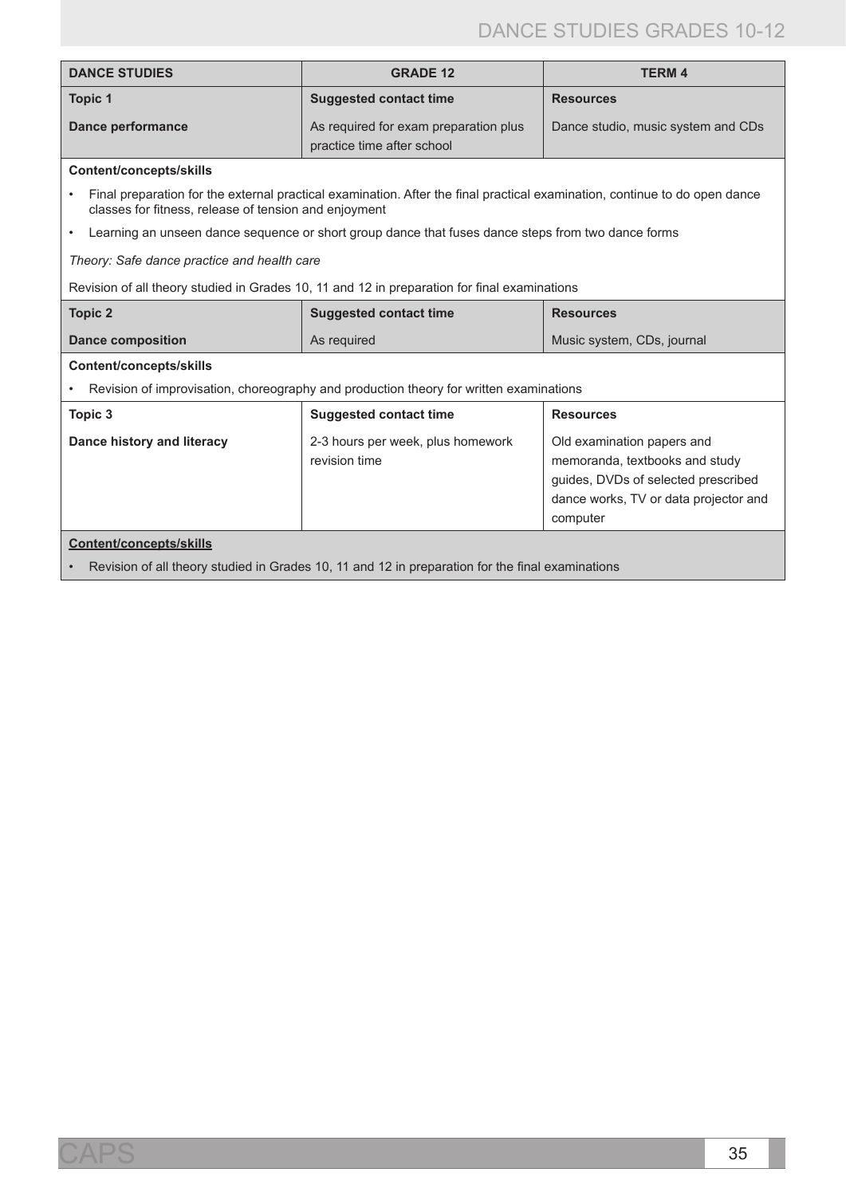| DANCE STUDIES | GRADE 12 | TERM 4 |
|---|---|---|
| **Topic 1**<br><br>**Dance performance** | **Suggested contact time**<br><br>As required for exam preparation plus practice time after school | **Resources**<br><br>Dance studio, music system and CDs |

**Content/concepts/skills**

- Final preparation for the external practical examination. After the final practical examination, continue to do open dance classes for fitness, release of tension and enjoyment
- Learning an unseen dance sequence or short group dance that fuses dance steps from two dance forms

*Theory: Safe dance practice and health care*

Revision of all theory studied in Grades 10, 11 and 12 in preparation for final examinations

| **Topic 2** | **Suggested contact time** | **Resources** |
|---|---|---|
| **Dance composition** | As required | Music system, CDs, journal |

**Content/concepts/skills**

- Revision of improvisation, choreography and production theory for written examinations

| **Topic 3** | **Suggested contact time** | **Resources** |
|---|---|---|
| **Dance history and literacy** | 2-3 hours per week, plus homework revision time | Old examination papers and memoranda, textbooks and study guides, DVDs of selected prescribed dance works, TV or data projector and computer |

**Content/concepts/skills**

- Revision of all theory studied in Grades 10, 11 and 12 in preparation for the final examinations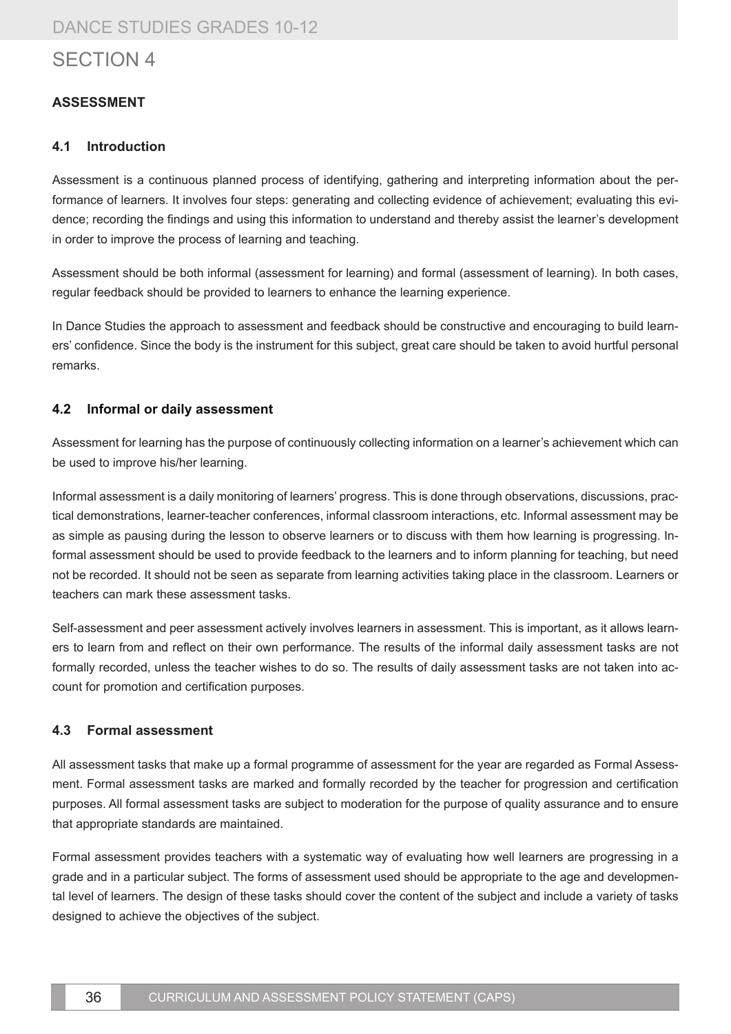# SECTION 4

## ASSESSMENT

### 4.1 Introduction

Assessment is a continuous planned process of identifying, gathering and interpreting information about the performance of learners. It involves four steps: generating and collecting evidence of achievement; evaluating this evidence; recording the findings and using this information to understand and thereby assist the learner's development in order to improve the process of learning and teaching.

Assessment should be both informal (assessment for learning) and formal (assessment of learning). In both cases, regular feedback should be provided to learners to enhance the learning experience.

In Dance Studies the approach to assessment and feedback should be constructive and encouraging to build learners' confidence. Since the body is the instrument for this subject, great care should be taken to avoid hurtful personal remarks.

### 4.2 Informal or daily assessment

Assessment for learning has the purpose of continuously collecting information on a learner's achievement which can be used to improve his/her learning.

Informal assessment is a daily monitoring of learners' progress. This is done through observations, discussions, practical demonstrations, learner-teacher conferences, informal classroom interactions, etc. Informal assessment may be as simple as pausing during the lesson to observe learners or to discuss with them how learning is progressing. Informal assessment should be used to provide feedback to the learners and to inform planning for teaching, but need not be recorded. It should not be seen as separate from learning activities taking place in the classroom. Learners or teachers can mark these assessment tasks.

Self-assessment and peer assessment actively involves learners in assessment. This is important, as it allows learners to learn from and reflect on their own performance. The results of the informal daily assessment tasks are not formally recorded, unless the teacher wishes to do so. The results of daily assessment tasks are not taken into account for promotion and certification purposes.

### 4.3 Formal assessment

All assessment tasks that make up a formal programme of assessment for the year are regarded as Formal Assessment. Formal assessment tasks are marked and formally recorded by the teacher for progression and certification purposes. All formal assessment tasks are subject to moderation for the purpose of quality assurance and to ensure that appropriate standards are maintained.

Formal assessment provides teachers with a systematic way of evaluating how well learners are progressing in a grade and in a particular subject. The forms of assessment used should be appropriate to the age and developmental level of learners. The design of these tasks should cover the content of the subject and include a variety of tasks designed to achieve the objectives of the subject.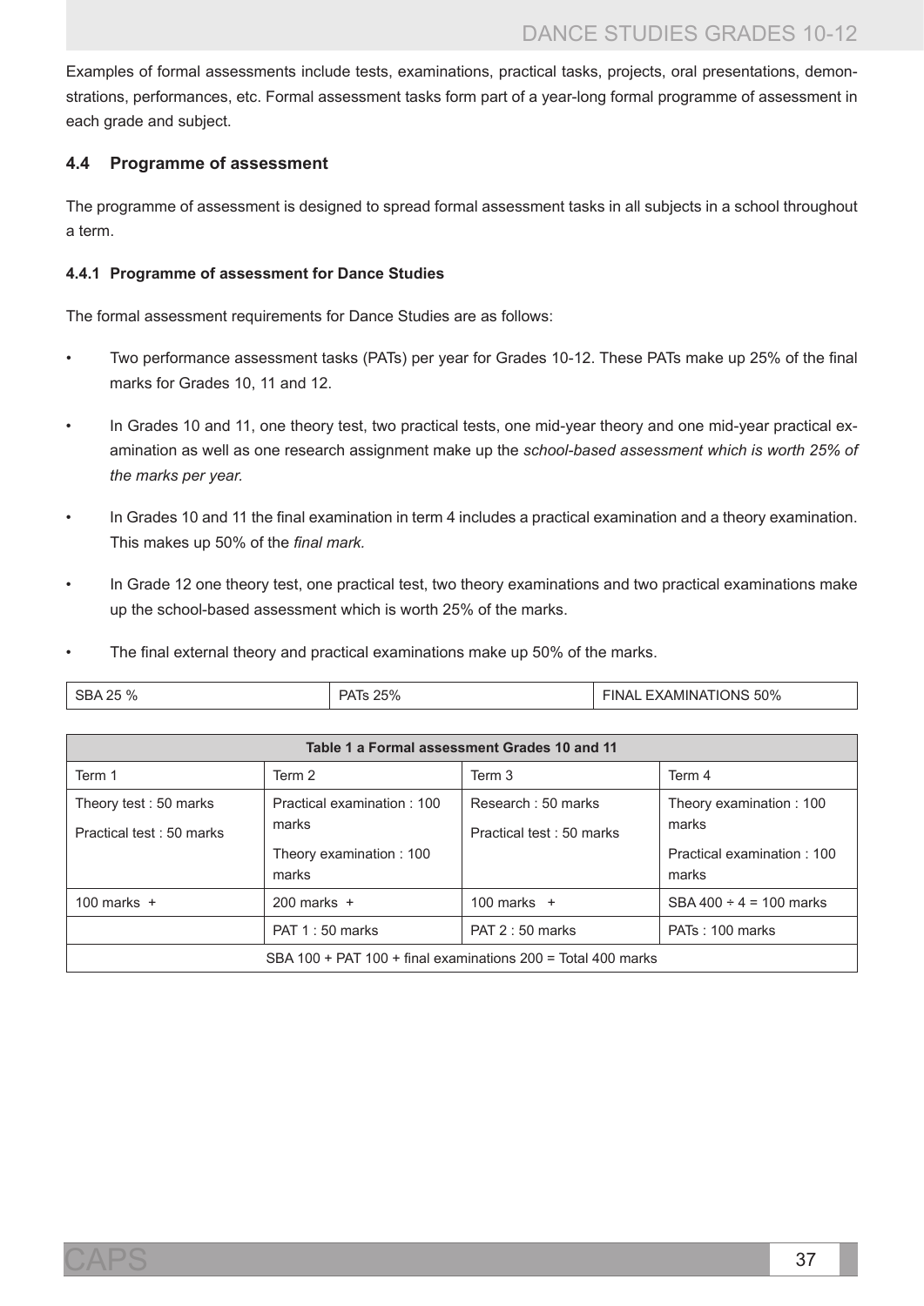Examples of formal assessments include tests, examinations, practical tasks, projects, oral presentations, demonstrations, performances, etc. Formal assessment tasks form part of a year-long formal programme of assessment in each grade and subject.

### 4.4 Programme of assessment

The programme of assessment is designed to spread formal assessment tasks in all subjects in a school throughout a term.

#### 4.4.1 Programme of assessment for Dance Studies

The formal assessment requirements for Dance Studies are as follows:

- Two performance assessment tasks (PATs) per year for Grades 10-12. These PATs make up 25% of the final marks for Grades 10, 11 and 12.
- In Grades 10 and 11, one theory test, two practical tests, one mid-year theory and one mid-year practical examination as well as one research assignment make up the *school-based assessment which is worth 25% of the marks per year.*
- In Grades 10 and 11 the final examination in term 4 includes a practical examination and a theory examination. This makes up 50% of the *final mark.*
- In Grade 12 one theory test, one practical test, two theory examinations and two practical examinations make up the school-based assessment which is worth 25% of the marks.
- The final external theory and practical examinations make up 50% of the marks.

| SBA 25 % | PATs 25% | FINAL EXAMINATIONS 50% |
|---|---|---|

| Table 1 a Formal assessment Grades 10 and 11 | | | |
|---|---|---|---|
| Term 1 | Term 2 | Term 3 | Term 4 |
| Theory test : 50 marks<br>Practical test : 50 marks | Practical examination : 100 marks<br>Theory examination : 100 marks | Research : 50 marks<br>Practical test : 50 marks | Theory examination : 100 marks<br>Practical examination : 100 marks |
| 100 marks + | 200 marks + | 100 marks + | SBA 400 ÷ 4 = 100 marks |
| | PAT 1 : 50 marks | PAT 2 : 50 marks | PATs : 100 marks |
| SBA 100 + PAT 100 + final examinations 200 = Total 400 marks | | | |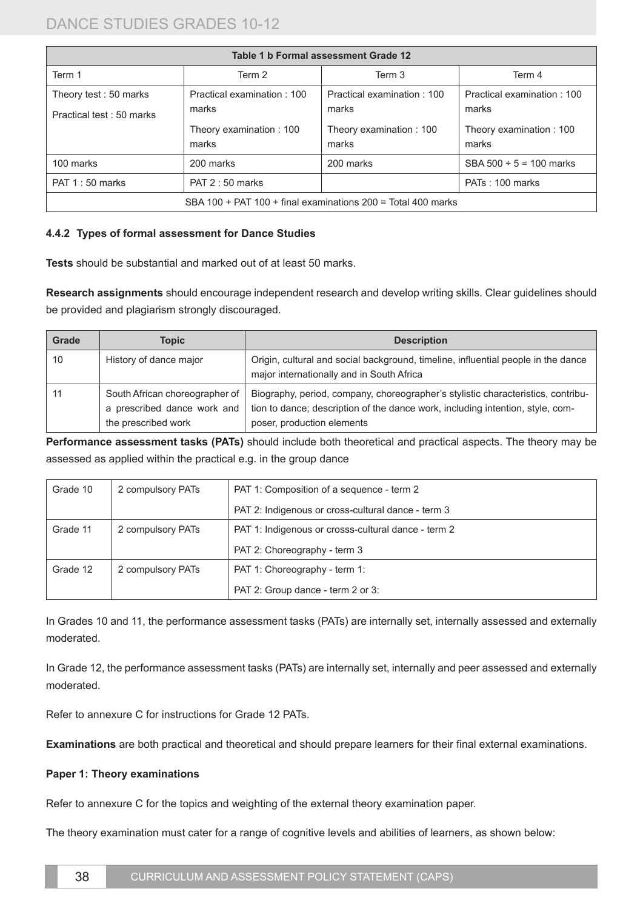| Table 1 b Formal assessment Grade 12 | | | |
|---|---|---|---|
| Term 1 | Term 2 | Term 3 | Term 4 |
| Theory test : 50 marks<br>Practical test : 50 marks | Practical examination : 100 marks<br>Theory examination : 100 marks | Practical examination : 100 marks<br>Theory examination : 100 marks | Practical examination : 100 marks<br>Theory examination : 100 marks |
| 100 marks | 200 marks | 200 marks | SBA 500 ÷ 5 = 100 marks |
| PAT 1 : 50 marks | PAT 2 : 50 marks | | PATs : 100 marks |
| SBA 100 + PAT 100 + final examinations 200 = Total 400 marks | | | |

#### 4.4.2 Types of formal assessment for Dance Studies

**Tests** should be substantial and marked out of at least 50 marks.

**Research assignments** should encourage independent research and develop writing skills. Clear guidelines should be provided and plagiarism strongly discouraged.

| Grade | Topic | Description |
|---|---|---|
| 10 | History of dance major | Origin, cultural and social background, timeline, influential people in the dance major internationally and in South Africa |
| 11 | South African choreographer of a prescribed dance work and the prescribed work | Biography, period, company, choreographer's stylistic characteristics, contribution to dance; description of the dance work, including intention, style, composer, production elements |

**Performance assessment tasks (PATs)** should include both theoretical and practical aspects. The theory may be assessed as applied within the practical e.g. in the group dance

| Grade | PATs | Tasks |
|---|---|---|
| Grade 10 | 2 compulsory PATs | PAT 1: Composition of a sequence - term 2<br>PAT 2: Indigenous or cross-cultural dance - term 3 |
| Grade 11 | 2 compulsory PATs | PAT 1: Indigenous or crosss-cultural dance - term 2<br>PAT 2: Choreography - term 3 |
| Grade 12 | 2 compulsory PATs | PAT 1: Choreography - term 1:<br>PAT 2: Group dance - term 2 or 3: |

In Grades 10 and 11, the performance assessment tasks (PATs) are internally set, internally assessed and externally moderated.

In Grade 12, the performance assessment tasks (PATs) are internally set, internally and peer assessed and externally moderated.

Refer to annexure C for instructions for Grade 12 PATs.

**Examinations** are both practical and theoretical and should prepare learners for their final external examinations.

**Paper 1: Theory examinations**

Refer to annexure C for the topics and weighting of the external theory examination paper.

The theory examination must cater for a range of cognitive levels and abilities of learners, as shown below: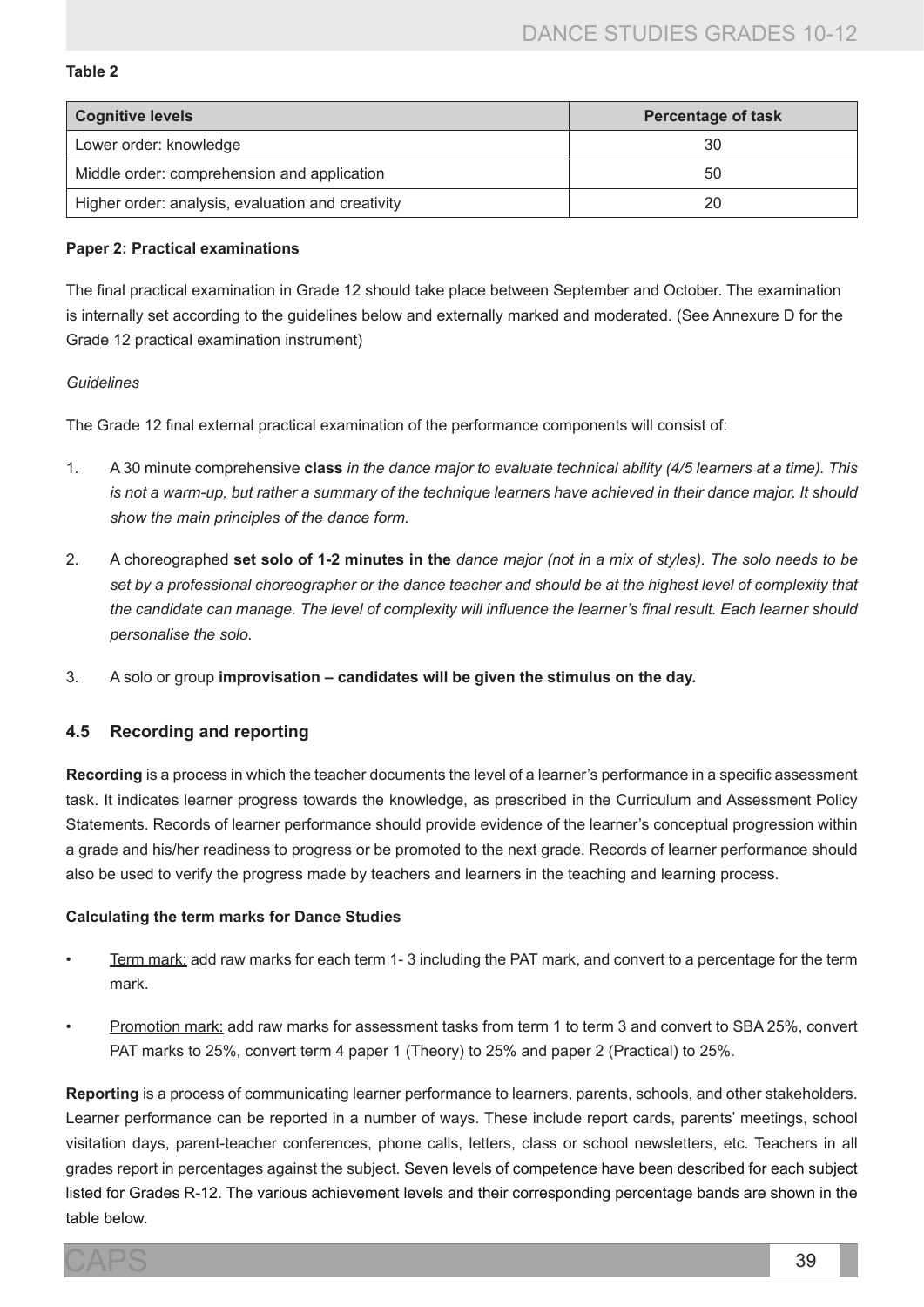**Table 2**

| Cognitive levels | Percentage of task |
|---|---|
| Lower order: knowledge | 30 |
| Middle order: comprehension and application | 50 |
| Higher order: analysis, evaluation and creativity | 20 |

**Paper 2: Practical examinations**

The final practical examination in Grade 12 should take place between September and October. The examination is internally set according to the guidelines below and externally marked and moderated. (See Annexure D for the Grade 12 practical examination instrument)

*Guidelines*

The Grade 12 final external practical examination of the performance components will consist of:

1. A 30 minute comprehensive **class** *in the dance major to evaluate technical ability (4/5 learners at a time). This is not a warm-up, but rather a summary of the technique learners have achieved in their dance major. It should show the main principles of the dance form.*
2. A choreographed **set solo of 1-2 minutes in the** *dance major (not in a mix of styles). The solo needs to be set by a professional choreographer or the dance teacher and should be at the highest level of complexity that the candidate can manage. The level of complexity will influence the learner's final result. Each learner should personalise the solo.*
3. A solo or group **improvisation – candidates will be given the stimulus on the day.**

### 4.5 Recording and reporting

**Recording** is a process in which the teacher documents the level of a learner's performance in a specific assessment task. It indicates learner progress towards the knowledge, as prescribed in the Curriculum and Assessment Policy Statements. Records of learner performance should provide evidence of the learner's conceptual progression within a grade and his/her readiness to progress or be promoted to the next grade. Records of learner performance should also be used to verify the progress made by teachers and learners in the teaching and learning process.

**Calculating the term marks for Dance Studies**

- Term mark: add raw marks for each term 1- 3 including the PAT mark, and convert to a percentage for the term mark.
- Promotion mark: add raw marks for assessment tasks from term 1 to term 3 and convert to SBA 25%, convert PAT marks to 25%, convert term 4 paper 1 (Theory) to 25% and paper 2 (Practical) to 25%.

**Reporting** is a process of communicating learner performance to learners, parents, schools, and other stakeholders. Learner performance can be reported in a number of ways. These include report cards, parents' meetings, school visitation days, parent-teacher conferences, phone calls, letters, class or school newsletters, etc. Teachers in all grades report in percentages against the subject. Seven levels of competence have been described for each subject listed for Grades R-12. The various achievement levels and their corresponding percentage bands are shown in the table below.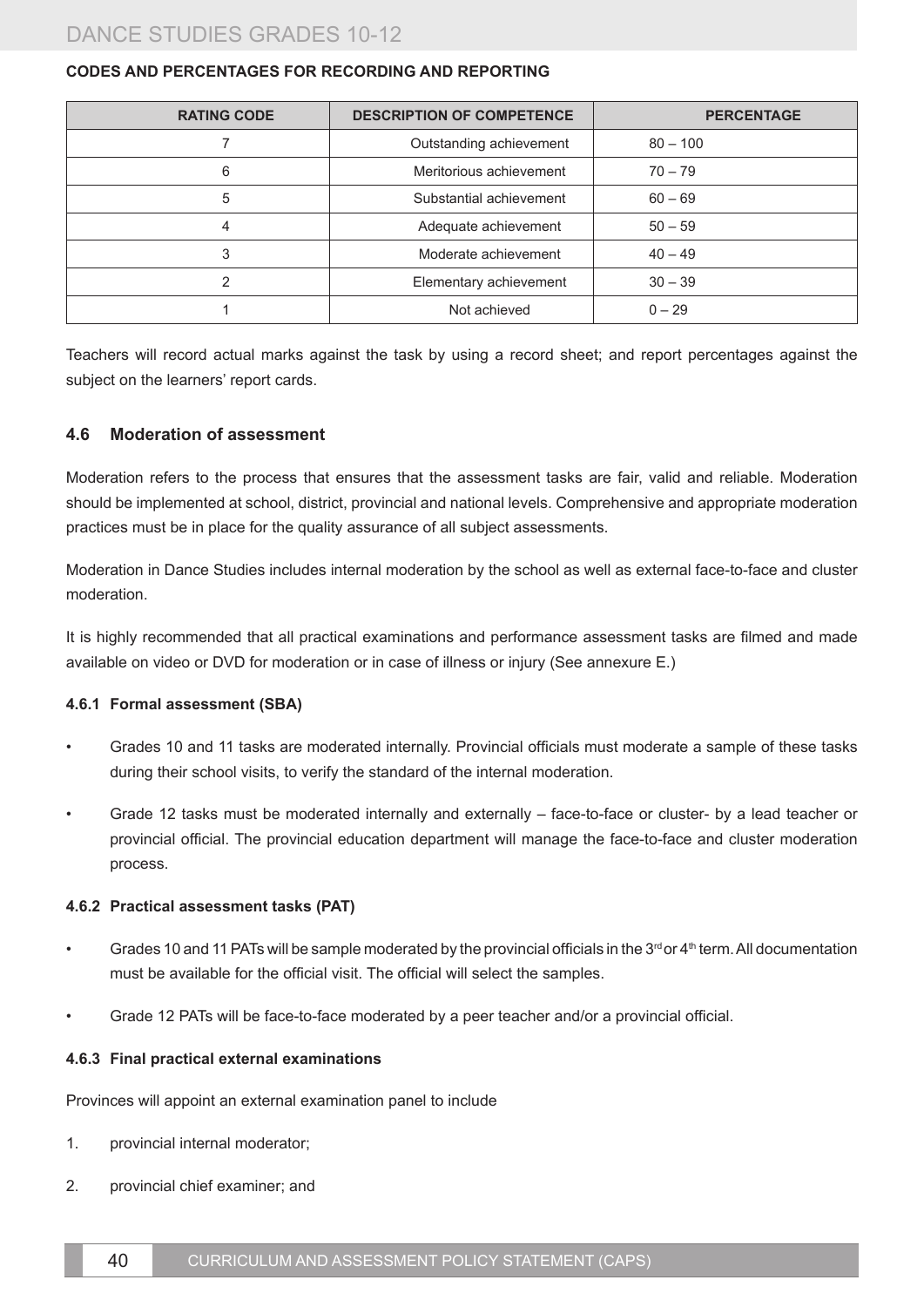**CODES AND PERCENTAGES FOR RECORDING AND REPORTING**

| RATING CODE | DESCRIPTION OF COMPETENCE | PERCENTAGE |
|---|---|---|
| 7 | Outstanding achievement | 80 – 100 |
| 6 | Meritorious achievement | 70 – 79 |
| 5 | Substantial achievement | 60 – 69 |
| 4 | Adequate achievement | 50 – 59 |
| 3 | Moderate achievement | 40 – 49 |
| 2 | Elementary achievement | 30 – 39 |
| 1 | Not achieved | 0 – 29 |

Teachers will record actual marks against the task by using a record sheet; and report percentages against the subject on the learners' report cards.

### 4.6 Moderation of assessment

Moderation refers to the process that ensures that the assessment tasks are fair, valid and reliable. Moderation should be implemented at school, district, provincial and national levels. Comprehensive and appropriate moderation practices must be in place for the quality assurance of all subject assessments.

Moderation in Dance Studies includes internal moderation by the school as well as external face-to-face and cluster moderation.

It is highly recommended that all practical examinations and performance assessment tasks are filmed and made available on video or DVD for moderation or in case of illness or injury (See annexure E.)

#### 4.6.1 Formal assessment (SBA)

- Grades 10 and 11 tasks are moderated internally. Provincial officials must moderate a sample of these tasks during their school visits, to verify the standard of the internal moderation.
- Grade 12 tasks must be moderated internally and externally – face-to-face or cluster- by a lead teacher or provincial official. The provincial education department will manage the face-to-face and cluster moderation process.

#### 4.6.2 Practical assessment tasks (PAT)

- Grades 10 and 11 PATs will be sample moderated by the provincial officials in the 3rd or 4th term. All documentation must be available for the official visit. The official will select the samples.
- Grade 12 PATs will be face-to-face moderated by a peer teacher and/or a provincial official.

#### 4.6.3 Final practical external examinations

Provinces will appoint an external examination panel to include

1. provincial internal moderator;
2. provincial chief examiner; and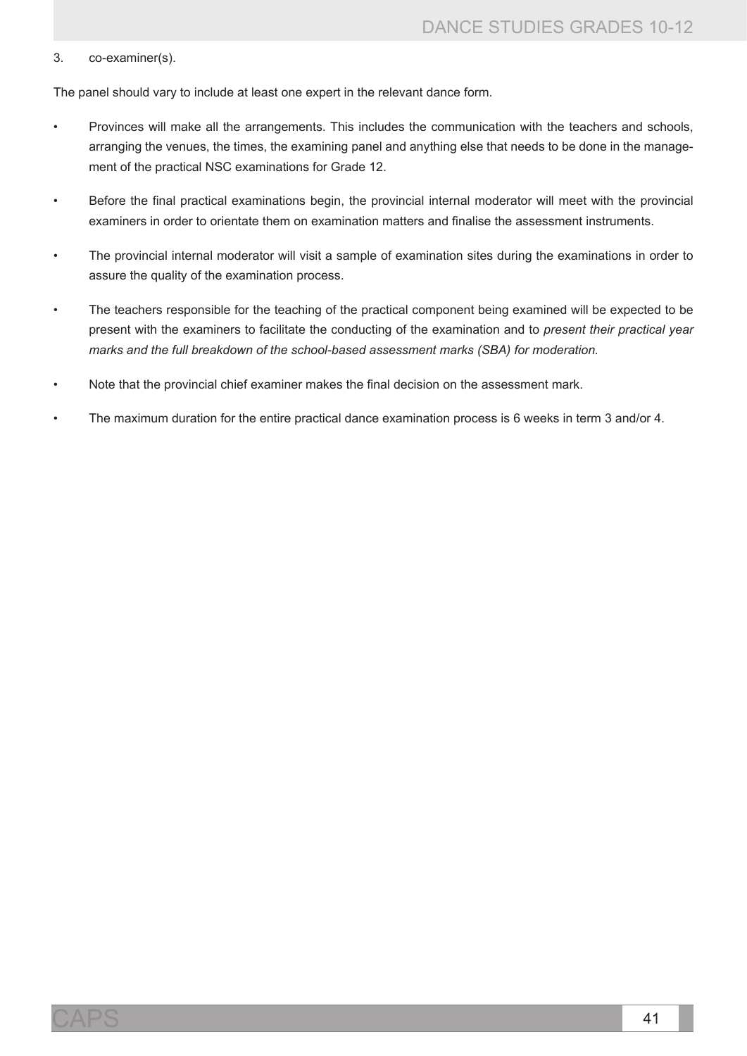3. co-examiner(s).

The panel should vary to include at least one expert in the relevant dance form.

- Provinces will make all the arrangements. This includes the communication with the teachers and schools, arranging the venues, the times, the examining panel and anything else that needs to be done in the management of the practical NSC examinations for Grade 12.
- Before the final practical examinations begin, the provincial internal moderator will meet with the provincial examiners in order to orientate them on examination matters and finalise the assessment instruments.
- The provincial internal moderator will visit a sample of examination sites during the examinations in order to assure the quality of the examination process.
- The teachers responsible for the teaching of the practical component being examined will be expected to be present with the examiners to facilitate the conducting of the examination and to *present their practical year marks and the full breakdown of the school-based assessment marks (SBA) for moderation.*
- Note that the provincial chief examiner makes the final decision on the assessment mark.
- The maximum duration for the entire practical dance examination process is 6 weeks in term 3 and/or 4.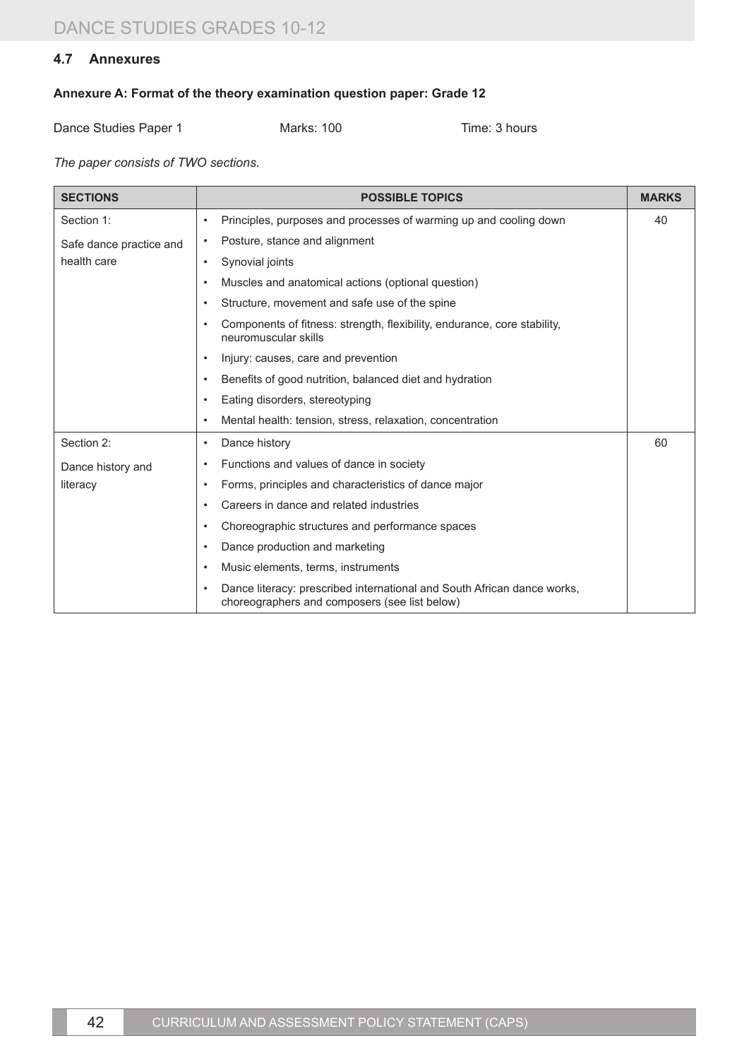## 4.7 Annexures

### Annexure A: Format of the theory examination question paper: Grade 12

Dance Studies Paper 1 Marks: 100 Time: 3 hours

*The paper consists of TWO sections.*

| SECTIONS | POSSIBLE TOPICS | MARKS |
|---|---|---|
| Section 1: Safe dance practice and health care | • Principles, purposes and processes of warming up and cooling down<br>• Posture, stance and alignment<br>• Synovial joints<br>• Muscles and anatomical actions (optional question)<br>• Structure, movement and safe use of the spine<br>• Components of fitness: strength, flexibility, endurance, core stability, neuromuscular skills<br>• Injury: causes, care and prevention<br>• Benefits of good nutrition, balanced diet and hydration<br>• Eating disorders, stereotyping<br>• Mental health: tension, stress, relaxation, concentration | 40 |
| Section 2: Dance history and literacy | • Dance history<br>• Functions and values of dance in society<br>• Forms, principles and characteristics of dance major<br>• Careers in dance and related industries<br>• Choreographic structures and performance spaces<br>• Dance production and marketing<br>• Music elements, terms, instruments<br>• Dance literacy: prescribed international and South African dance works, choreographers and composers (see list below) | 60 |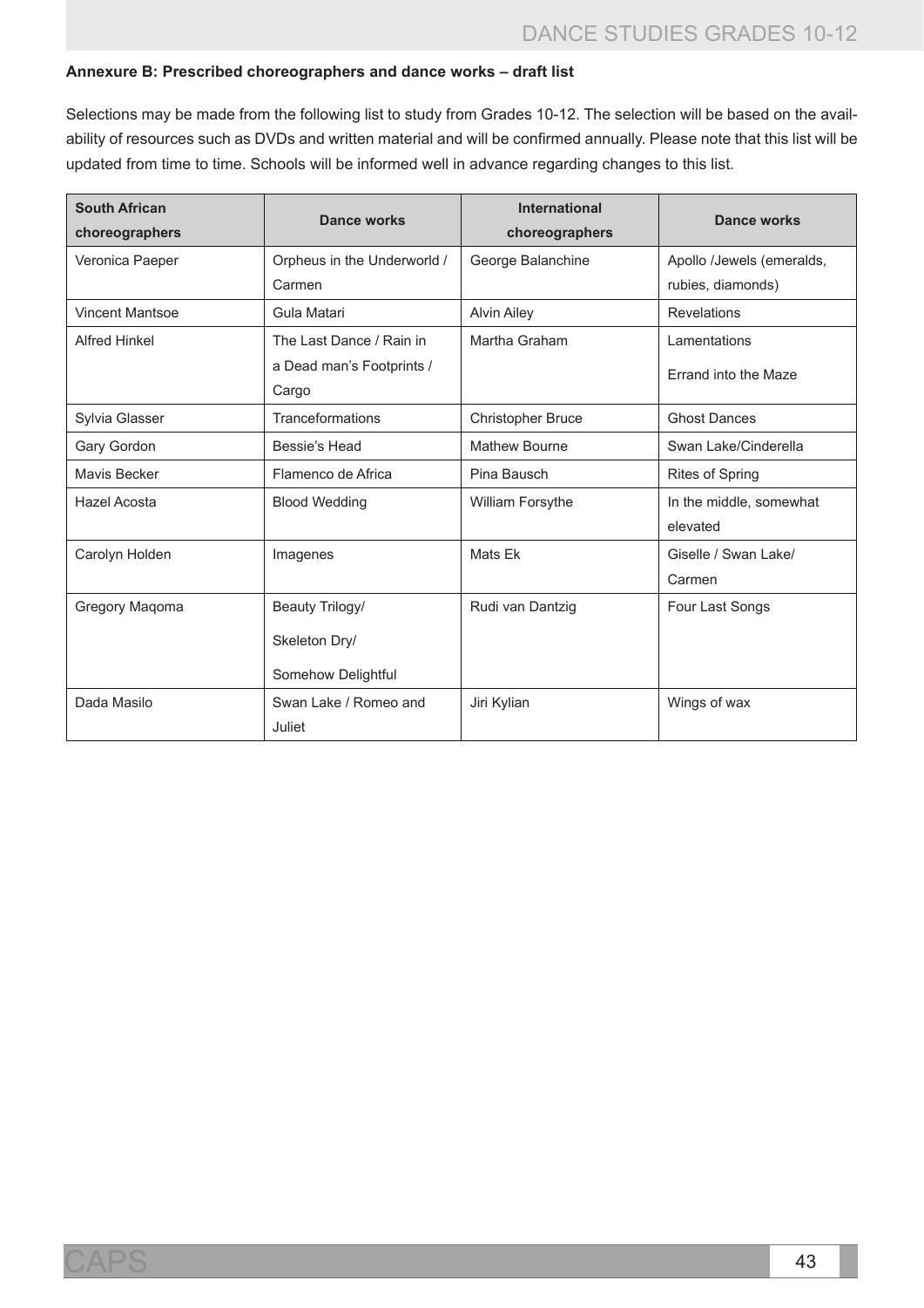**Annexure B: Prescribed choreographers and dance works – draft list**

Selections may be made from the following list to study from Grades 10-12. The selection will be based on the availability of resources such as DVDs and written material and will be confirmed annually. Please note that this list will be updated from time to time. Schools will be informed well in advance regarding changes to this list.

| South African choreographers | Dance works | International choreographers | Dance works |
|---|---|---|---|
| Veronica Paeper | Orpheus in the Underworld / Carmen | George Balanchine | Apollo /Jewels (emeralds, rubies, diamonds) |
| Vincent Mantsoe | Gula Matari | Alvin Ailey | Revelations |
| Alfred Hinkel | The Last Dance / Rain in a Dead man's Footprints / Cargo | Martha Graham | Lamentations<br>Errand into the Maze |
| Sylvia Glasser | Tranceformations | Christopher Bruce | Ghost Dances |
| Gary Gordon | Bessie's Head | Mathew Bourne | Swan Lake/Cinderella |
| Mavis Becker | Flamenco de Africa | Pina Bausch | Rites of Spring |
| Hazel Acosta | Blood Wedding | William Forsythe | In the middle, somewhat elevated |
| Carolyn Holden | Imagenes | Mats Ek | Giselle / Swan Lake/ Carmen |
| Gregory Maqoma | Beauty Trilogy/<br>Skeleton Dry/<br>Somehow Delightful | Rudi van Dantzig | Four Last Songs |
| Dada Masilo | Swan Lake / Romeo and Juliet | Jiri Kylian | Wings of wax |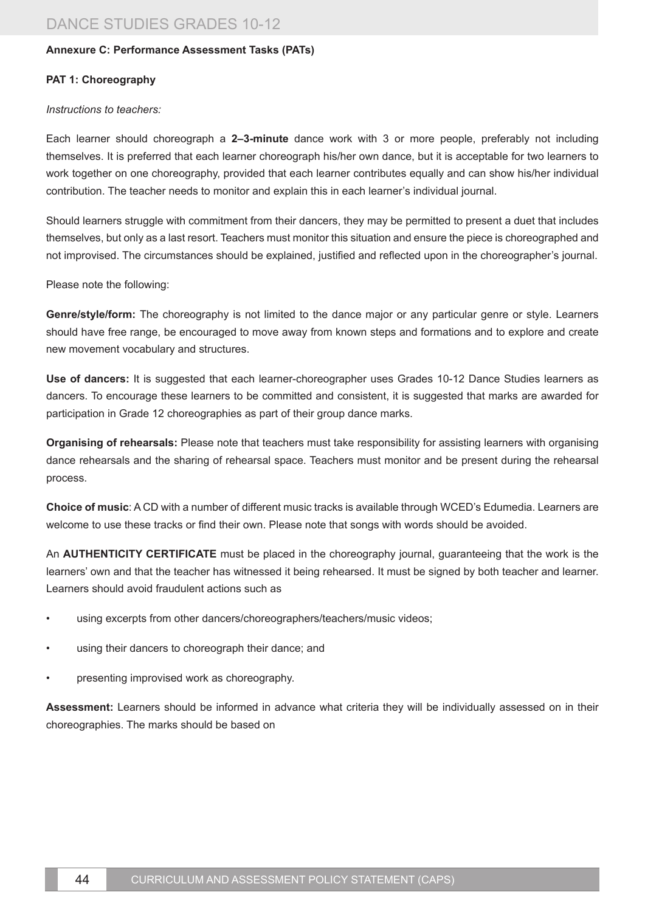**Annexure C: Performance Assessment Tasks (PATs)**

**PAT 1: Choreography**

*Instructions to teachers:*

Each learner should choreograph a **2–3-minute** dance work with 3 or more people, preferably not including themselves. It is preferred that each learner choreograph his/her own dance, but it is acceptable for two learners to work together on one choreography, provided that each learner contributes equally and can show his/her individual contribution. The teacher needs to monitor and explain this in each learner's individual journal.

Should learners struggle with commitment from their dancers, they may be permitted to present a duet that includes themselves, but only as a last resort. Teachers must monitor this situation and ensure the piece is choreographed and not improvised. The circumstances should be explained, justified and reflected upon in the choreographer's journal.

Please note the following:

**Genre/style/form:** The choreography is not limited to the dance major or any particular genre or style. Learners should have free range, be encouraged to move away from known steps and formations and to explore and create new movement vocabulary and structures.

**Use of dancers:** It is suggested that each learner-choreographer uses Grades 10-12 Dance Studies learners as dancers. To encourage these learners to be committed and consistent, it is suggested that marks are awarded for participation in Grade 12 choreographies as part of their group dance marks.

**Organising of rehearsals:** Please note that teachers must take responsibility for assisting learners with organising dance rehearsals and the sharing of rehearsal space. Teachers must monitor and be present during the rehearsal process.

**Choice of music**: A CD with a number of different music tracks is available through WCED's Edumedia. Learners are welcome to use these tracks or find their own. Please note that songs with words should be avoided.

An **AUTHENTICITY CERTIFICATE** must be placed in the choreography journal, guaranteeing that the work is the learners' own and that the teacher has witnessed it being rehearsed. It must be signed by both teacher and learner. Learners should avoid fraudulent actions such as

- using excerpts from other dancers/choreographers/teachers/music videos;
- using their dancers to choreograph their dance; and
- presenting improvised work as choreography.

**Assessment:** Learners should be informed in advance what criteria they will be individually assessed on in their choreographies. The marks should be based on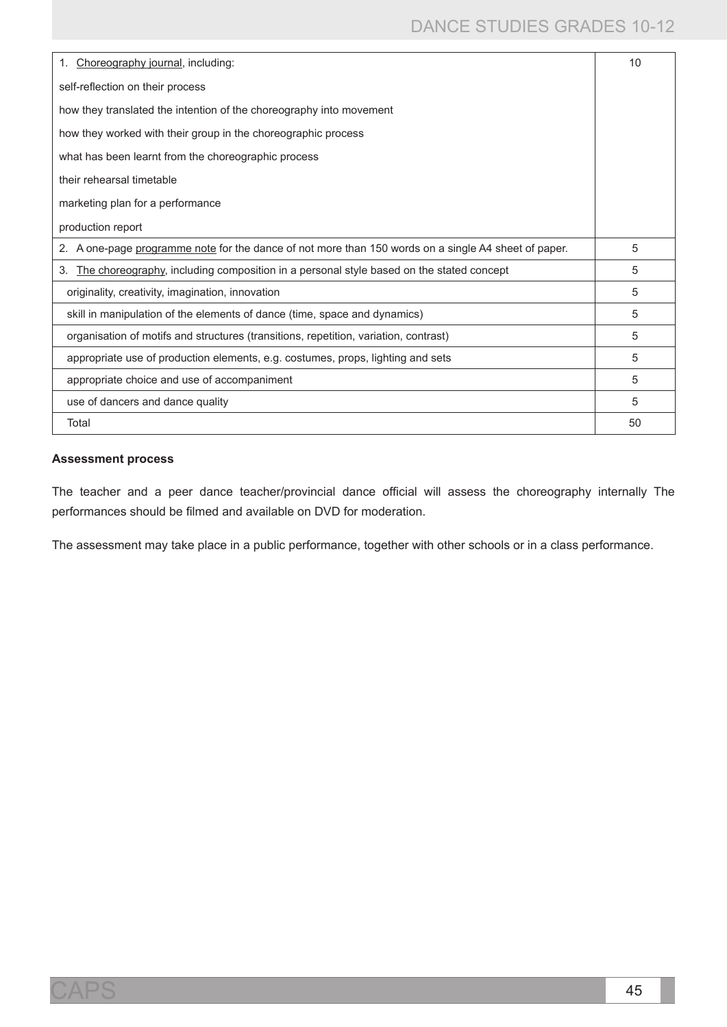| 1. Choreography journal, including: | 10 |
| --- | --- |
| self-reflection on their process | |
| how they translated the intention of the choreography into movement | |
| how they worked with their group in the choreographic process | |
| what has been learnt from the choreographic process | |
| their rehearsal timetable | |
| marketing plan for a performance | |
| production report | |
| 2. A one-page programme note for the dance of not more than 150 words on a single A4 sheet of paper. | 5 |
| 3. The choreography, including composition in a personal style based on the stated concept | 5 |
| originality, creativity, imagination, innovation | 5 |
| skill in manipulation of the elements of dance (time, space and dynamics) | 5 |
| organisation of motifs and structures (transitions, repetition, variation, contrast) | 5 |
| appropriate use of production elements, e.g. costumes, props, lighting and sets | 5 |
| appropriate choice and use of accompaniment | 5 |
| use of dancers and dance quality | 5 |
| Total | 50 |

**Assessment process**

The teacher and a peer dance teacher/provincial dance official will assess the choreography internally The performances should be filmed and available on DVD for moderation.

The assessment may take place in a public performance, together with other schools or in a class performance.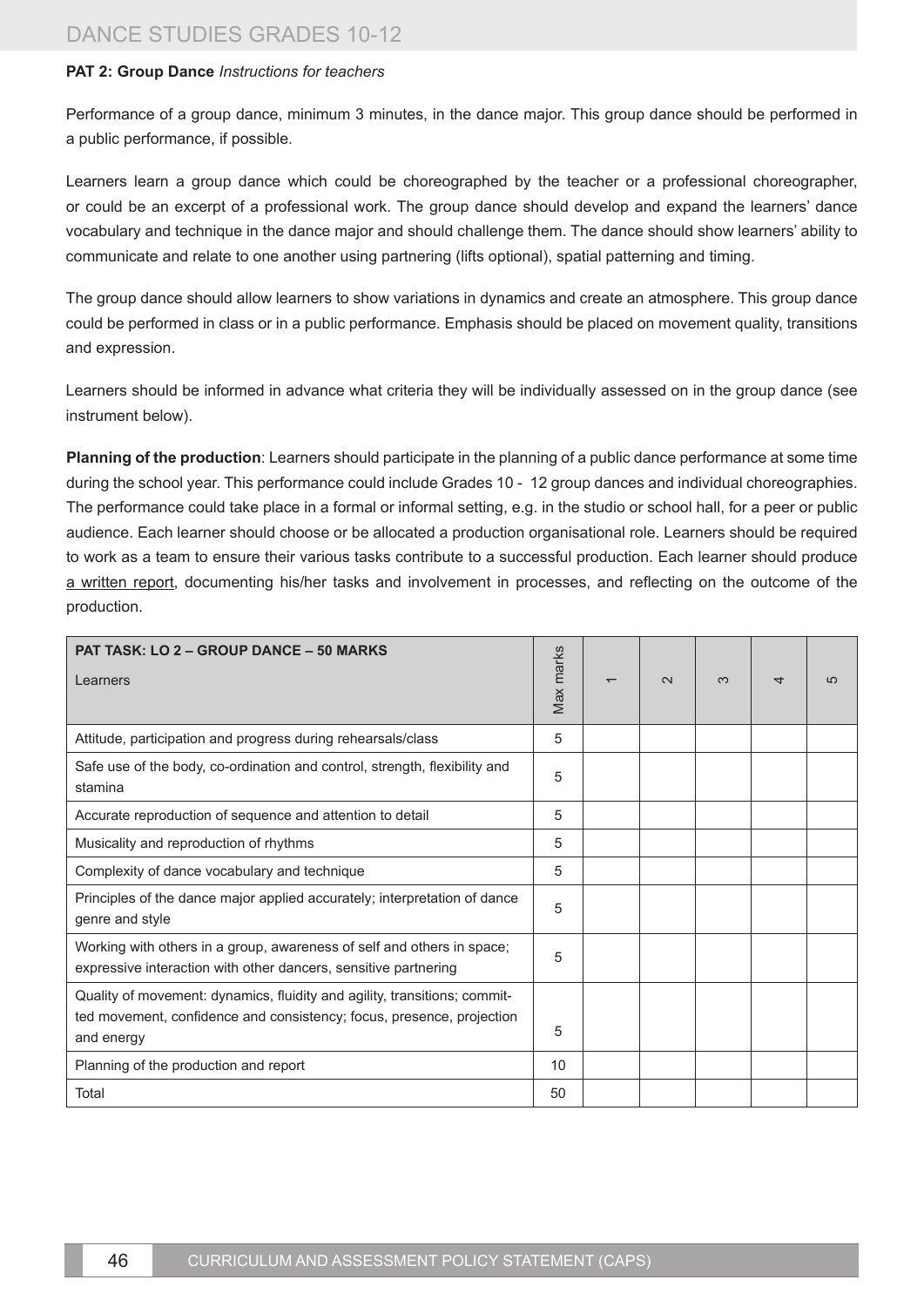**PAT 2: Group Dance** *Instructions for teachers*

Performance of a group dance, minimum 3 minutes, in the dance major. This group dance should be performed in a public performance, if possible.

Learners learn a group dance which could be choreographed by the teacher or a professional choreographer, or could be an excerpt of a professional work. The group dance should develop and expand the learners' dance vocabulary and technique in the dance major and should challenge them. The dance should show learners' ability to communicate and relate to one another using partnering (lifts optional), spatial patterning and timing.

The group dance should allow learners to show variations in dynamics and create an atmosphere. This group dance could be performed in class or in a public performance. Emphasis should be placed on movement quality, transitions and expression.

Learners should be informed in advance what criteria they will be individually assessed on in the group dance (see instrument below).

**Planning of the production**: Learners should participate in the planning of a public dance performance at some time during the school year. This performance could include Grades 10 - 12 group dances and individual choreographies. The performance could take place in a formal or informal setting, e.g. in the studio or school hall, for a peer or public audience. Each learner should choose or be allocated a production organisational role. Learners should be required to work as a team to ensure their various tasks contribute to a successful production. Each learner should produce a written report, documenting his/her tasks and involvement in processes, and reflecting on the outcome of the production.

| **PAT TASK: LO 2 – GROUP DANCE – 50 MARKS** <br> Learners | Max marks | 1 | 2 | 3 | 4 | 5 |
|---|---|---|---|---|---|---|
| Attitude, participation and progress during rehearsals/class | 5 | | | | | |
| Safe use of the body, co-ordination and control, strength, flexibility and stamina | 5 | | | | | |
| Accurate reproduction of sequence and attention to detail | 5 | | | | | |
| Musicality and reproduction of rhythms | 5 | | | | | |
| Complexity of dance vocabulary and technique | 5 | | | | | |
| Principles of the dance major applied accurately; interpretation of dance genre and style | 5 | | | | | |
| Working with others in a group, awareness of self and others in space; expressive interaction with other dancers, sensitive partnering | 5 | | | | | |
| Quality of movement: dynamics, fluidity and agility, transitions; committed movement, confidence and consistency; focus, presence, projection and energy | 5 | | | | | |
| Planning of the production and report | 10 | | | | | |
| Total | 50 | | | | | |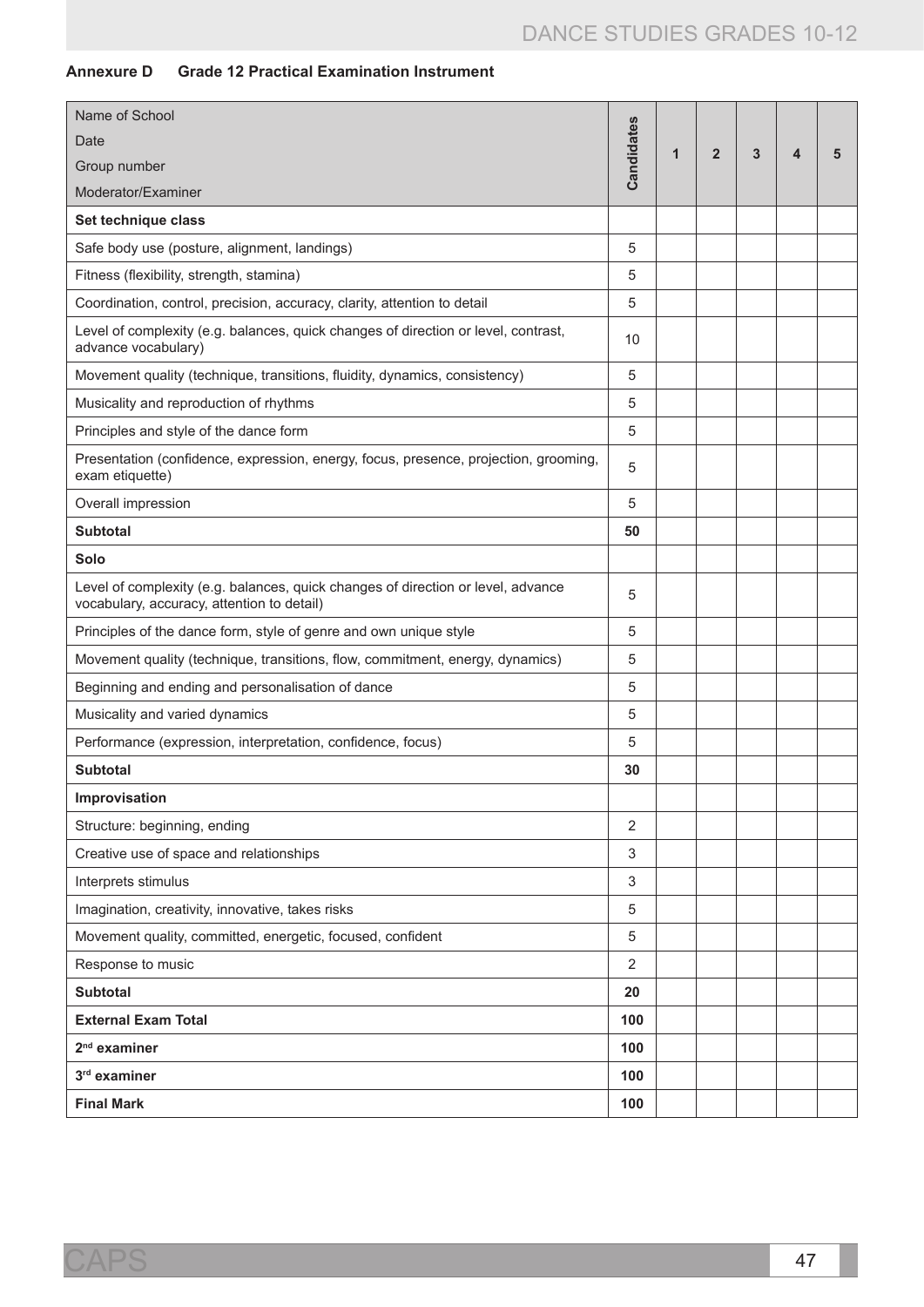**Annexure D Grade 12 Practical Examination Instrument**

| Name of School<br>Date<br>Group number<br>Moderator/Examiner | Candidates | 1 | 2 | 3 | 4 | 5 |
|---|---|---|---|---|---|---|
| **Set technique class** | | | | | | |
| Safe body use (posture, alignment, landings) | 5 | | | | | |
| Fitness (flexibility, strength, stamina) | 5 | | | | | |
| Coordination, control, precision, accuracy, clarity, attention to detail | 5 | | | | | |
| Level of complexity (e.g. balances, quick changes of direction or level, contrast, advance vocabulary) | 10 | | | | | |
| Movement quality (technique, transitions, fluidity, dynamics, consistency) | 5 | | | | | |
| Musicality and reproduction of rhythms | 5 | | | | | |
| Principles and style of the dance form | 5 | | | | | |
| Presentation (confidence, expression, energy, focus, presence, projection, grooming, exam etiquette) | 5 | | | | | |
| Overall impression | 5 | | | | | |
| **Subtotal** | **50** | | | | | |
| **Solo** | | | | | | |
| Level of complexity (e.g. balances, quick changes of direction or level, advance vocabulary, accuracy, attention to detail) | 5 | | | | | |
| Principles of the dance form, style of genre and own unique style | 5 | | | | | |
| Movement quality (technique, transitions, flow, commitment, energy, dynamics) | 5 | | | | | |
| Beginning and ending and personalisation of dance | 5 | | | | | |
| Musicality and varied dynamics | 5 | | | | | |
| Performance (expression, interpretation, confidence, focus) | 5 | | | | | |
| **Subtotal** | **30** | | | | | |
| **Improvisation** | | | | | | |
| Structure: beginning, ending | 2 | | | | | |
| Creative use of space and relationships | 3 | | | | | |
| Interprets stimulus | 3 | | | | | |
| Imagination, creativity, innovative, takes risks | 5 | | | | | |
| Movement quality, committed, energetic, focused, confident | 5 | | | | | |
| Response to music | 2 | | | | | |
| **Subtotal** | **20** | | | | | |
| **External Exam Total** | **100** | | | | | |
| **2nd examiner** | **100** | | | | | |
| **3rd examiner** | **100** | | | | | |
| **Final Mark** | **100** | | | | | |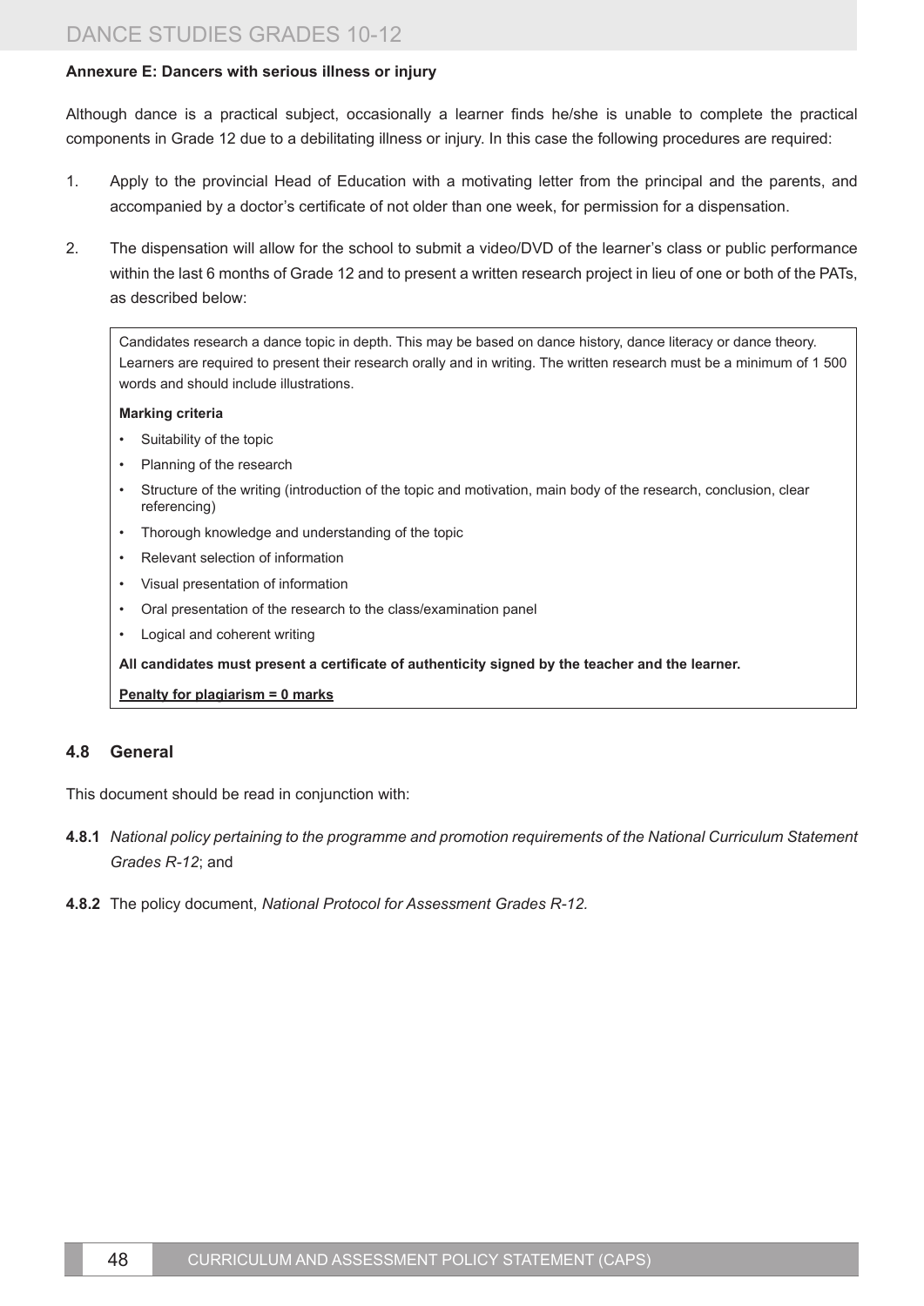**Annexure E: Dancers with serious illness or injury**

Although dance is a practical subject, occasionally a learner finds he/she is unable to complete the practical components in Grade 12 due to a debilitating illness or injury. In this case the following procedures are required:

1. Apply to the provincial Head of Education with a motivating letter from the principal and the parents, and accompanied by a doctor's certificate of not older than one week, for permission for a dispensation.
2. The dispensation will allow for the school to submit a video/DVD of the learner's class or public performance within the last 6 months of Grade 12 and to present a written research project in lieu of one or both of the PATs, as described below:

> Candidates research a dance topic in depth. This may be based on dance history, dance literacy or dance theory. Learners are required to present their research orally and in writing. The written research must be a minimum of 1 500 words and should include illustrations.
>
> **Marking criteria**
>
> - Suitability of the topic
> - Planning of the research
> - Structure of the writing (introduction of the topic and motivation, main body of the research, conclusion, clear referencing)
> - Thorough knowledge and understanding of the topic
> - Relevant selection of information
> - Visual presentation of information
> - Oral presentation of the research to the class/examination panel
> - Logical and coherent writing
>
> **All candidates must present a certificate of authenticity signed by the teacher and the learner.**
>
> **Penalty for plagiarism = 0 marks**

### 4.8 General

This document should be read in conjunction with:

**4.8.1** *National policy pertaining to the programme and promotion requirements of the National Curriculum Statement Grades R-12*; and

**4.8.2** The policy document, *National Protocol for Assessment Grades R-12.*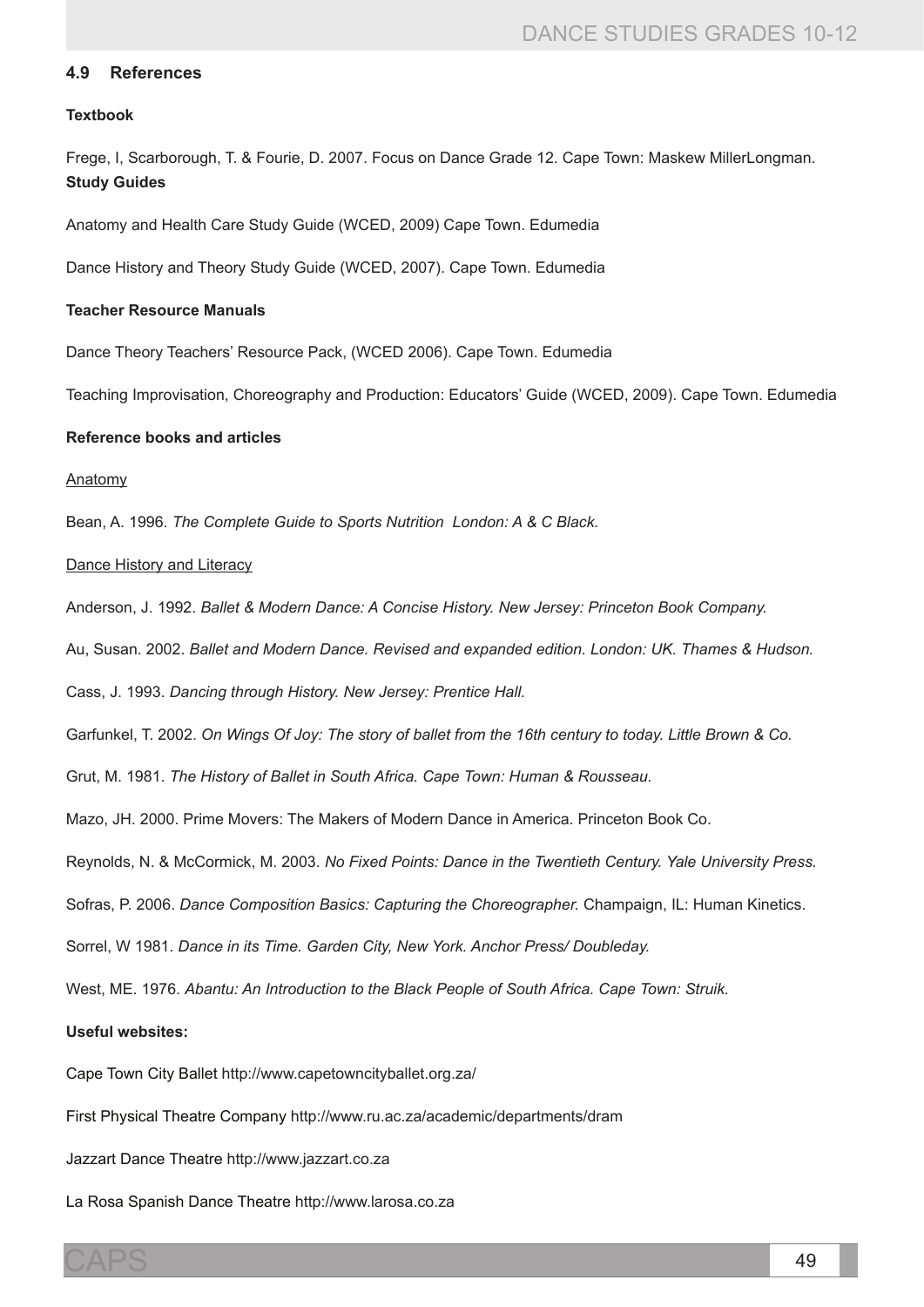## 4.9 References

**Textbook**

Frege, I, Scarborough, T. & Fourie, D. 2007. Focus on Dance Grade 12. Cape Town: Maskew MillerLongman.

**Study Guides**

Anatomy and Health Care Study Guide (WCED, 2009) Cape Town. Edumedia

Dance History and Theory Study Guide (WCED, 2007). Cape Town. Edumedia

**Teacher Resource Manuals**

Dance Theory Teachers' Resource Pack, (WCED 2006). Cape Town. Edumedia

Teaching Improvisation, Choreography and Production: Educators' Guide (WCED, 2009). Cape Town. Edumedia

**Reference books and articles**

Anatomy

Bean, A. 1996. *The Complete Guide to Sports Nutrition London: A & C Black.*

Dance History and Literacy

Anderson, J. 1992. *Ballet & Modern Dance: A Concise History. New Jersey: Princeton Book Company.*

Au, Susan. 2002. *Ballet and Modern Dance. Revised and expanded edition. London: UK. Thames & Hudson.*

Cass, J. 1993. *Dancing through History. New Jersey: Prentice Hall.*

Garfunkel, T. 2002. *On Wings Of Joy: The story of ballet from the 16th century to today. Little Brown & Co.*

Grut, M. 1981. *The History of Ballet in South Africa. Cape Town: Human & Rousseau.*

Mazo, JH. 2000. Prime Movers: The Makers of Modern Dance in America. Princeton Book Co.

Reynolds, N. & McCormick, M. 2003. *No Fixed Points: Dance in the Twentieth Century. Yale University Press.*

Sofras, P. 2006. *Dance Composition Basics: Capturing the Choreographer.* Champaign, IL: Human Kinetics.

Sorrel, W 1981. *Dance in its Time. Garden City, New York. Anchor Press/ Doubleday.*

West, ME. 1976. *Abantu: An Introduction to the Black People of South Africa. Cape Town: Struik.*

**Useful websites:**

Cape Town City Ballet http://www.capetowncityballet.org.za/

First Physical Theatre Company http://www.ru.ac.za/academic/departments/dram

Jazzart Dance Theatre http://www.jazzart.co.za

La Rosa Spanish Dance Theatre http://www.larosa.co.za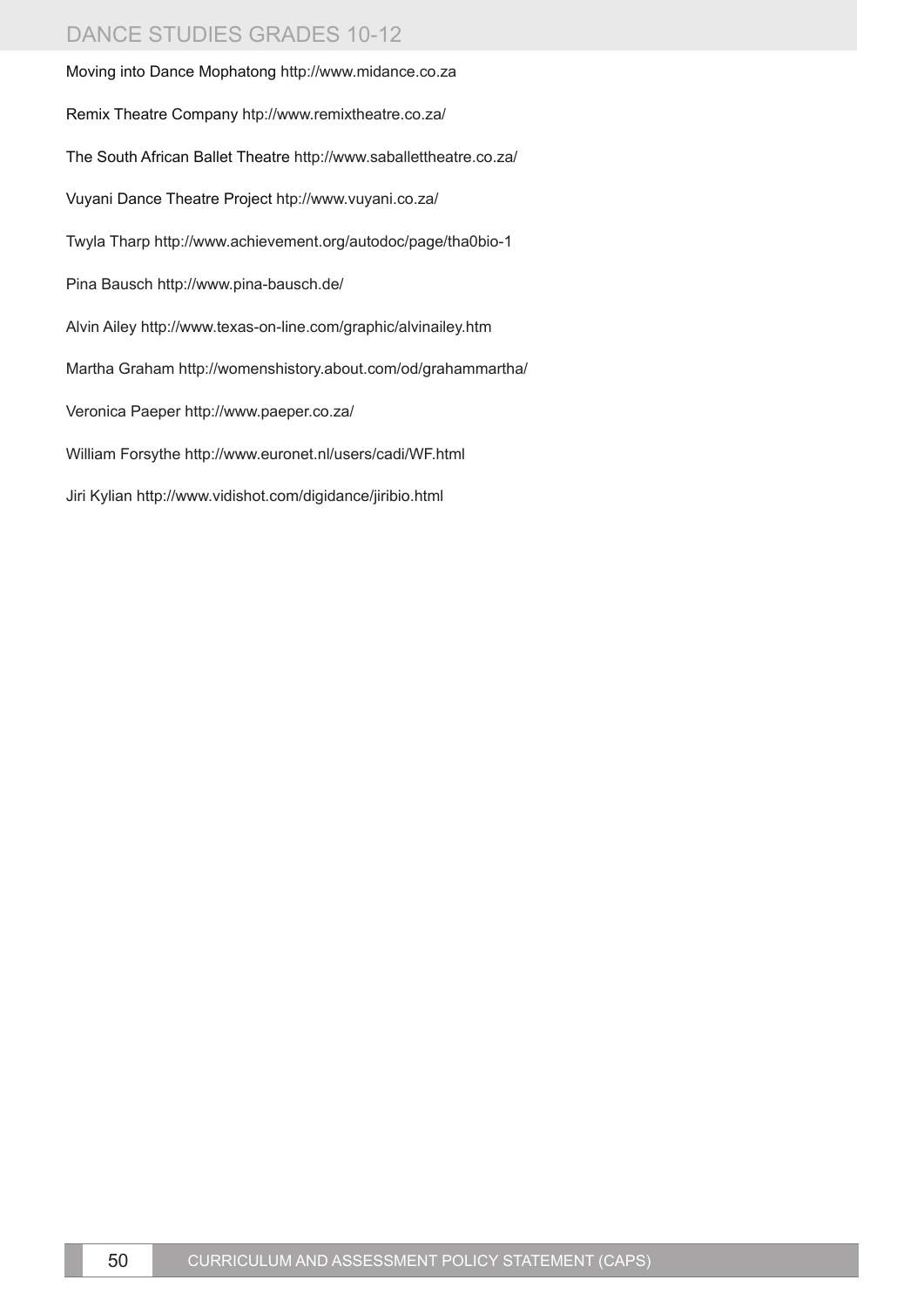Moving into Dance Mophatong http://www.midance.co.za

Remix Theatre Company htp://www.remixtheatre.co.za/

The South African Ballet Theatre http://www.saballettheatre.co.za/

Vuyani Dance Theatre Project htp://www.vuyani.co.za/

Twyla Tharp http://www.achievement.org/autodoc/page/tha0bio-1

Pina Bausch http://www.pina-bausch.de/

Alvin Ailey http://www.texas-on-line.com/graphic/alvinailey.htm

Martha Graham http://womenshistory.about.com/od/grahammartha/

Veronica Paeper http://www.paeper.co.za/

William Forsythe http://www.euronet.nl/users/cadi/WF.html

Jiri Kylian http://www.vidishot.com/digidance/jiribio.html